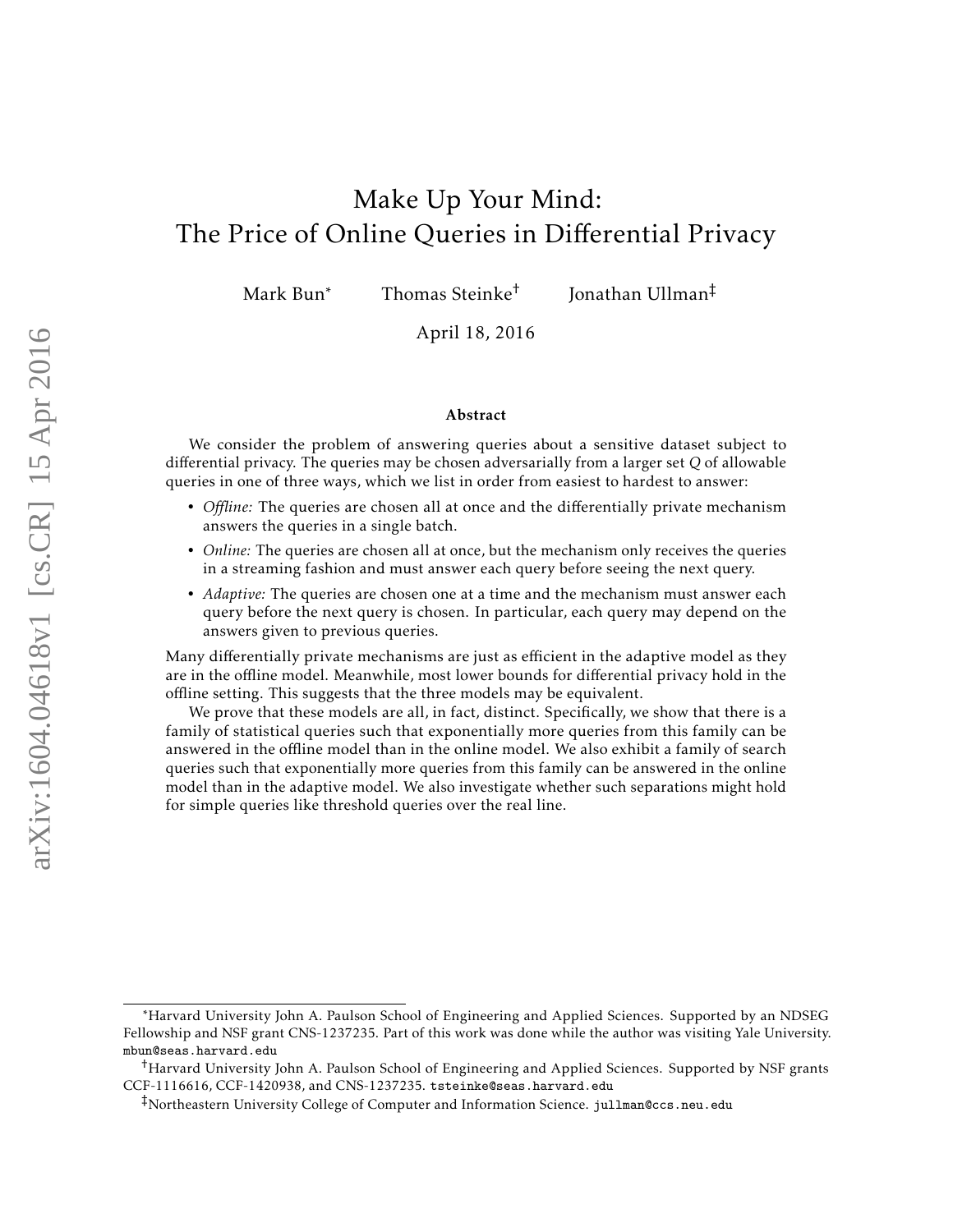# Make Up Your Mind: The Price of Online Queries in Differential Privacy

Mark Bun[*] Thomas Steinke[†] Jonathan Ullman[‡]

April 18, 2016

### Abstract

We consider the problem of answering queries about a sensitive dataset subject to differential privacy. The queries may be chosen adversarially from a larger set $Q$ of allowable queries in one of three ways, which we list in order from easiest to hardest to answer:

- *Offline:* The queries are chosen all at once and the differentially private mechanism answers the queries in a single batch.
- *Online:* The queries are chosen all at once, but the mechanism only receives the queries in a streaming fashion and must answer each query before seeing the next query.
- *Adaptive:* The queries are chosen one at a time and the mechanism must answer each query before the next query is chosen. In particular, each query may depend on the answers given to previous queries.

Many differentially private mechanisms are just as efficient in the adaptive model as they are in the offline model. Meanwhile, most lower bounds for differential privacy hold in the offline setting. This suggests that the three models may be equivalent.

We prove that these models are all, in fact, distinct. Specifically, we show that there is a family of statistical queries such that exponentially more queries from this family can be answered in the offline model than in the online model. We also exhibit a family of search queries such that exponentially more queries from this family can be answered in the online model than in the adaptive model. We also investigate whether such separations might hold for simple queries like threshold queries over the real line.

---

[*] Harvard University John A. Paulson School of Engineering and Applied Sciences. Supported by an NDSEG Fellowship and NSF grant CNS-1237235. Part of this work was done while the author was visiting Yale University. mbun@seas.harvard.edu

[†] Harvard University John A. Paulson School of Engineering and Applied Sciences. Supported by NSF grants CCF-1116616, CCF-1420938, and CNS-1237235. tsteinke@seas.harvard.edu

[‡] Northeastern University College of Computer and Information Science. jullman@ccs.neu.edu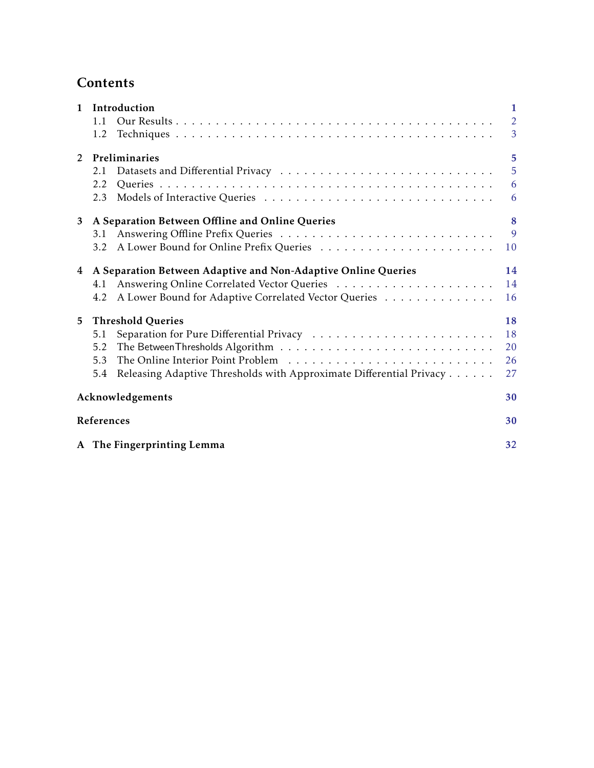# Contents

**1 Introduction** — 1
- 1.1 Our Results — 2
- 1.2 Techniques — 3

**2 Preliminaries** — 5
- 2.1 Datasets and Differential Privacy — 5
- 2.2 Queries — 6
- 2.3 Models of Interactive Queries — 6

**3 A Separation Between Offline and Online Queries** — 8
- 3.1 Answering Offline Prefix Queries — 9
- 3.2 A Lower Bound for Online Prefix Queries — 10

**4 A Separation Between Adaptive and Non-Adaptive Online Queries** — 14
- 4.1 Answering Online Correlated Vector Queries — 14
- 4.2 A Lower Bound for Adaptive Correlated Vector Queries — 16

**5 Threshold Queries** — 18
- 5.1 Separation for Pure Differential Privacy — 18
- 5.2 The BetweenThresholds Algorithm — 20
- 5.3 The Online Interior Point Problem — 26
- 5.4 Releasing Adaptive Thresholds with Approximate Differential Privacy — 27

**Acknowledgements** — 30

**References** — 30

**A The Fingerprinting Lemma** — 32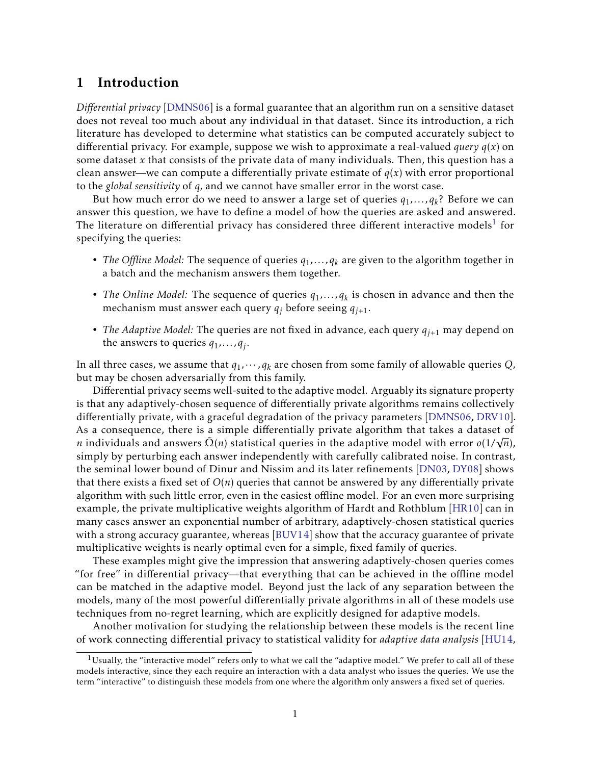# 1 Introduction

*Differential privacy* [DMNS06] is a formal guarantee that an algorithm run on a sensitive dataset does not reveal too much about any individual in that dataset. Since its introduction, a rich literature has developed to determine what statistics can be computed accurately subject to differential privacy. For example, suppose we wish to approximate a real-valued *query* $q(x)$ on some dataset $x$ that consists of the private data of many individuals. Then, this question has a clean answer—we can compute a differentially private estimate of $q(x)$ with error proportional to the *global sensitivity* of $q$, and we cannot have smaller error in the worst case.

But how much error do we need to answer a large set of queries $q_1, \ldots, q_k$? Before we can answer this question, we have to define a model of how the queries are asked and answered. The literature on differential privacy has considered three different interactive models[1] for specifying the queries:

- *The Offline Model:* The sequence of queries $q_1, \ldots, q_k$ are given to the algorithm together in a batch and the mechanism answers them together.
- *The Online Model:* The sequence of queries $q_1, \ldots, q_k$ is chosen in advance and then the mechanism must answer each query $q_j$ before seeing $q_{j+1}$.
- *The Adaptive Model:* The queries are not fixed in advance, each query $q_{j+1}$ may depend on the answers to queries $q_1, \ldots, q_j$.

In all three cases, we assume that $q_1, \cdots, q_k$ are chosen from some family of allowable queries $Q$, but may be chosen adversarially from this family.

Differential privacy seems well-suited to the adaptive model. Arguably its signature property is that any adaptively-chosen sequence of differentially private algorithms remains collectively differentially private, with a graceful degradation of the privacy parameters [DMNS06, DRV10]. As a consequence, there is a simple differentially private algorithm that takes a dataset of $n$ individuals and answers $\tilde{\Omega}(n)$ statistical queries in the adaptive model with error $o(1/\sqrt{n})$, simply by perturbing each answer independently with carefully calibrated noise. In contrast, the seminal lower bound of Dinur and Nissim and its later refinements [DN03, DY08] shows that there exists a fixed set of $O(n)$ queries that cannot be answered by any differentially private algorithm with such little error, even in the easiest offline model. For an even more surprising example, the private multiplicative weights algorithm of Hardt and Rothblum [HR10] can in many cases answer an exponential number of arbitrary, adaptively-chosen statistical queries with a strong accuracy guarantee, whereas [BUV14] show that the accuracy guarantee of private multiplicative weights is nearly optimal even for a simple, fixed family of queries.

These examples might give the impression that answering adaptively-chosen queries comes "for free" in differential privacy—that everything that can be achieved in the offline model can be matched in the adaptive model. Beyond just the lack of any separation between the models, many of the most powerful differentially private algorithms in all of these models use techniques from no-regret learning, which are explicitly designed for adaptive models.

Another motivation for studying the relationship between these models is the recent line of work connecting differential privacy to statistical validity for *adaptive data analysis* [HU14,

[1] Usually, the "interactive model" refers only to what we call the "adaptive model." We prefer to call all of these models interactive, since they each require an interaction with a data analyst who issues the queries. We use the term "interactive" to distinguish these models from one where the algorithm only answers a fixed set of queries.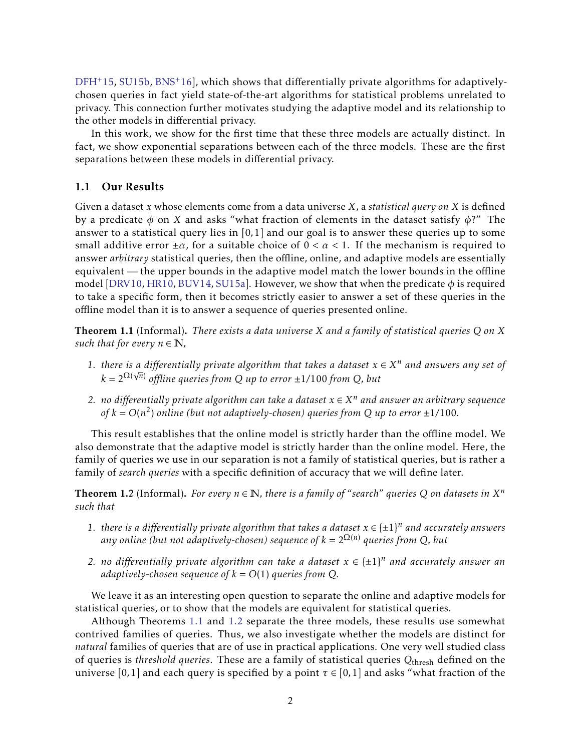DFH+15, SU15b, BNS+16], which shows that differentially private algorithms for adaptively-chosen queries in fact yield state-of-the-art algorithms for statistical problems unrelated to privacy. This connection further motivates studying the adaptive model and its relationship to the other models in differential privacy.

In this work, we show for the first time that these three models are actually distinct. In fact, we show exponential separations between each of the three models. These are the first separations between these models in differential privacy.

### 1.1 Our Results

Given a dataset $x$ whose elements come from a data universe $X$, a *statistical query on $X$* is defined by a predicate $\phi$ on $X$ and asks "what fraction of elements in the dataset satisfy $\phi$?" The answer to a statistical query lies in $[0,1]$ and our goal is to answer these queries up to some small additive error $\pm\alpha$, for a suitable choice of $0 < \alpha < 1$. If the mechanism is required to answer *arbitrary* statistical queries, then the offline, online, and adaptive models are essentially equivalent — the upper bounds in the adaptive model match the lower bounds in the offline model [DRV10, HR10, BUV14, SU15a]. However, we show that when the predicate $\phi$ is required to take a specific form, then it becomes strictly easier to answer a set of these queries in the offline model than it is to answer a sequence of queries presented online.

**Theorem 1.1** (Informal)**.** *There exists a data universe $X$ and a family of statistical queries $Q$ on $X$ such that for every $n \in \mathbb{N}$,*

1. *there is a differentially private algorithm that takes a dataset $x \in X^n$ and answers any set of $k = 2^{\Omega(\sqrt{n})}$ offline queries from $Q$ up to error $\pm 1/100$ from $Q$, but*
2. *no differentially private algorithm can take a dataset $x \in X^n$ and answer an arbitrary sequence of $k = O(n^2)$ online (but not adaptively-chosen) queries from $Q$ up to error $\pm 1/100$.*

This result establishes that the online model is strictly harder than the offline model. We also demonstrate that the adaptive model is strictly harder than the online model. Here, the family of queries we use in our separation is not a family of statistical queries, but is rather a family of *search queries* with a specific definition of accuracy that we will define later.

**Theorem 1.2** (Informal)**.** *For every $n \in \mathbb{N}$, there is a family of "search" queries $Q$ on datasets in $X^n$ such that*

1. *there is a differentially private algorithm that takes a dataset $x \in \{\pm 1\}^n$ and accurately answers any online (but not adaptively-chosen) sequence of $k = 2^{\Omega(n)}$ queries from $Q$, but*
2. *no differentially private algorithm can take a dataset $x \in \{\pm 1\}^n$ and accurately answer an adaptively-chosen sequence of $k = O(1)$ queries from $Q$.*

We leave it as an interesting open question to separate the online and adaptive models for statistical queries, or to show that the models are equivalent for statistical queries.

Although Theorems 1.1 and 1.2 separate the three models, these results use somewhat contrived families of queries. Thus, we also investigate whether the models are distinct for *natural* families of queries that are of use in practical applications. One very well studied class of queries is *threshold queries*. These are a family of statistical queries $Q_{\text{thresh}}$ defined on the universe $[0,1]$ and each query is specified by a point $\tau \in [0,1]$ and asks "what fraction of the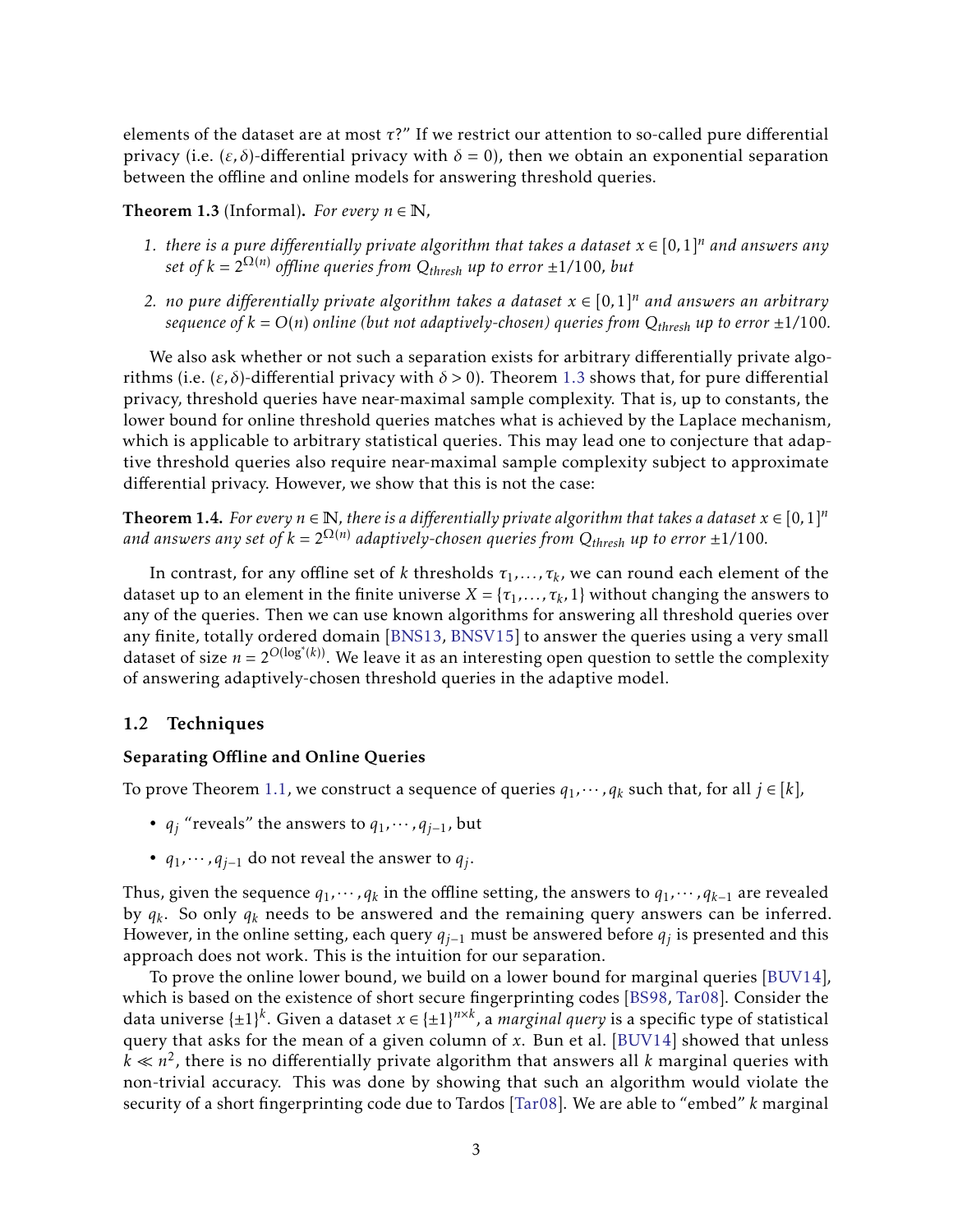elements of the dataset are at most $\tau$?" If we restrict our attention to so-called pure differential privacy (i.e. $(\varepsilon, \delta)$-differential privacy with $\delta = 0$), then we obtain an exponential separation between the offline and online models for answering threshold queries.

**Theorem 1.3** (Informal). *For every $n \in \mathbb{N}$,*

1. *there is a pure differentially private algorithm that takes a dataset $x \in [0,1]^n$ and answers any set of $k = 2^{\Omega(n)}$ offline queries from $Q_{thresh}$ up to error $\pm 1/100$, but*
2. *no pure differentially private algorithm takes a dataset $x \in [0,1]^n$ and answers an arbitrary sequence of $k = O(n)$ online (but not adaptively-chosen) queries from $Q_{thresh}$ up to error $\pm 1/100$.*

We also ask whether or not such a separation exists for arbitrary differentially private algorithms (i.e. $(\varepsilon, \delta)$-differential privacy with $\delta > 0$). Theorem 1.3 shows that, for pure differential privacy, threshold queries have near-maximal sample complexity. That is, up to constants, the lower bound for online threshold queries matches what is achieved by the Laplace mechanism, which is applicable to arbitrary statistical queries. This may lead one to conjecture that adaptive threshold queries also require near-maximal sample complexity subject to approximate differential privacy. However, we show that this is not the case:

**Theorem 1.4.** *For every $n \in \mathbb{N}$, there is a differentially private algorithm that takes a dataset $x \in [0,1]^n$ and answers any set of $k = 2^{\Omega(n)}$ adaptively-chosen queries from $Q_{thresh}$ up to error $\pm 1/100$.*

In contrast, for any offline set of $k$ thresholds $\tau_1, \ldots, \tau_k$, we can round each element of the dataset up to an element in the finite universe $X = \{\tau_1, \ldots, \tau_k, 1\}$ without changing the answers to any of the queries. Then we can use known algorithms for answering all threshold queries over any finite, totally ordered domain [BNS13, BNSV15] to answer the queries using a very small dataset of size $n = 2^{O(\log^*(k))}$. We leave it as an interesting open question to settle the complexity of answering adaptively-chosen threshold queries in the adaptive model.

## 1.2 Techniques

### Separating Offline and Online Queries

To prove Theorem 1.1, we construct a sequence of queries $q_1, \cdots, q_k$ such that, for all $j \in [k]$,

- $q_j$ "reveals" the answers to $q_1, \cdots, q_{j-1}$, but
- $q_1, \cdots, q_{j-1}$ do not reveal the answer to $q_j$.

Thus, given the sequence $q_1, \cdots, q_k$ in the offline setting, the answers to $q_1, \cdots, q_{k-1}$ are revealed by $q_k$. So only $q_k$ needs to be answered and the remaining query answers can be inferred. However, in the online setting, each query $q_{j-1}$ must be answered before $q_j$ is presented and this approach does not work. This is the intuition for our separation.

To prove the online lower bound, we build on a lower bound for marginal queries [BUV14], which is based on the existence of short secure fingerprinting codes [BS98, Tar08]. Consider the data universe $\{\pm 1\}^k$. Given a dataset $x \in \{\pm 1\}^{n \times k}$, a *marginal query* is a specific type of statistical query that asks for the mean of a given column of $x$. Bun et al. [BUV14] showed that unless $k \ll n^2$, there is no differentially private algorithm that answers all $k$ marginal queries with non-trivial accuracy. This was done by showing that such an algorithm would violate the security of a short fingerprinting code due to Tardos [Tar08]. We are able to "embed" $k$ marginal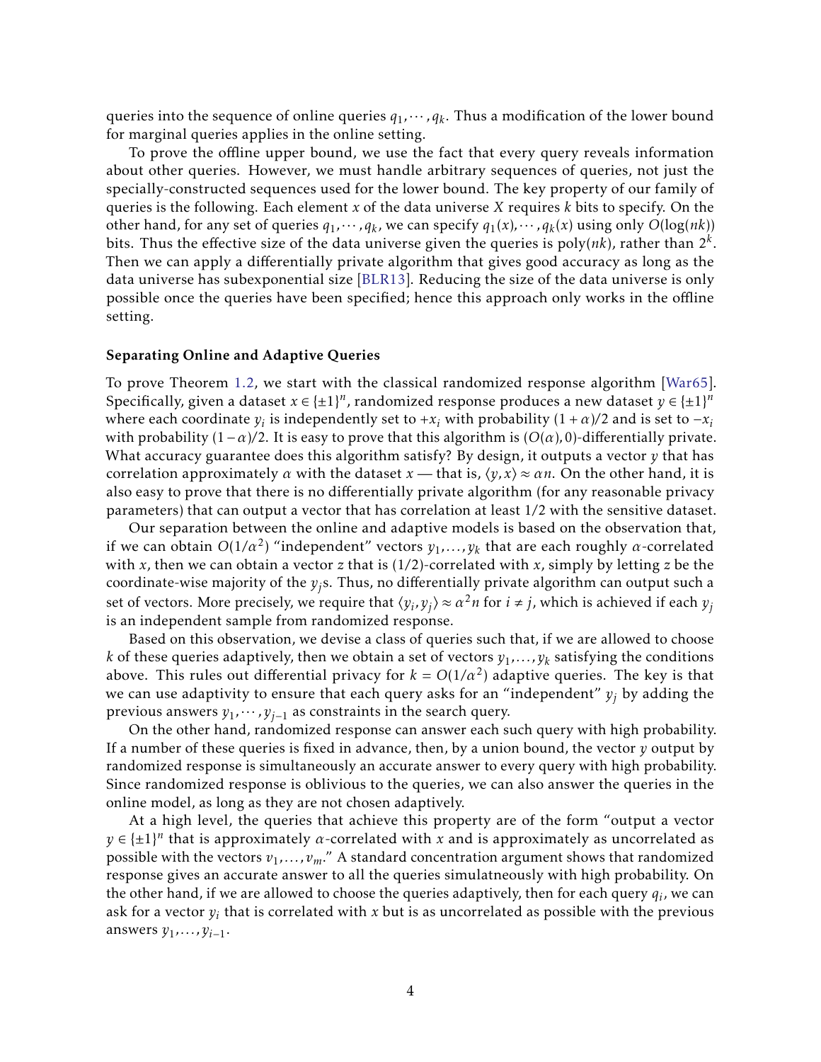queries into the sequence of online queries $q_1, \cdots, q_k$. Thus a modification of the lower bound for marginal queries applies in the online setting.

To prove the offline upper bound, we use the fact that every query reveals information about other queries. However, we must handle arbitrary sequences of queries, not just the specially-constructed sequences used for the lower bound. The key property of our family of queries is the following. Each element $x$ of the data universe $X$ requires $k$ bits to specify. On the other hand, for any set of queries $q_1, \cdots, q_k$, we can specify $q_1(x), \cdots, q_k(x)$ using only $O(\log(nk))$ bits. Thus the effective size of the data universe given the queries is $\mathrm{poly}(nk)$, rather than $2^k$. Then we can apply a differentially private algorithm that gives good accuracy as long as the data universe has subexponential size [BLR13]. Reducing the size of the data universe is only possible once the queries have been specified; hence this approach only works in the offline setting.

**Separating Online and Adaptive Queries**

To prove Theorem 1.2, we start with the classical randomized response algorithm [War65]. Specifically, given a dataset $x \in \{\pm 1\}^n$, randomized response produces a new dataset $y \in \{\pm 1\}^n$ where each coordinate $y_i$ is independently set to $+x_i$ with probability $(1+\alpha)/2$ and is set to $-x_i$ with probability $(1-\alpha)/2$. It is easy to prove that this algorithm is $(O(\alpha), 0)$-differentially private. What accuracy guarantee does this algorithm satisfy? By design, it outputs a vector $y$ that has correlation approximately $\alpha$ with the dataset $x$ — that is, $\langle y, x \rangle \approx \alpha n$. On the other hand, it is also easy to prove that there is no differentially private algorithm (for any reasonable privacy parameters) that can output a vector that has correlation at least $1/2$ with the sensitive dataset.

Our separation between the online and adaptive models is based on the observation that, if we can obtain $O(1/\alpha^2)$ "independent" vectors $y_1, \ldots, y_k$ that are each roughly $\alpha$-correlated with $x$, then we can obtain a vector $z$ that is $(1/2)$-correlated with $x$, simply by letting $z$ be the coordinate-wise majority of the $y_j$s. Thus, no differentially private algorithm can output such a set of vectors. More precisely, we require that $\langle y_i, y_j \rangle \approx \alpha^2 n$ for $i \neq j$, which is achieved if each $y_j$ is an independent sample from randomized response.

Based on this observation, we devise a class of queries such that, if we are allowed to choose $k$ of these queries adaptively, then we obtain a set of vectors $y_1, \ldots, y_k$ satisfying the conditions above. This rules out differential privacy for $k = O(1/\alpha^2)$ adaptive queries. The key is that we can use adaptivity to ensure that each query asks for an "independent" $y_j$ by adding the previous answers $y_1, \cdots, y_{j-1}$ as constraints in the search query.

On the other hand, randomized response can answer each such query with high probability. If a number of these queries is fixed in advance, then, by a union bound, the vector $y$ output by randomized response is simultaneously an accurate answer to every query with high probability. Since randomized response is oblivious to the queries, we can also answer the queries in the online model, as long as they are not chosen adaptively.

At a high level, the queries that achieve this property are of the form "output a vector $y \in \{\pm 1\}^n$ that is approximately $\alpha$-correlated with $x$ and is approximately as uncorrelated as possible with the vectors $v_1, \ldots, v_m$." A standard concentration argument shows that randomized response gives an accurate answer to all the queries simulatneously with high probability. On the other hand, if we are allowed to choose the queries adaptively, then for each query $q_i$, we can ask for a vector $y_i$ that is correlated with $x$ but is as uncorrelated as possible with the previous answers $y_1, \ldots, y_{i-1}$.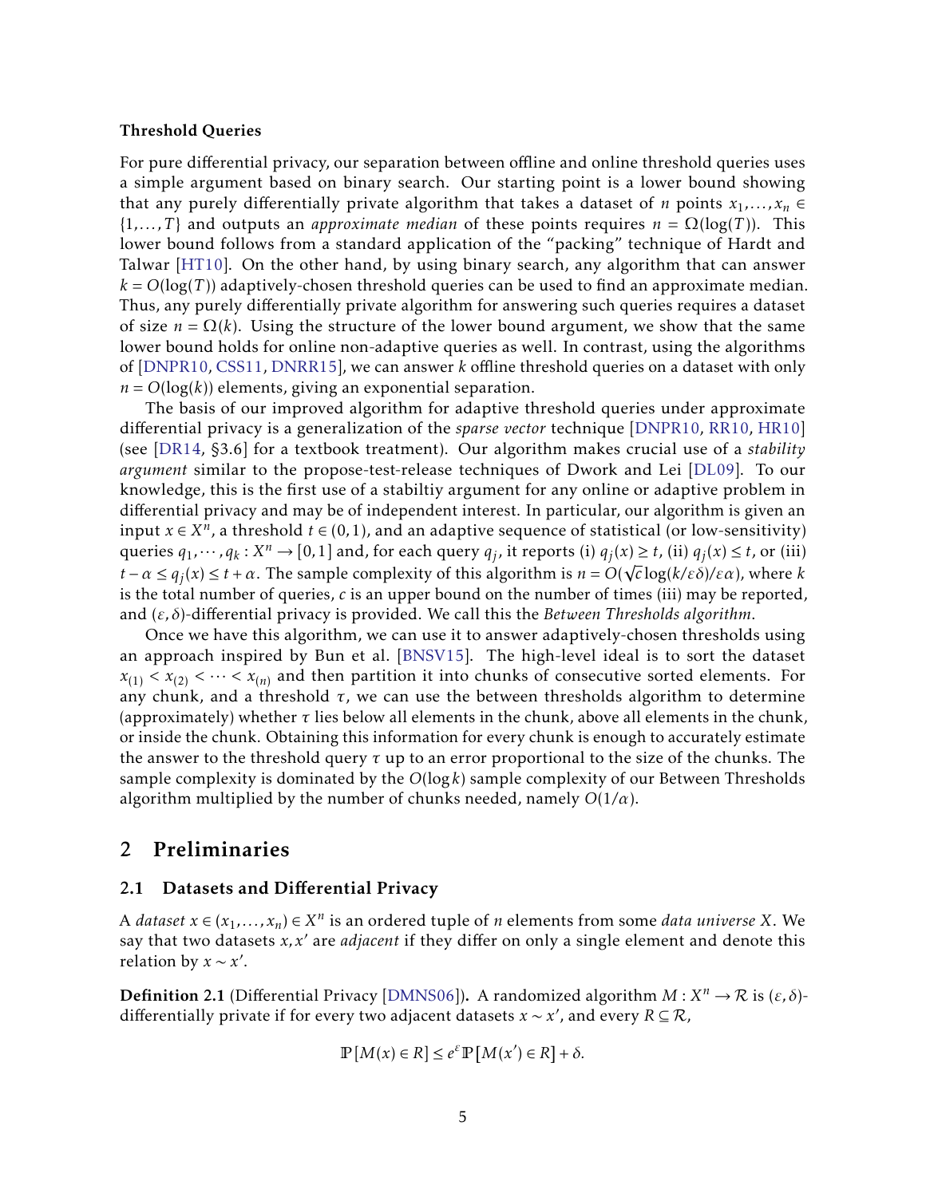**Threshold Queries**

For pure differential privacy, our separation between offline and online threshold queries uses a simple argument based on binary search. Our starting point is a lower bound showing that any purely differentially private algorithm that takes a dataset of $n$ points $x_1, \dots, x_n \in \{1, \dots, T\}$ and outputs an *approximate median* of these points requires $n = \Omega(\log(T))$. This lower bound follows from a standard application of the "packing" technique of Hardt and Talwar [HT10]. On the other hand, by using binary search, any algorithm that can answer $k = O(\log(T))$ adaptively-chosen threshold queries can be used to find an approximate median. Thus, any purely differentially private algorithm for answering such queries requires a dataset of size $n = \Omega(k)$. Using the structure of the lower bound argument, we show that the same lower bound holds for online non-adaptive queries as well. In contrast, using the algorithms of [DNPR10, CSS11, DNRR15], we can answer $k$ offline threshold queries on a dataset with only $n = O(\log(k))$ elements, giving an exponential separation.

The basis of our improved algorithm for adaptive threshold queries under approximate differential privacy is a generalization of the *sparse vector* technique [DNPR10, RR10, HR10] (see [DR14, §3.6] for a textbook treatment). Our algorithm makes crucial use of a *stability argument* similar to the propose-test-release techniques of Dwork and Lei [DL09]. To our knowledge, this is the first use of a stabiltiy argument for any online or adaptive problem in differential privacy and may be of independent interest. In particular, our algorithm is given an input $x \in X^n$, a threshold $t \in (0,1)$, and an adaptive sequence of statistical (or low-sensitivity) queries $q_1, \cdots, q_k : X^n \to [0,1]$ and, for each query $q_j$, it reports (i) $q_j(x) \geq t$, (ii) $q_j(x) \leq t$, or (iii) $t - \alpha \leq q_j(x) \leq t + \alpha$. The sample complexity of this algorithm is $n = O(\sqrt{c} \log(k/\varepsilon\delta)/\varepsilon\alpha)$, where $k$ is the total number of queries, $c$ is an upper bound on the number of times (iii) may be reported, and $(\varepsilon, \delta)$-differential privacy is provided. We call this the *Between Thresholds algorithm*.

Once we have this algorithm, we can use it to answer adaptively-chosen thresholds using an approach inspired by Bun et al. [BNSV15]. The high-level ideal is to sort the dataset $x_{(1)} < x_{(2)} < \cdots < x_{(n)}$ and then partition it into chunks of consecutive sorted elements. For any chunk, and a threshold $\tau$, we can use the between thresholds algorithm to determine (approximately) whether $\tau$ lies below all elements in the chunk, above all elements in the chunk, or inside the chunk. Obtaining this information for every chunk is enough to accurately estimate the answer to the threshold query $\tau$ up to an error proportional to the size of the chunks. The sample complexity is dominated by the $O(\log k)$ sample complexity of our Between Thresholds algorithm multiplied by the number of chunks needed, namely $O(1/\alpha)$.

## 2 Preliminaries

### 2.1 Datasets and Differential Privacy

A *dataset* $x \in (x_1, \dots, x_n) \in X^n$ is an ordered tuple of $n$ elements from some *data universe* $X$. We say that two datasets $x, x'$ are *adjacent* if they differ on only a single element and denote this relation by $x \sim x'$.

**Definition 2.1** (Differential Privacy [DMNS06])**.** A randomized algorithm $M : X^n \to \mathcal{R}$ is $(\varepsilon, \delta)$-differentially private if for every two adjacent datasets $x \sim x'$, and every $R \subseteq \mathcal{R}$,

$$\mathbb{P}[M(x) \in R] \leq e^{\varepsilon} \mathbb{P}[M(x') \in R] + \delta.$$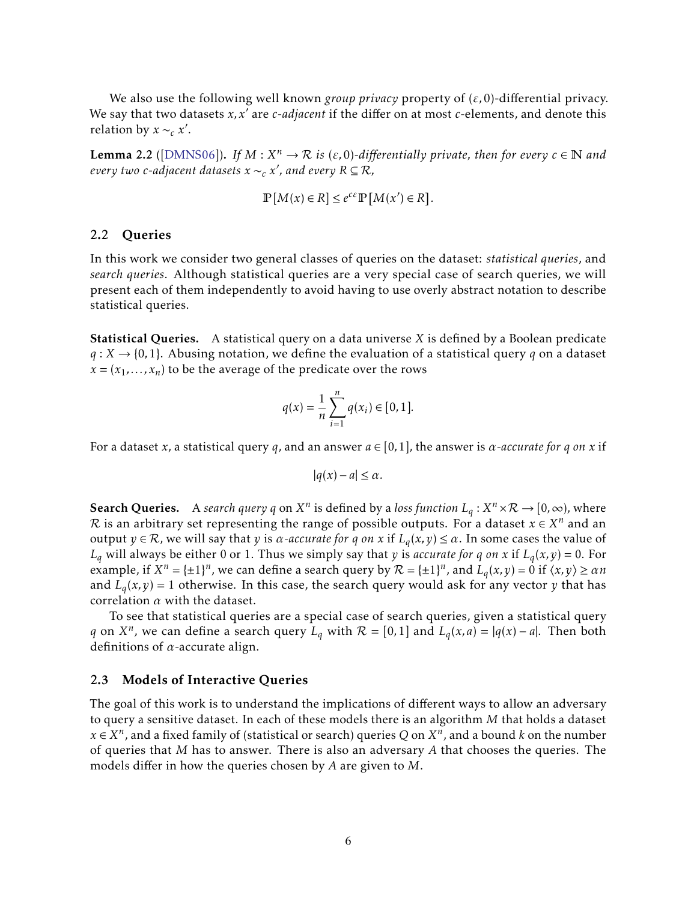We also use the following well known *group privacy* property of $(\varepsilon, 0)$-differential privacy. We say that two datasets $x, x'$ are *c-adjacent* if the differ on at most $c$-elements, and denote this relation by $x \sim_c x'$.

**Lemma 2.2** ([DMNS06])**.** *If $M : X^n \to \mathcal{R}$ is $(\varepsilon, 0)$-differentially private, then for every $c \in \mathbb{N}$ and every two c-adjacent datasets $x \sim_c x'$, and every $R \subseteq \mathcal{R}$,*

$$\mathbb{P}[M(x) \in R] \leq e^{c\varepsilon} \mathbb{P}[M(x') \in R].$$

### 2.2 Queries

In this work we consider two general classes of queries on the dataset: *statistical queries*, and *search queries*. Although statistical queries are a very special case of search queries, we will present each of them independently to avoid having to use overly abstract notation to describe statistical queries.

**Statistical Queries.** A statistical query on a data universe $X$ is defined by a Boolean predicate $q : X \to \{0, 1\}$. Abusing notation, we define the evaluation of a statistical query $q$ on a dataset $x = (x_1, \ldots, x_n)$ to be the average of the predicate over the rows

$$q(x) = \frac{1}{n} \sum_{i=1}^{n} q(x_i) \in [0, 1].$$

For a dataset $x$, a statistical query $q$, and an answer $a \in [0, 1]$, the answer is *$\alpha$-accurate for $q$ on $x$* if

$$|q(x) - a| \leq \alpha.$$

**Search Queries.** A *search query $q$* on $X^n$ is defined by a *loss function* $L_q : X^n \times \mathcal{R} \to [0, \infty)$, where $\mathcal{R}$ is an arbitrary set representing the range of possible outputs. For a dataset $x \in X^n$ and an output $y \in \mathcal{R}$, we will say that $y$ is *$\alpha$-accurate for $q$ on $x$* if $L_q(x, y) \leq \alpha$. In some cases the value of $L_q$ will always be either 0 or 1. Thus we simply say that $y$ is *accurate for $q$ on $x$* if $L_q(x, y) = 0$. For example, if $X^n = \{\pm 1\}^n$, we can define a search query by $\mathcal{R} = \{\pm 1\}^n$, and $L_q(x, y) = 0$ if $\langle x, y \rangle \geq \alpha n$ and $L_q(x, y) = 1$ otherwise. In this case, the search query would ask for any vector $y$ that has correlation $\alpha$ with the dataset.

To see that statistical queries are a special case of search queries, given a statistical query $q$ on $X^n$, we can define a search query $L_q$ with $\mathcal{R} = [0, 1]$ and $L_q(x, a) = |q(x) - a|$. Then both definitions of $\alpha$-accurate align.

### 2.3 Models of Interactive Queries

The goal of this work is to understand the implications of different ways to allow an adversary to query a sensitive dataset. In each of these models there is an algorithm $M$ that holds a dataset $x \in X^n$, and a fixed family of (statistical or search) queries $Q$ on $X^n$, and a bound $k$ on the number of queries that $M$ has to answer. There is also an adversary $A$ that chooses the queries. The models differ in how the queries chosen by $A$ are given to $M$.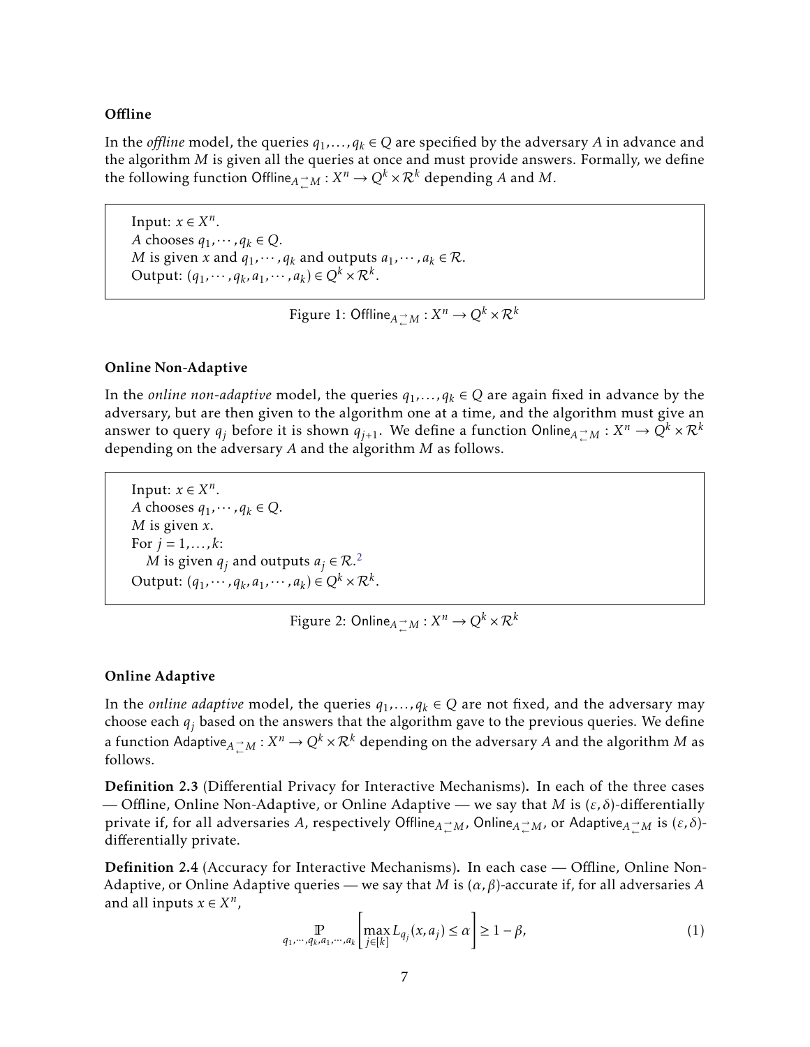**Offline**

In the *offline* model, the queries $q_1, \ldots, q_k \in Q$ are specified by the adversary $A$ in advance and the algorithm $M$ is given all the queries at once and must provide answers. Formally, we define the following function $\mathsf{Offline}_{A \rightleftarrows M} : X^n \to Q^k \times \mathcal{R}^k$ depending $A$ and $M$.

> Input: $x \in X^n$.
> $A$ chooses $q_1, \cdots, q_k \in Q$.
> $M$ is given $x$ and $q_1, \cdots, q_k$ and outputs $a_1, \cdots, a_k \in \mathcal{R}$.
> Output: $(q_1, \cdots, q_k, a_1, \cdots, a_k) \in Q^k \times \mathcal{R}^k$.

Figure 1: $\mathsf{Offline}_{A \rightleftarrows M} : X^n \to Q^k \times \mathcal{R}^k$

**Online Non-Adaptive**

In the *online non-adaptive* model, the queries $q_1, \ldots, q_k \in Q$ are again fixed in advance by the adversary, but are then given to the algorithm one at a time, and the algorithm must give an answer to query $q_j$ before it is shown $q_{j+1}$. We define a function $\mathsf{Online}_{A \rightleftarrows M} : X^n \to Q^k \times \mathcal{R}^k$ depending on the adversary $A$ and the algorithm $M$ as follows.

> Input: $x \in X^n$.
> $A$ chooses $q_1, \cdots, q_k \in Q$.
> $M$ is given $x$.
> For $j = 1, \ldots, k$:
>   $M$ is given $q_j$ and outputs $a_j \in \mathcal{R}$.[2]
> Output: $(q_1, \cdots, q_k, a_1, \cdots, a_k) \in Q^k \times \mathcal{R}^k$.

Figure 2: $\mathsf{Online}_{A \rightleftarrows M} : X^n \to Q^k \times \mathcal{R}^k$

**Online Adaptive**

In the *online adaptive* model, the queries $q_1, \ldots, q_k \in Q$ are not fixed, and the adversary may choose each $q_j$ based on the answers that the algorithm gave to the previous queries. We define a function $\mathsf{Adaptive}_{A \rightleftarrows M} : X^n \to Q^k \times \mathcal{R}^k$ depending on the adversary $A$ and the algorithm $M$ as follows.

**Definition 2.3** (Differential Privacy for Interactive Mechanisms)**.** In each of the three cases — Offline, Online Non-Adaptive, or Online Adaptive — we say that $M$ is $(\varepsilon, \delta)$-differentially private if, for all adversaries $A$, respectively $\mathsf{Offline}_{A \rightleftarrows M}$, $\mathsf{Online}_{A \rightleftarrows M}$, or $\mathsf{Adaptive}_{A \rightleftarrows M}$ is $(\varepsilon, \delta)$-differentially private.

**Definition 2.4** (Accuracy for Interactive Mechanisms)**.** In each case — Offline, Online Non-Adaptive, or Online Adaptive queries — we say that $M$ is $(\alpha, \beta)$-accurate if, for all adversaries $A$ and all inputs $x \in X^n$,

$$\underset{q_1, \cdots, q_k, a_1, \cdots, a_k}{\mathbb{P}} \left[ \max_{j \in [k]} L_{q_j}(x, a_j) \le \alpha \right] \ge 1 - \beta, \tag{1}$$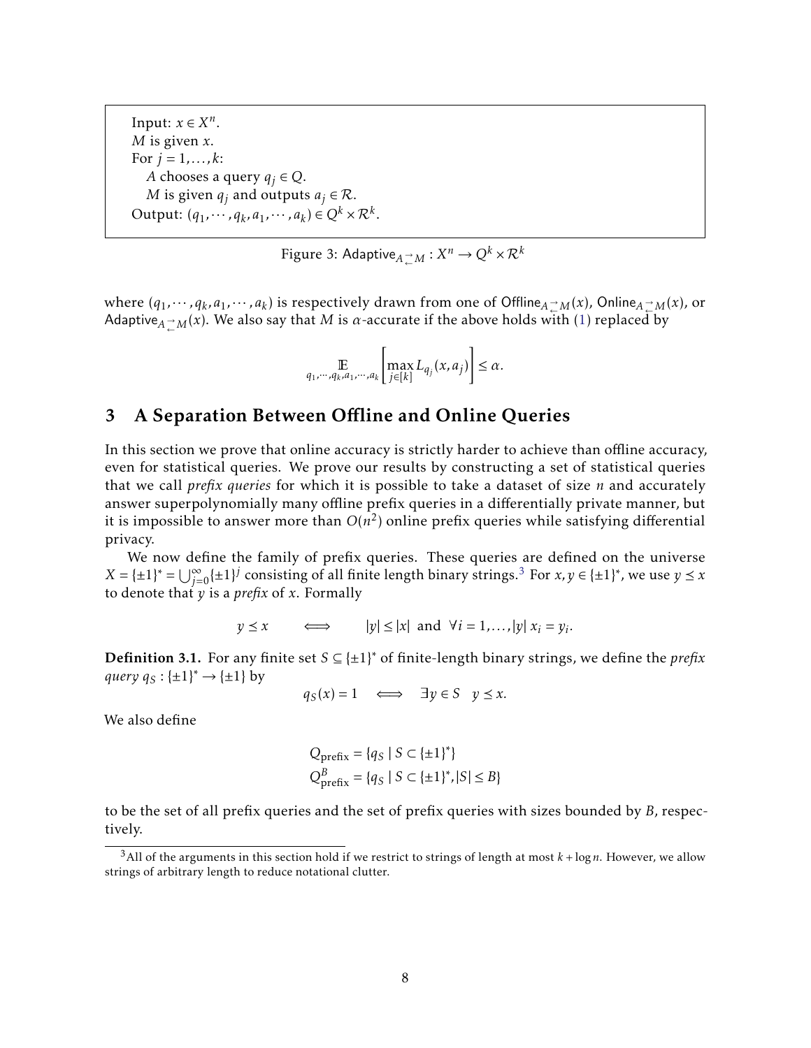Input: $x \in X^n$.  
$M$ is given $x$.  
For $j = 1, \ldots, k$:  
  $A$ chooses a query $q_j \in Q$.  
  $M$ is given $q_j$ and outputs $a_j \in \mathcal{R}$.  
Output: $(q_1, \cdots, q_k, a_1, \cdots, a_k) \in Q^k \times \mathcal{R}^k$.

Figure 3: $\mathsf{Adaptive}_{A \rightleftarrows M} : X^n \to Q^k \times \mathcal{R}^k$

where $(q_1, \cdots, q_k, a_1, \cdots, a_k)$ is respectively drawn from one of $\mathsf{Offline}_{A \rightleftarrows M}(x)$, $\mathsf{Online}_{A \rightleftarrows M}(x)$, or $\mathsf{Adaptive}_{A \rightleftarrows M}(x)$. We also say that $M$ is $\alpha$-accurate if the above holds with (1) replaced by

$$\mathop{\mathbb{E}}_{q_1, \cdots, q_k, a_1, \cdots, a_k} \left[ \max_{j \in [k]} L_{q_j}(x, a_j) \right] \leq \alpha.$$

## 3 A Separation Between Offline and Online Queries

In this section we prove that online accuracy is strictly harder to achieve than offline accuracy, even for statistical queries. We prove our results by constructing a set of statistical queries that we call *prefix queries* for which it is possible to take a dataset of size $n$ and accurately answer superpolynomially many offline prefix queries in a differentially private manner, but it is impossible to answer more than $O(n^2)$ online prefix queries while satisfying differential privacy.

We now define the family of prefix queries. These queries are defined on the universe $X = \{\pm 1\}^* = \bigcup_{j=0}^{\infty} \{\pm 1\}^j$ consisting of all finite length binary strings.[3] For $x, y \in \{\pm 1\}^*$, we use $y \preceq x$ to denote that $y$ is a *prefix* of $x$. Formally

$$y \preceq x \qquad \Longleftrightarrow \qquad |y| \leq |x| \text{ and } \forall i = 1, \ldots, |y| \; x_i = y_i.$$

**Definition 3.1.** For any finite set $S \subseteq \{\pm 1\}^*$ of finite-length binary strings, we define the *prefix query* $q_S : \{\pm 1\}^* \to \{\pm 1\}$ by

$$q_S(x) = 1 \quad \Longleftrightarrow \quad \exists y \in S \quad y \preceq x.$$

We also define

$$Q_{\text{prefix}} = \{q_S \mid S \subset \{\pm 1\}^*\}$$
$$Q_{\text{prefix}}^B = \{q_S \mid S \subset \{\pm 1\}^*, |S| \leq B\}$$

to be the set of all prefix queries and the set of prefix queries with sizes bounded by $B$, respectively.

[3] All of the arguments in this section hold if we restrict to strings of length at most $k + \log n$. However, we allow strings of arbitrary length to reduce notational clutter.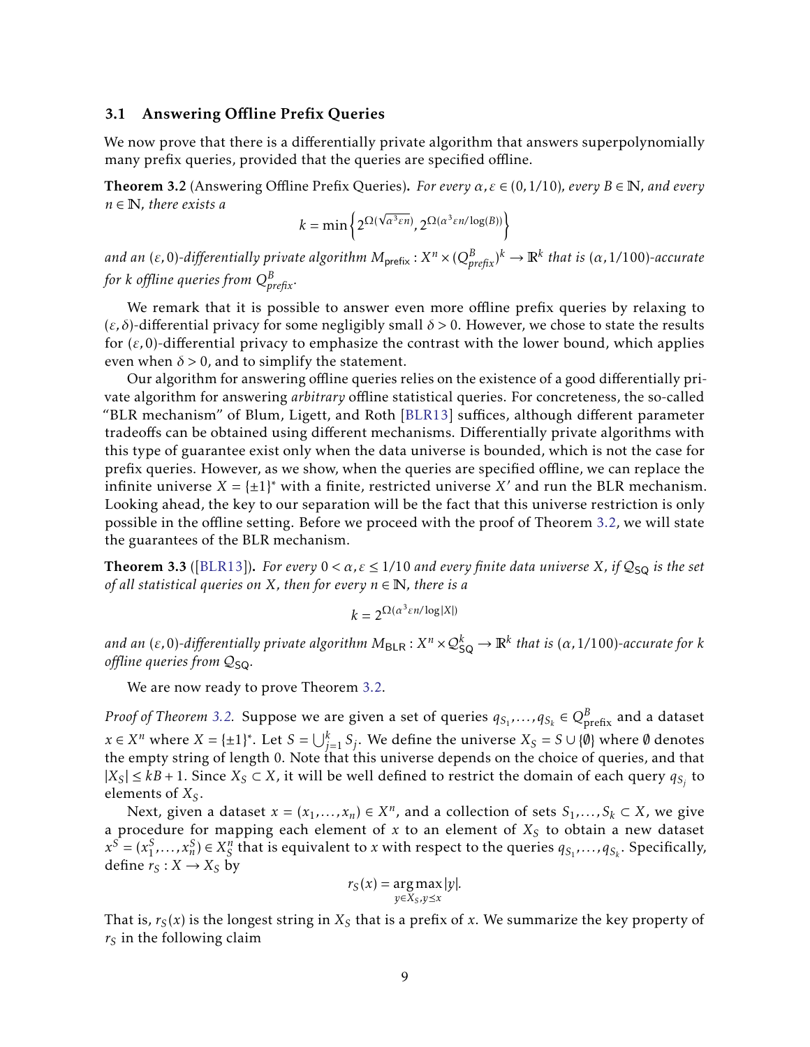### 3.1 Answering Offline Prefix Queries

We now prove that there is a differentially private algorithm that answers superpolynomially many prefix queries, provided that the queries are specified offline.

**Theorem 3.2** (Answering Offline Prefix Queries). *For every $\alpha, \varepsilon \in (0, 1/10)$, every $B \in \mathbb{N}$, and every $n \in \mathbb{N}$, there exists a*

$$k = \min\left\{ 2^{\Omega(\sqrt{\alpha^3 \varepsilon n})}, 2^{\Omega(\alpha^3 \varepsilon n / \log(B))} \right\}$$

*and an $(\varepsilon, 0)$-differentially private algorithm $M_{\mathsf{prefix}} : X^n \times (Q^B_{prefix})^k \to \mathbb{R}^k$ that is $(\alpha, 1/100)$-accurate for $k$ offline queries from $Q^B_{prefix}$.*

We remark that it is possible to answer even more offline prefix queries by relaxing to $(\varepsilon, \delta)$-differential privacy for some negligibly small $\delta > 0$. However, we chose to state the results for $(\varepsilon, 0)$-differential privacy to emphasize the contrast with the lower bound, which applies even when $\delta > 0$, and to simplify the statement.

Our algorithm for answering offline queries relies on the existence of a good differentially private algorithm for answering *arbitrary* offline statistical queries. For concreteness, the so-called "BLR mechanism" of Blum, Ligett, and Roth [BLR13] suffices, although different parameter tradeoffs can be obtained using different mechanisms. Differentially private algorithms with this type of guarantee exist only when the data universe is bounded, which is not the case for prefix queries. However, as we show, when the queries are specified offline, we can replace the infinite universe $X = \{\pm 1\}^*$ with a finite, restricted universe $X'$ and run the BLR mechanism. Looking ahead, the key to our separation will be the fact that this universe restriction is only possible in the offline setting. Before we proceed with the proof of Theorem 3.2, we will state the guarantees of the BLR mechanism.

**Theorem 3.3** ([BLR13]). *For every $0 < \alpha, \varepsilon \leq 1/10$ and every finite data universe $X$, if $\mathcal{Q}_{\mathsf{SQ}}$ is the set of all statistical queries on $X$, then for every $n \in \mathbb{N}$, there is a*

$$k = 2^{\Omega(\alpha^3 \varepsilon n / \log |X|)}$$

*and an $(\varepsilon, 0)$-differentially private algorithm $M_{\mathsf{BLR}} : X^n \times \mathcal{Q}^k_{\mathsf{SQ}} \to \mathbb{R}^k$ that is $(\alpha, 1/100)$-accurate for $k$ offline queries from $\mathcal{Q}_{\mathsf{SQ}}$.*

We are now ready to prove Theorem 3.2.

*Proof of Theorem 3.2.* Suppose we are given a set of queries $q_{S_1}, \ldots, q_{S_k} \in Q^B_{\text{prefix}}$ and a dataset $x \in X^n$ where $X = \{\pm 1\}^*$. Let $S = \bigcup_{j=1}^k S_j$. We define the universe $X_S = S \cup \{\emptyset\}$ where $\emptyset$ denotes the empty string of length 0. Note that this universe depends on the choice of queries, and that $|X_S| \leq kB + 1$. Since $X_S \subset X$, it will be well defined to restrict the domain of each query $q_{S_j}$ to elements of $X_S$.

Next, given a dataset $x = (x_1, \ldots, x_n) \in X^n$, and a collection of sets $S_1, \ldots, S_k \subset X$, we give a procedure for mapping each element of $x$ to an element of $X_S$ to obtain a new dataset $x^S = (x^S_1, \ldots, x^S_n) \in X^n_S$ that is equivalent to $x$ with respect to the queries $q_{S_1}, \ldots, q_{S_k}$. Specifically, define $r_S : X \to X_S$ by

$$r_S(x) = \underset{y \in X_S, y \preceq x}{\arg\max} |y|.$$

That is, $r_S(x)$ is the longest string in $X_S$ that is a prefix of $x$. We summarize the key property of $r_S$ in the following claim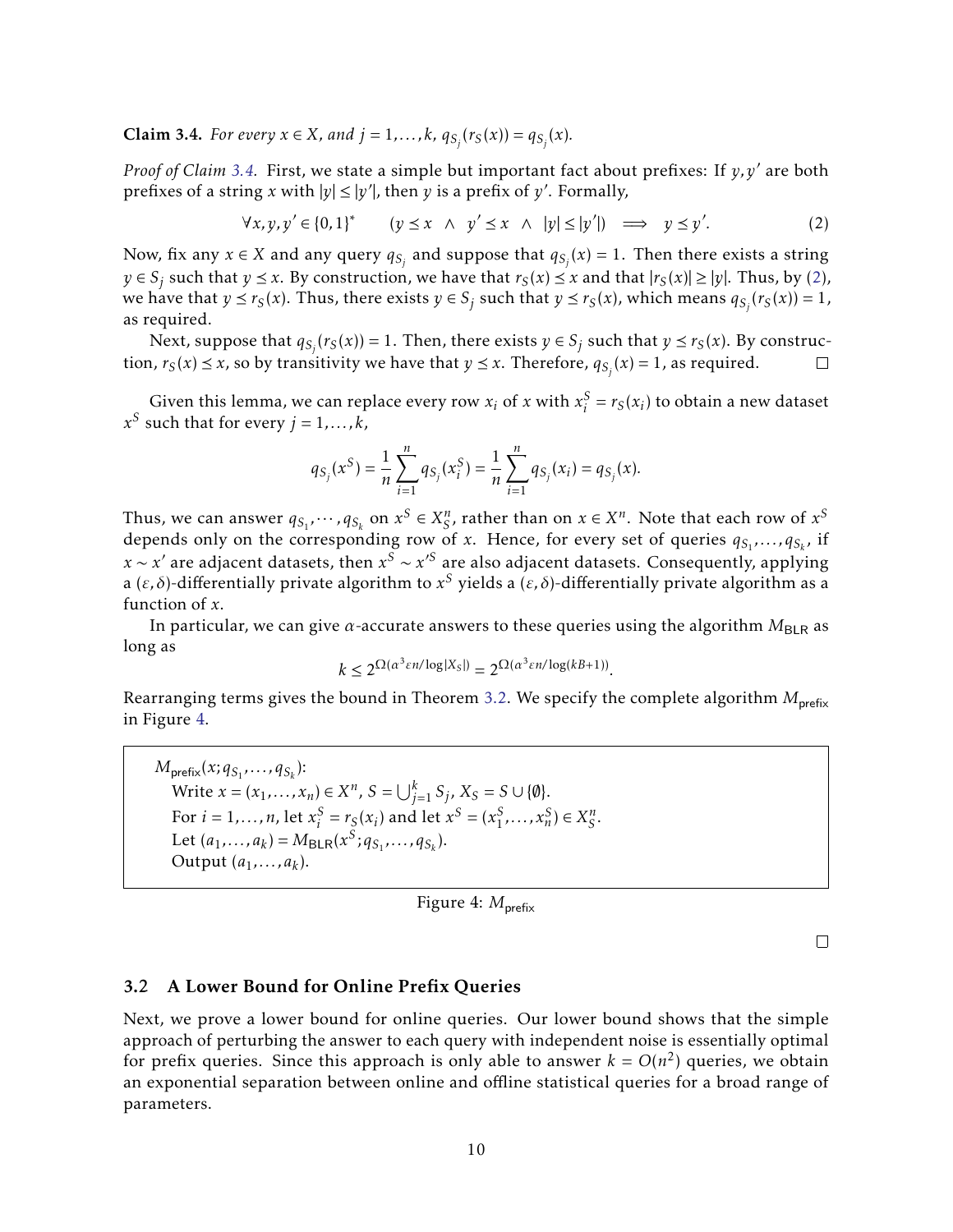**Claim 3.4.** *For every $x \in X$, and $j = 1, \dots, k$, $q_{S_j}(r_S(x)) = q_{S_j}(x)$.*

*Proof of Claim 3.4.* First, we state a simple but important fact about prefixes: If $y, y'$ are both prefixes of a string $x$ with $|y| \le |y'|$, then $y$ is a prefix of $y'$. Formally,

$$\forall x, y, y' \in \{0,1\}^* \qquad (y \preceq x \ \wedge \ y' \preceq x \ \wedge \ |y| \le |y'|) \implies y \preceq y'. \tag{2}$$

Now, fix any $x \in X$ and any query $q_{S_j}$ and suppose that $q_{S_j}(x) = 1$. Then there exists a string $y \in S_j$ such that $y \preceq x$. By construction, we have that $r_S(x) \preceq x$ and that $|r_S(x)| \ge |y|$. Thus, by (2), we have that $y \preceq r_S(x)$. Thus, there exists $y \in S_j$ such that $y \preceq r_S(x)$, which means $q_{S_j}(r_S(x)) = 1$, as required.

Next, suppose that $q_{S_j}(r_S(x)) = 1$. Then, there exists $y \in S_j$ such that $y \preceq r_S(x)$. By construction, $r_S(x) \preceq x$, so by transitivity we have that $y \preceq x$. Therefore, $q_{S_j}(x) = 1$, as required. □

Given this lemma, we can replace every row $x_i$ of $x$ with $x_i^S = r_S(x_i)$ to obtain a new dataset $x^S$ such that for every $j = 1, \dots, k$,

$$q_{S_j}(x^S) = \frac{1}{n} \sum_{i=1}^{n} q_{S_j}(x_i^S) = \frac{1}{n} \sum_{i=1}^{n} q_{S_j}(x_i) = q_{S_j}(x).$$

Thus, we can answer $q_{S_1}, \cdots, q_{S_k}$ on $x^S \in X_S^n$, rather than on $x \in X^n$. Note that each row of $x^S$ depends only on the corresponding row of $x$. Hence, for every set of queries $q_{S_1}, \dots, q_{S_k}$, if $x \sim x'$ are adjacent datasets, then $x^S \sim x'^S$ are also adjacent datasets. Consequently, applying a $(\varepsilon, \delta)$-differentially private algorithm to $x^S$ yields a $(\varepsilon, \delta)$-differentially private algorithm as a function of $x$.

In particular, we can give $\alpha$-accurate answers to these queries using the algorithm $M_{\mathsf{BLR}}$ as long as

$$k \le 2^{\Omega(\alpha^3 \varepsilon n / \log |X_S|)} = 2^{\Omega(\alpha^3 \varepsilon n / \log(kB+1))}.$$

Rearranging terms gives the bound in Theorem 3.2. We specify the complete algorithm $M_{\mathsf{prefix}}$ in Figure 4.

> $M_{\mathsf{prefix}}(x; q_{S_1}, \dots, q_{S_k})$:
> Write $x = (x_1, \dots, x_n) \in X^n$, $S = \bigcup_{j=1}^{k} S_j$, $X_S = S \cup \{\emptyset\}$.
> For $i = 1, \dots, n$, let $x_i^S = r_S(x_i)$ and let $x^S = (x_1^S, \dots, x_n^S) \in X_S^n$.
> Let $(a_1, \dots, a_k) = M_{\mathsf{BLR}}(x^S; q_{S_1}, \dots, q_{S_k})$.
> Output $(a_1, \dots, a_k)$.

Figure 4: $M_{\mathsf{prefix}}$

□

## 3.2 A Lower Bound for Online Prefix Queries

Next, we prove a lower bound for online queries. Our lower bound shows that the simple approach of perturbing the answer to each query with independent noise is essentially optimal for prefix queries. Since this approach is only able to answer $k = O(n^2)$ queries, we obtain an exponential separation between online and offline statistical queries for a broad range of parameters.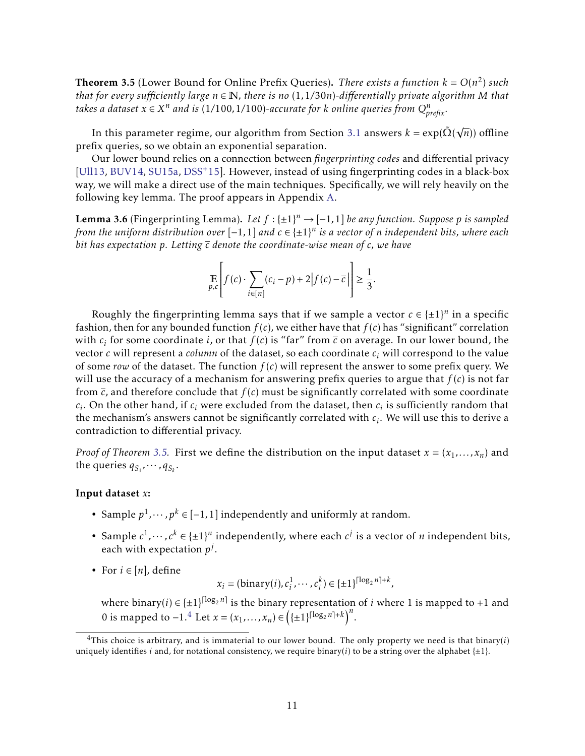**Theorem 3.5** (Lower Bound for Online Prefix Queries). *There exists a function $k = O(n^2)$ such that for every sufficiently large $n \in \mathbb{N}$, there is no $(1, 1/30n)$-differentially private algorithm $M$ that takes a dataset $x \in X^n$ and is $(1/100, 1/100)$-accurate for $k$ online queries from $Q^n_{prefix}$.*

In this parameter regime, our algorithm from Section 3.1 answers $k = \exp(\tilde{\Omega}(\sqrt{n}))$ offline prefix queries, so we obtain an exponential separation.

Our lower bound relies on a connection between *fingerprinting codes* and differential privacy [Ull13, BUV14, SU15a, DSS+15]. However, instead of using fingerprinting codes in a black-box way, we will make a direct use of the main techniques. Specifically, we will rely heavily on the following key lemma. The proof appears in Appendix A.

**Lemma 3.6** (Fingerprinting Lemma). *Let $f : \{\pm 1\}^n \to [-1, 1]$ be any function. Suppose $p$ is sampled from the uniform distribution over $[-1, 1]$ and $c \in \{\pm 1\}^n$ is a vector of $n$ independent bits, where each bit has expectation $p$. Letting $\overline{c}$ denote the coordinate-wise mean of $c$, we have*

$$\mathop{\mathbb{E}}_{p,c}\left[ f(c) \cdot \sum_{i \in [n]} (c_i - p) + 2\left|f(c) - \overline{c}\right| \right] \geq \frac{1}{3}.$$

Roughly the fingerprinting lemma says that if we sample a vector $c \in \{\pm 1\}^n$ in a specific fashion, then for any bounded function $f(c)$, we either have that $f(c)$ has "significant" correlation with $c_i$ for some coordinate $i$, or that $f(c)$ is "far" from $\overline{c}$ on average. In our lower bound, the vector $c$ will represent a *column* of the dataset, so each coordinate $c_i$ will correspond to the value of some *row* of the dataset. The function $f(c)$ will represent the answer to some prefix query. We will use the accuracy of a mechanism for answering prefix queries to argue that $f(c)$ is not far from $\overline{c}$, and therefore conclude that $f(c)$ must be significantly correlated with some coordinate $c_i$. On the other hand, if $c_i$ were excluded from the dataset, then $c_i$ is sufficiently random that the mechanism's answers cannot be significantly correlated with $c_i$. We will use this to derive a contradiction to differential privacy.

*Proof of Theorem 3.5.* First we define the distribution on the input dataset $x = (x_1, \ldots, x_n)$ and the queries $q_{S_1}, \cdots, q_{S_k}$.

**Input dataset $x$:**

- Sample $p^1, \cdots, p^k \in [-1, 1]$ independently and uniformly at random.
- Sample $c^1, \cdots, c^k \in \{\pm 1\}^n$ independently, where each $c^j$ is a vector of $n$ independent bits, each with expectation $p^j$.
- For $i \in [n]$, define

$$x_i = (\text{binary}(i), c^1_i, \cdots, c^k_i) \in \{\pm 1\}^{\lceil \log_2 n \rceil + k},$$

where $\text{binary}(i) \in \{\pm 1\}^{\lceil \log_2 n \rceil}$ is the binary representation of $i$ where 1 is mapped to $+1$ and 0 is mapped to $-1$.[4] Let $x = (x_1, \ldots, x_n) \in \left(\{\pm 1\}^{\lceil \log_2 n \rceil + k}\right)^n$.

[4] This choice is arbitrary, and is immaterial to our lower bound. The only property we need is that binary($i$) uniquely identifies $i$ and, for notational consistency, we require binary($i$) to be a string over the alphabet $\{\pm 1\}$.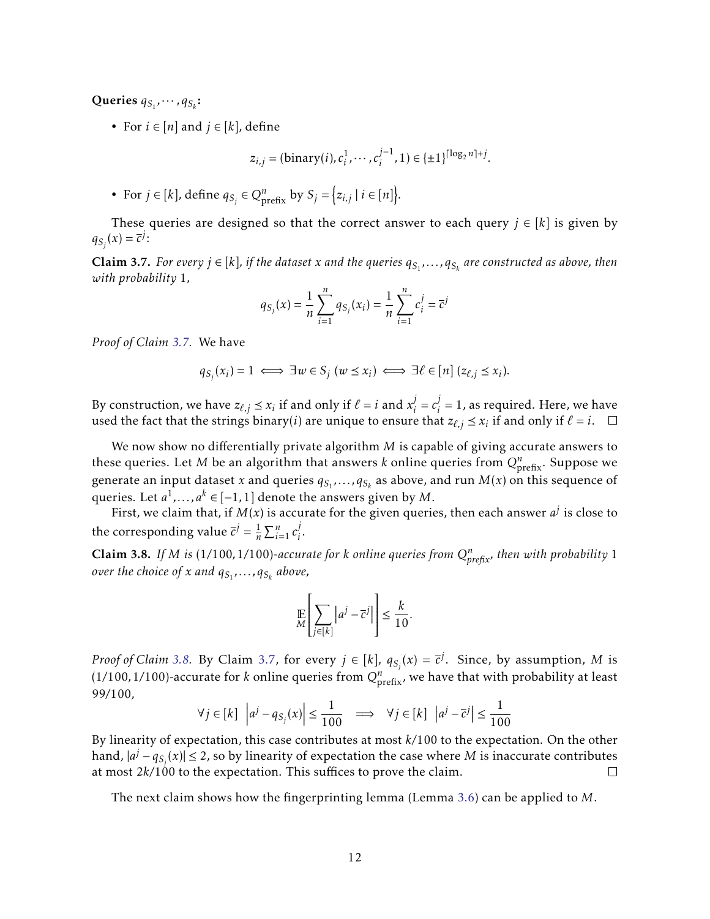**Queries $q_{S_1}, \cdots, q_{S_k}$:**

- For $i \in [n]$ and $j \in [k]$, define

$$z_{i,j} = (\text{binary}(i), c_i^1, \cdots, c_i^{j-1}, 1) \in \{\pm 1\}^{\lceil \log_2 n \rceil + j}.$$

- For $j \in [k]$, define $q_{S_j} \in Q^n_{\text{prefix}}$ by $S_j = \left\{ z_{i,j} \mid i \in [n] \right\}$.

These queries are designed so that the correct answer to each query $j \in [k]$ is given by $q_{S_j}(x) = \overline{c}^j$:

**Claim 3.7.** *For every $j \in [k]$, if the dataset $x$ and the queries $q_{S_1}, \ldots, q_{S_k}$ are constructed as above, then with probability 1,*

$$q_{S_j}(x) = \frac{1}{n} \sum_{i=1}^{n} q_{S_j}(x_i) = \frac{1}{n} \sum_{i=1}^{n} c_i^j = \overline{c}^j$$

*Proof of Claim 3.7.* We have

$$q_{S_j}(x_i) = 1 \iff \exists w \in S_j \; (w \preceq x_i) \iff \exists \ell \in [n] \; (z_{\ell,j} \preceq x_i).$$

By construction, we have $z_{\ell,j} \preceq x_i$ if and only if $\ell = i$ and $x_i^j = c_i^j = 1$, as required. Here, we have used the fact that the strings binary$(i)$ are unique to ensure that $z_{\ell,j} \preceq x_i$ if and only if $\ell = i$. □

We now show no differentially private algorithm $M$ is capable of giving accurate answers to these queries. Let $M$ be an algorithm that answers $k$ online queries from $Q^n_{\text{prefix}}$. Suppose we generate an input dataset $x$ and queries $q_{S_1}, \ldots, q_{S_k}$ as above, and run $M(x)$ on this sequence of queries. Let $a^1, \ldots, a^k \in [-1, 1]$ denote the answers given by $M$.

First, we claim that, if $M(x)$ is accurate for the given queries, then each answer $a^j$ is close to the corresponding value $\overline{c}^j = \frac{1}{n} \sum_{i=1}^{n} c_i^j$.

**Claim 3.8.** *If $M$ is $(1/100, 1/100)$-accurate for $k$ online queries from $Q^n_{\text{prefix}}$, then with probability 1 over the choice of $x$ and $q_{S_1}, \ldots, q_{S_k}$ above,*

$$\mathop{\mathbb{E}}_{M} \left[ \sum_{j \in [k]} \left| a^j - \overline{c}^j \right| \right] \leq \frac{k}{10}.$$

*Proof of Claim 3.8.* By Claim 3.7, for every $j \in [k]$, $q_{S_j}(x) = \overline{c}^j$. Since, by assumption, $M$ is $(1/100, 1/100)$-accurate for $k$ online queries from $Q^n_{\text{prefix}}$, we have that with probability at least 99/100,

$$\forall j \in [k] \;\; \left| a^j - q_{S_j}(x) \right| \leq \frac{1}{100} \implies \forall j \in [k] \;\; \left| a^j - \overline{c}^j \right| \leq \frac{1}{100}$$

By linearity of expectation, this case contributes at most $k/100$ to the expectation. On the other hand, $|a^j - q_{S_j}(x)| \leq 2$, so by linearity of expectation the case where $M$ is inaccurate contributes at most $2k/100$ to the expectation. This suffices to prove the claim. □

The next claim shows how the fingerprinting lemma (Lemma 3.6) can be applied to $M$.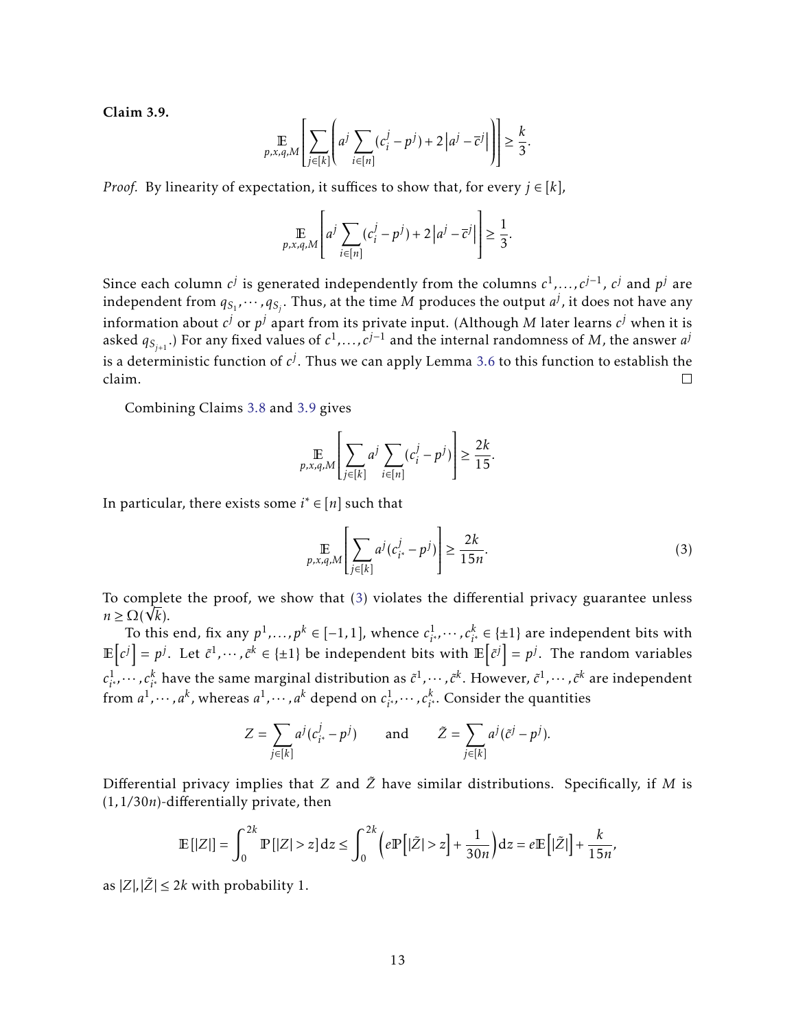**Claim 3.9.**

$$\mathop{\mathbb{E}}_{p,x,q,M}\left[\sum_{j\in[k]}\left(a^j\sum_{i\in[n]}(c_i^j-p^j)+2\left|a^j-\overline{c}^j\right|\right)\right]\geq\frac{k}{3}.$$

*Proof.* By linearity of expectation, it suffices to show that, for every $j \in [k]$,

$$\mathop{\mathbb{E}}_{p,x,q,M}\left[a^j\sum_{i\in[n]}(c_i^j-p^j)+2\left|a^j-\overline{c}^j\right|\right]\geq\frac{1}{3}.$$

Since each column $c^j$ is generated independently from the columns $c^1,\ldots,c^{j-1}$, $c^j$ and $p^j$ are independent from $q_{S_1},\cdots,q_{S_j}$. Thus, at the time $M$ produces the output $a^j$, it does not have any information about $c^j$ or $p^j$ apart from its private input. (Although $M$ later learns $c^j$ when it is asked $q_{S_{j+1}}$.) For any fixed values of $c^1,\ldots,c^{j-1}$ and the internal randomness of $M$, the answer $a^j$ is a deterministic function of $c^j$. Thus we can apply Lemma 3.6 to this function to establish the claim. $\square$

Combining Claims 3.8 and 3.9 gives

$$\mathop{\mathbb{E}}_{p,x,q,M}\left[\sum_{j\in[k]}a^j\sum_{i\in[n]}(c_i^j-p^j)\right]\geq\frac{2k}{15}.$$

In particular, there exists some $i^*\in[n]$ such that

$$\mathop{\mathbb{E}}_{p,x,q,M}\left[\sum_{j\in[k]}a^j(c_{i^*}^j-p^j)\right]\geq\frac{2k}{15n}.\tag{3}$$

To complete the proof, we show that (3) violates the differential privacy guarantee unless $n\geq\Omega(\sqrt{k})$.

To this end, fix any $p^1,\ldots,p^k\in[-1,1]$, whence $c_{i^*}^1,\cdots,c_{i^*}^k\in\{\pm1\}$ are independent bits with $\mathbb{E}\left[c^j\right]=p^j$. Let $\tilde{c}^1,\cdots,\tilde{c}^k\in\{\pm1\}$ be independent bits with $\mathbb{E}\left[\tilde{c}^j\right]=p^j$. The random variables $c_{i^*}^1,\cdots,c_{i^*}^k$ have the same marginal distribution as $\tilde{c}^1,\cdots,\tilde{c}^k$. However, $\tilde{c}^1,\cdots,\tilde{c}^k$ are independent from $a^1,\cdots,a^k$, whereas $a^1,\cdots,a^k$ depend on $c_{i^*}^1,\cdots,c_{i^*}^k$. Consider the quantities

$$Z=\sum_{j\in[k]}a^j(c_{i^*}^j-p^j)\qquad\text{and}\qquad\tilde{Z}=\sum_{j\in[k]}a^j(\tilde{c}^j-p^j).$$

Differential privacy implies that $Z$ and $\tilde{Z}$ have similar distributions. Specifically, if $M$ is $(1,1/30n)$-differentially private, then

$$\mathbb{E}\left[|Z|\right]=\int_0^{2k}\mathbb{P}\left[|Z|>z\right]\mathrm{d}z\leq\int_0^{2k}\left(e\mathbb{P}\left[|\tilde{Z}|>z\right]+\frac{1}{30n}\right)\mathrm{d}z=e\mathbb{E}\left[|\tilde{Z}|\right]+\frac{k}{15n},$$

as $|Z|,|\tilde{Z}|\leq 2k$ with probability 1.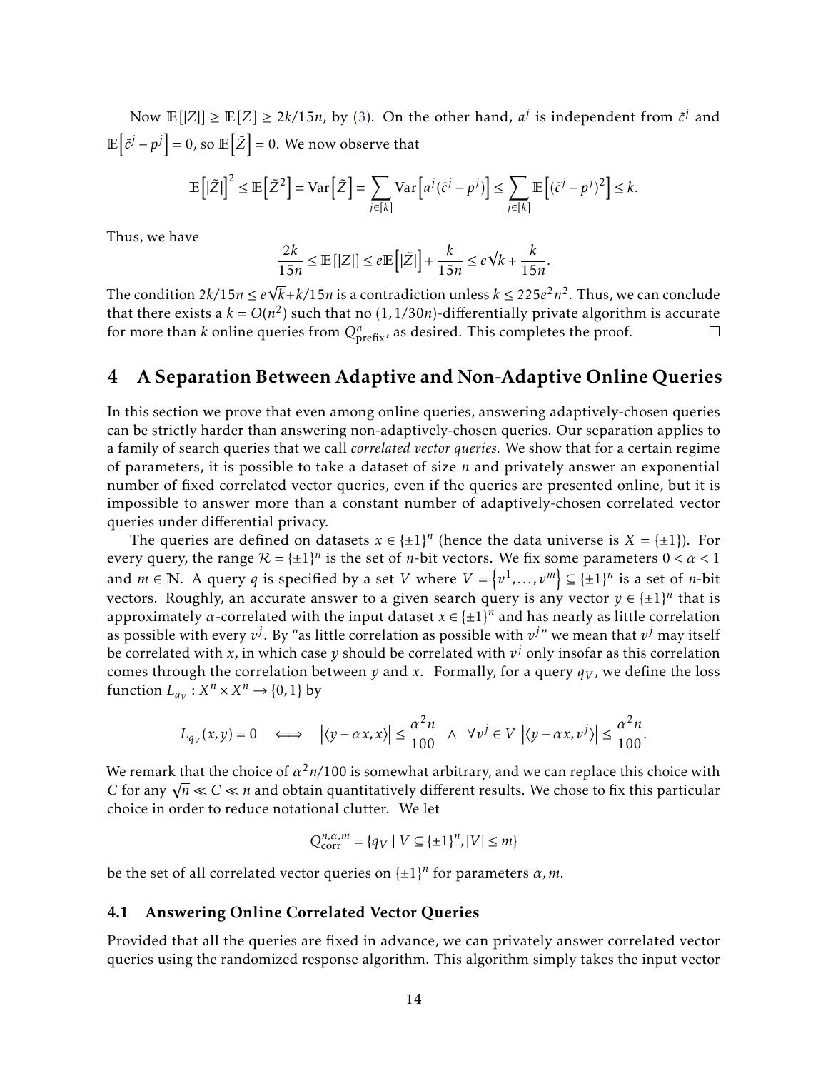Now $\mathbb{E}[|Z|] \geq \mathbb{E}[Z] \geq 2k/15n$, by (3). On the other hand, $a^j$ is independent from $\tilde{c}^j$ and $\mathbb{E}\left[\tilde{c}^j - p^j\right] = 0$, so $\mathbb{E}\left[\tilde{Z}\right] = 0$. We now observe that

$$\mathbb{E}\left[|\tilde{Z}|\right]^2 \leq \mathbb{E}\left[\tilde{Z}^2\right] = \mathrm{Var}\left[\tilde{Z}\right] = \sum_{j \in [k]} \mathrm{Var}\left[a^j(\tilde{c}^j - p^j)\right] \leq \sum_{j \in [k]} \mathbb{E}\left[(\tilde{c}^j - p^j)^2\right] \leq k.$$

Thus, we have

$$\frac{2k}{15n} \leq \mathbb{E}[|Z|] \leq e\mathbb{E}\left[|\tilde{Z}|\right] + \frac{k}{15n} \leq e\sqrt{k} + \frac{k}{15n}.$$

The condition $2k/15n \leq e\sqrt{k} + k/15n$ is a contradiction unless $k \leq 225e^2n^2$. Thus, we can conclude that there exists a $k = O(n^2)$ such that no $(1, 1/30n)$-differentially private algorithm is accurate for more than $k$ online queries from $Q^n_{\text{prefix}}$, as desired. This completes the proof. □

# 4 A Separation Between Adaptive and Non-Adaptive Online Queries

In this section we prove that even among online queries, answering adaptively-chosen queries can be strictly harder than answering non-adaptively-chosen queries. Our separation applies to a family of search queries that we call *correlated vector queries.* We show that for a certain regime of parameters, it is possible to take a dataset of size $n$ and privately answer an exponential number of fixed correlated vector queries, even if the queries are presented online, but it is impossible to answer more than a constant number of adaptively-chosen correlated vector queries under differential privacy.

The queries are defined on datasets $x \in \{\pm 1\}^n$ (hence the data universe is $X = \{\pm 1\}$). For every query, the range $\mathcal{R} = \{\pm 1\}^n$ is the set of $n$-bit vectors. We fix some parameters $0 < \alpha < 1$ and $m \in \mathbb{N}$. A query $q$ is specified by a set $V$ where $V = \left\{v^1, \ldots, v^m\right\} \subseteq \{\pm 1\}^n$ is a set of $n$-bit vectors. Roughly, an accurate answer to a given search query is any vector $y \in \{\pm 1\}^n$ that is approximately $\alpha$-correlated with the input dataset $x \in \{\pm 1\}^n$ and has nearly as little correlation as possible with every $v^j$. By "as little correlation as possible with $v^j$" we mean that $v^j$ may itself be correlated with $x$, in which case $y$ should be correlated with $v^j$ only insofar as this correlation comes through the correlation between $y$ and $x$. Formally, for a query $q_V$, we define the loss function $L_{q_V} : X^n \times X^n \to \{0, 1\}$ by

$$L_{q_V}(x, y) = 0 \iff \left|\langle y - \alpha x, x\rangle\right| \leq \frac{\alpha^2 n}{100} \;\wedge\; \forall v^j \in V \; \left|\langle y - \alpha x, v^j\rangle\right| \leq \frac{\alpha^2 n}{100}.$$

We remark that the choice of $\alpha^2 n/100$ is somewhat arbitrary, and we can replace this choice with $C$ for any $\sqrt{n} \ll C \ll n$ and obtain quantitatively different results. We chose to fix this particular choice in order to reduce notational clutter. We let

$$Q^{n,\alpha,m}_{\text{corr}} = \{q_V \mid V \subseteq \{\pm 1\}^n, |V| \leq m\}$$

be the set of all correlated vector queries on $\{\pm 1\}^n$ for parameters $\alpha, m$.

## 4.1 Answering Online Correlated Vector Queries

Provided that all the queries are fixed in advance, we can privately answer correlated vector queries using the randomized response algorithm. This algorithm simply takes the input vector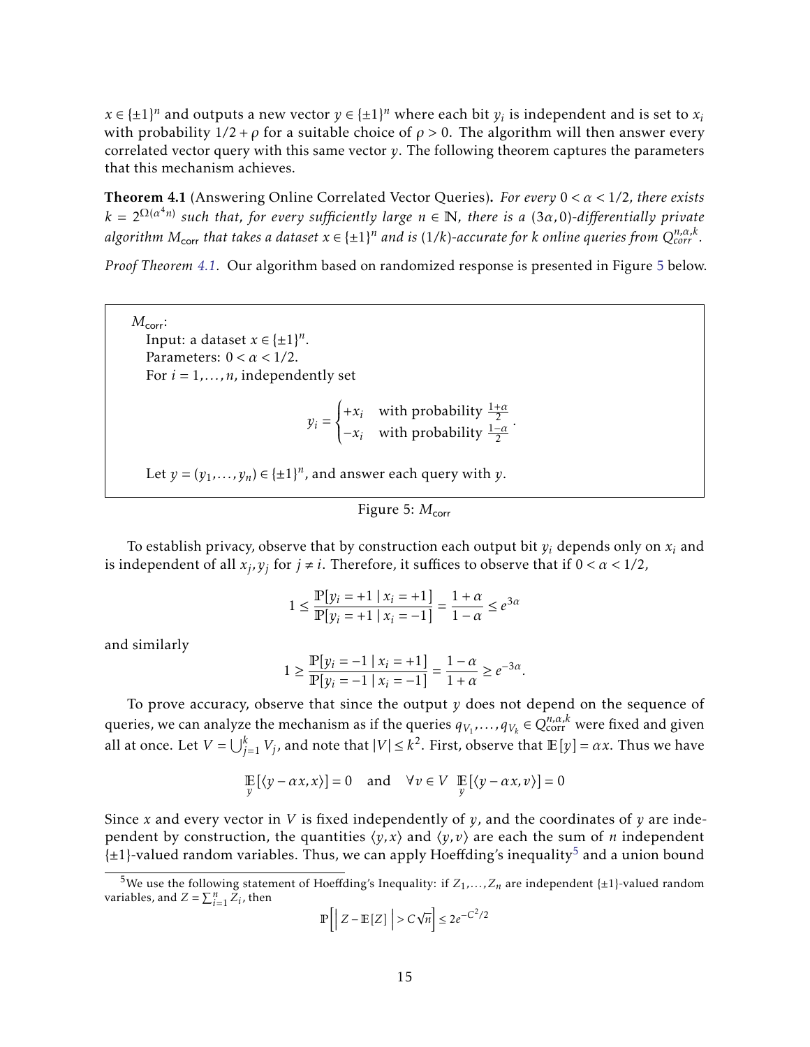$x \in \{\pm 1\}^n$ and outputs a new vector $y \in \{\pm 1\}^n$ where each bit $y_i$ is independent and is set to $x_i$ with probability $1/2 + \rho$ for a suitable choice of $\rho > 0$. The algorithm will then answer every correlated vector query with this same vector $y$. The following theorem captures the parameters that this mechanism achieves.

**Theorem 4.1** (Answering Online Correlated Vector Queries)**.** *For every $0 < \alpha < 1/2$, there exists $k = 2^{\Omega(\alpha^4 n)}$ such that, for every sufficiently large $n \in \mathbb{N}$, there is a $(3\alpha, 0)$-differentially private algorithm $M_{\mathsf{corr}}$ that takes a dataset $x \in \{\pm 1\}^n$ and is $(1/k)$-accurate for $k$ online queries from $Q_{corr}^{n,\alpha,k}$.*

*Proof Theorem 4.1.* Our algorithm based on randomized response is presented in Figure 5 below.

> $M_{\mathsf{corr}}$:
> Input: a dataset $x \in \{\pm 1\}^n$.
> Parameters: $0 < \alpha < 1/2$.
> For $i = 1, \dots, n$, independently set
> $$y_i = \begin{cases} +x_i & \text{with probability } \frac{1+\alpha}{2} \\ -x_i & \text{with probability } \frac{1-\alpha}{2} \end{cases}.$$
> Let $y = (y_1, \dots, y_n) \in \{\pm 1\}^n$, and answer each query with $y$.

Figure 5: $M_{\mathsf{corr}}$

To establish privacy, observe that by construction each output bit $y_i$ depends only on $x_i$ and is independent of all $x_j, y_j$ for $j \neq i$. Therefore, it suffices to observe that if $0 < \alpha < 1/2$,

$$1 \leq \frac{\mathbb{P}[y_i = +1 \mid x_i = +1]}{\mathbb{P}[y_i = +1 \mid x_i = -1]} = \frac{1+\alpha}{1-\alpha} \leq e^{3\alpha}$$

and similarly

$$1 \geq \frac{\mathbb{P}[y_i = -1 \mid x_i = +1]}{\mathbb{P}[y_i = -1 \mid x_i = -1]} = \frac{1-\alpha}{1+\alpha} \geq e^{-3\alpha}.$$

To prove accuracy, observe that since the output $y$ does not depend on the sequence of queries, we can analyze the mechanism as if the queries $q_{V_1}, \dots, q_{V_k} \in Q_{\text{corr}}^{n,\alpha,k}$ were fixed and given all at once. Let $V = \bigcup_{j=1}^k V_j$, and note that $|V| \leq k^2$. First, observe that $\mathbb{E}[y] = \alpha x$. Thus we have

$$\mathop{\mathbb{E}}_{y}[\langle y - \alpha x, x \rangle] = 0 \quad \text{and} \quad \forall v \in V \ \ \mathop{\mathbb{E}}_{y}[\langle y - \alpha x, v \rangle] = 0$$

Since $x$ and every vector in $V$ is fixed independently of $y$, and the coordinates of $y$ are independent by construction, the quantities $\langle y, x \rangle$ and $\langle y, v \rangle$ are each the sum of $n$ independent $\{\pm 1\}$-valued random variables. Thus, we can apply Hoeffding's inequality[5] and a union bound

[5] We use the following statement of Hoeffding's Inequality: if $Z_1, \dots, Z_n$ are independent $\{\pm 1\}$-valued random variables, and $Z = \sum_{i=1}^n Z_i$, then

$$\mathbb{P}\left[ \left| Z - \mathbb{E}[Z] \right| > C\sqrt{n} \right] \leq 2e^{-C^2/2}$$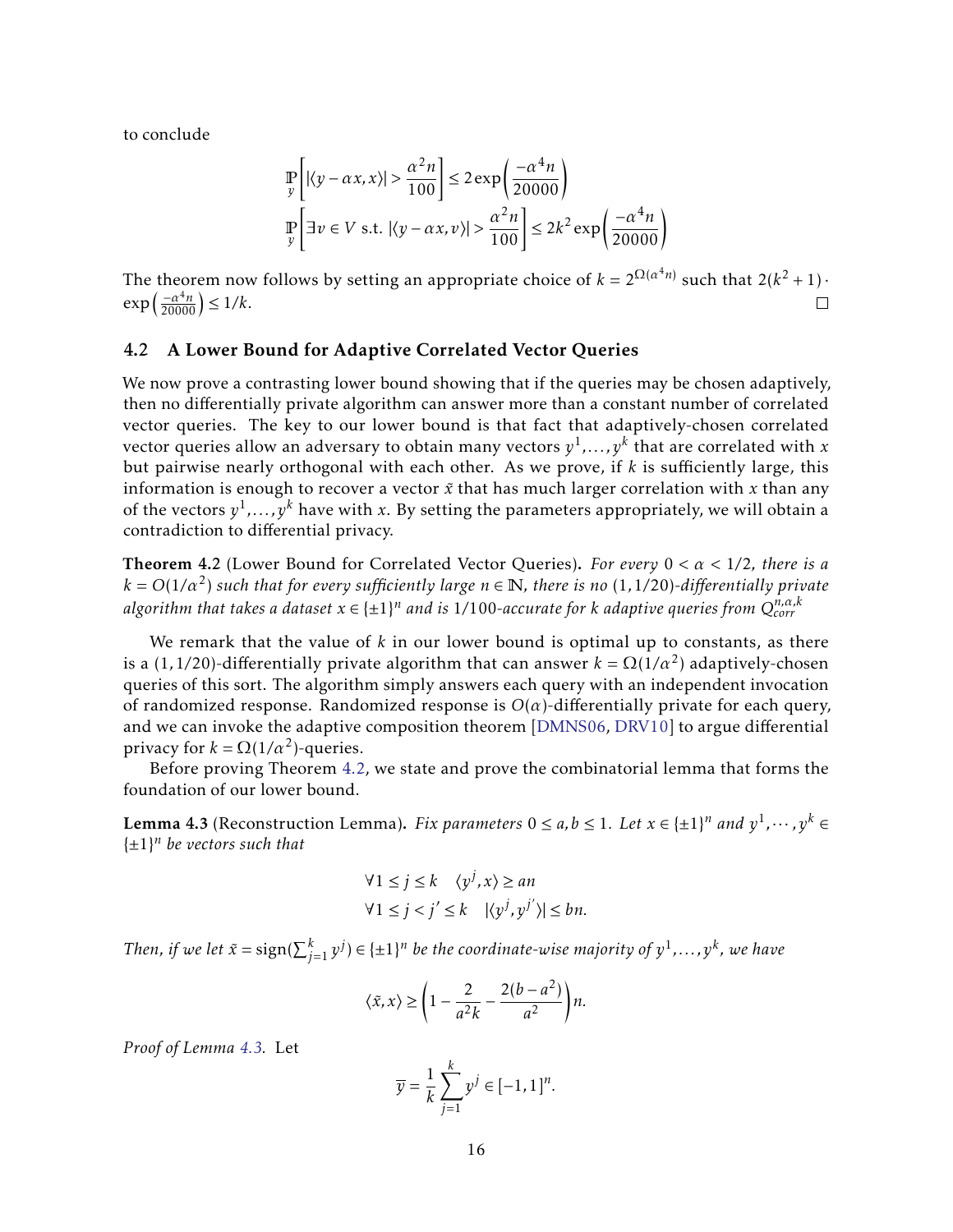to conclude

$$\mathop{\mathbb{P}}_{y}\left[|\langle y - \alpha x, x\rangle| > \frac{\alpha^2 n}{100}\right] \le 2\exp\left(\frac{-\alpha^4 n}{20000}\right)$$

$$\mathop{\mathbb{P}}_{y}\left[\exists v \in V \text{ s.t. } |\langle y - \alpha x, v\rangle| > \frac{\alpha^2 n}{100}\right] \le 2k^2 \exp\left(\frac{-\alpha^4 n}{20000}\right)$$

The theorem now follows by setting an appropriate choice of $k = 2^{\Omega(\alpha^4 n)}$ such that $2(k^2+1)\cdot \exp\left(\frac{-\alpha^4 n}{20000}\right) \le 1/k$. □

## 4.2 A Lower Bound for Adaptive Correlated Vector Queries

We now prove a contrasting lower bound showing that if the queries may be chosen adaptively, then no differentially private algorithm can answer more than a constant number of correlated vector queries. The key to our lower bound is that fact that adaptively-chosen correlated vector queries allow an adversary to obtain many vectors $y^1, \dots, y^k$ that are correlated with $x$ but pairwise nearly orthogonal with each other. As we prove, if $k$ is sufficiently large, this information is enough to recover a vector $\tilde{x}$ that has much larger correlation with $x$ than any of the vectors $y^1, \dots, y^k$ have with $x$. By setting the parameters appropriately, we will obtain a contradiction to differential privacy.

**Theorem 4.2** (Lower Bound for Correlated Vector Queries). *For every $0 < \alpha < 1/2$, there is a $k = O(1/\alpha^2)$ such that for every sufficiently large $n \in \mathbb{N}$, there is no $(1, 1/20)$-differentially private algorithm that takes a dataset $x \in \{\pm 1\}^n$ and is $1/100$-accurate for $k$ adaptive queries from $Q_{corr}^{n,\alpha,k}$*

We remark that the value of $k$ in our lower bound is optimal up to constants, as there is a $(1, 1/20)$-differentially private algorithm that can answer $k = \Omega(1/\alpha^2)$ adaptively-chosen queries of this sort. The algorithm simply answers each query with an independent invocation of randomized response. Randomized response is $O(\alpha)$-differentially private for each query, and we can invoke the adaptive composition theorem [DMNS06, DRV10] to argue differential privacy for $k = \Omega(1/\alpha^2)$-queries.

Before proving Theorem 4.2, we state and prove the combinatorial lemma that forms the foundation of our lower bound.

**Lemma 4.3** (Reconstruction Lemma). *Fix parameters $0 \le a, b \le 1$. Let $x \in \{\pm 1\}^n$ and $y^1, \cdots, y^k \in \{\pm 1\}^n$ be vectors such that*

$$\forall 1 \le j \le k \quad \langle y^j, x\rangle \ge an$$
$$\forall 1 \le j < j' \le k \quad |\langle y^j, y^{j'}\rangle| \le bn.$$

*Then, if we let $\tilde{x} = \operatorname{sign}(\sum_{j=1}^k y^j) \in \{\pm 1\}^n$ be the coordinate-wise majority of $y^1, \dots, y^k$, we have*

$$\langle \tilde{x}, x\rangle \ge \left(1 - \frac{2}{a^2 k} - \frac{2(b - a^2)}{a^2}\right) n.$$

*Proof of Lemma 4.3.* Let

$$\overline{y} = \frac{1}{k}\sum_{j=1}^k y^j \in [-1, 1]^n.$$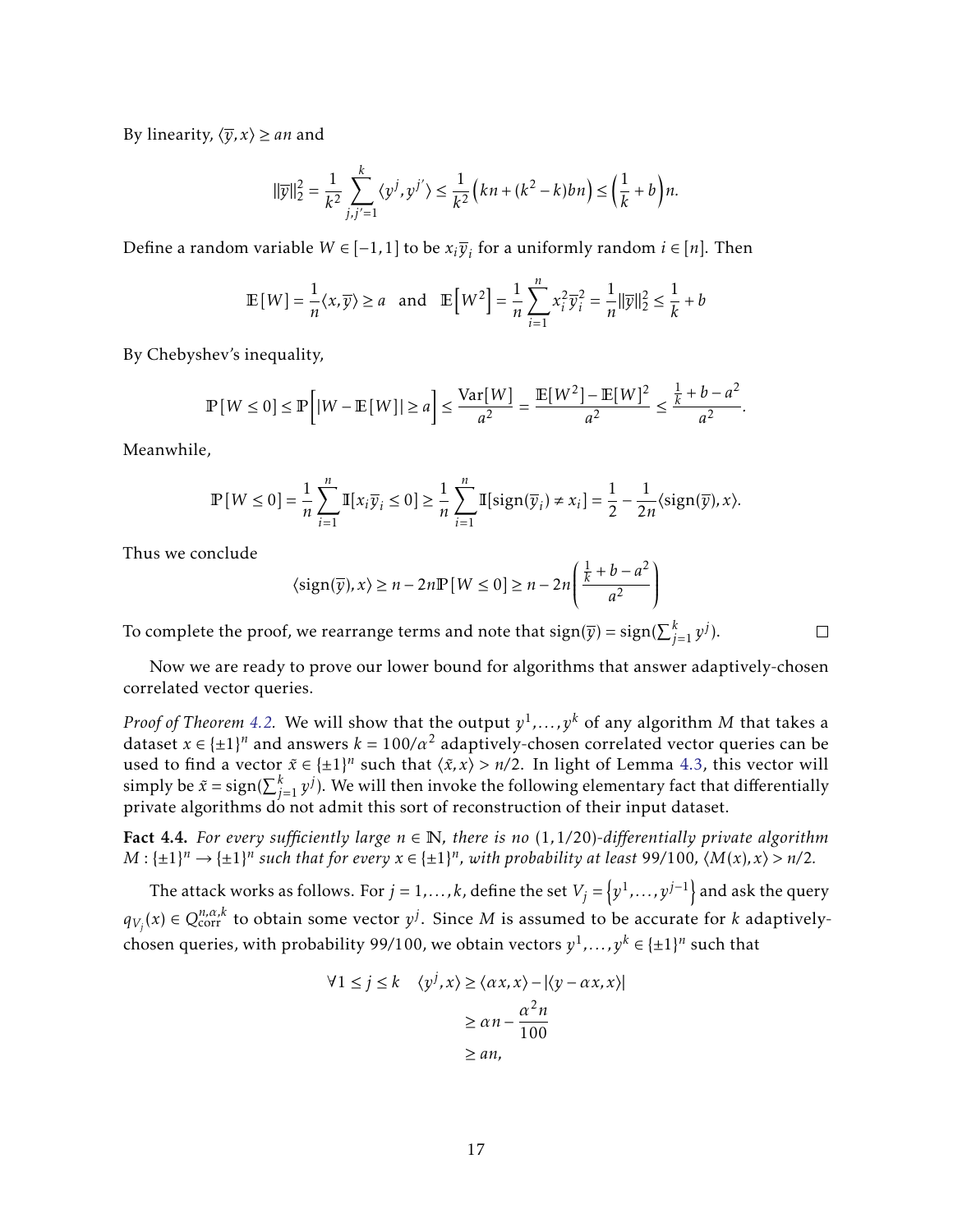By linearity, $\langle \overline{y}, x\rangle \geq an$ and

$$\|\overline{y}\|_2^2 = \frac{1}{k^2}\sum_{j,j'=1}^{k}\langle y^j, y^{j'}\rangle \leq \frac{1}{k^2}\left(kn + (k^2-k)bn\right) \leq \left(\frac{1}{k}+b\right)n.$$

Define a random variable $W \in [-1,1]$ to be $x_i\overline{y}_i$ for a uniformly random $i \in [n]$. Then

$$\mathbb{E}[W] = \frac{1}{n}\langle x, \overline{y}\rangle \geq a \quad \text{and} \quad \mathbb{E}\left[W^2\right] = \frac{1}{n}\sum_{i=1}^{n} x_i^2 \overline{y}_i^2 = \frac{1}{n}\|\overline{y}\|_2^2 \leq \frac{1}{k}+b$$

By Chebyshev's inequality,

$$\mathbb{P}[W \leq 0] \leq \mathbb{P}\Big[|W - \mathbb{E}[W]| \geq a\Big] \leq \frac{\mathrm{Var}[W]}{a^2} = \frac{\mathbb{E}[W^2]-\mathbb{E}[W]^2}{a^2} \leq \frac{\frac{1}{k}+b-a^2}{a^2}.$$

Meanwhile,

$$\mathbb{P}[W \leq 0] = \frac{1}{n}\sum_{i=1}^{n}\mathbb{I}[x_i\overline{y}_i \leq 0] \geq \frac{1}{n}\sum_{i=1}^{n}\mathbb{I}[\mathrm{sign}(\overline{y}_i) \neq x_i] = \frac{1}{2} - \frac{1}{2n}\langle \mathrm{sign}(\overline{y}), x\rangle.$$

Thus we conclude

$$\langle \mathrm{sign}(\overline{y}), x\rangle \geq n - 2n\mathbb{P}[W \leq 0] \geq n - 2n\left(\frac{\frac{1}{k}+b-a^2}{a^2}\right)$$

To complete the proof, we rearrange terms and note that $\mathrm{sign}(\overline{y}) = \mathrm{sign}(\sum_{j=1}^{k} y^j)$. □

Now we are ready to prove our lower bound for algorithms that answer adaptively-chosen correlated vector queries.

*Proof of Theorem 4.2.* We will show that the output $y^1, \ldots, y^k$ of any algorithm $M$ that takes a dataset $x \in \{\pm 1\}^n$ and answers $k = 100/\alpha^2$ adaptively-chosen correlated vector queries can be used to find a vector $\tilde{x} \in \{\pm 1\}^n$ such that $\langle \tilde{x}, x\rangle > n/2$. In light of Lemma 4.3, this vector will simply be $\tilde{x} = \mathrm{sign}(\sum_{j=1}^{k} y^j)$. We will then invoke the following elementary fact that differentially private algorithms do not admit this sort of reconstruction of their input dataset.

**Fact 4.4.** *For every sufficiently large $n \in \mathbb{N}$, there is no $(1, 1/20)$-differentially private algorithm $M : \{\pm 1\}^n \to \{\pm 1\}^n$ such that for every $x \in \{\pm 1\}^n$, with probability at least $99/100$, $\langle M(x), x\rangle > n/2$.*

The attack works as follows. For $j = 1, \ldots, k$, define the set $V_j = \left\{y^1, \ldots, y^{j-1}\right\}$ and ask the query $q_{V_j}(x) \in Q_{\mathrm{corr}}^{n,\alpha,k}$ to obtain some vector $y^j$. Since $M$ is assumed to be accurate for $k$ adaptively-chosen queries, with probability $99/100$, we obtain vectors $y^1, \ldots, y^k \in \{\pm 1\}^n$ such that

$$\begin{aligned}
\forall 1 \leq j \leq k \quad \langle y^j, x\rangle &\geq \langle \alpha x, x\rangle - |\langle y - \alpha x, x\rangle| \\
&\geq \alpha n - \frac{\alpha^2 n}{100} \\
&\geq an,
\end{aligned}$$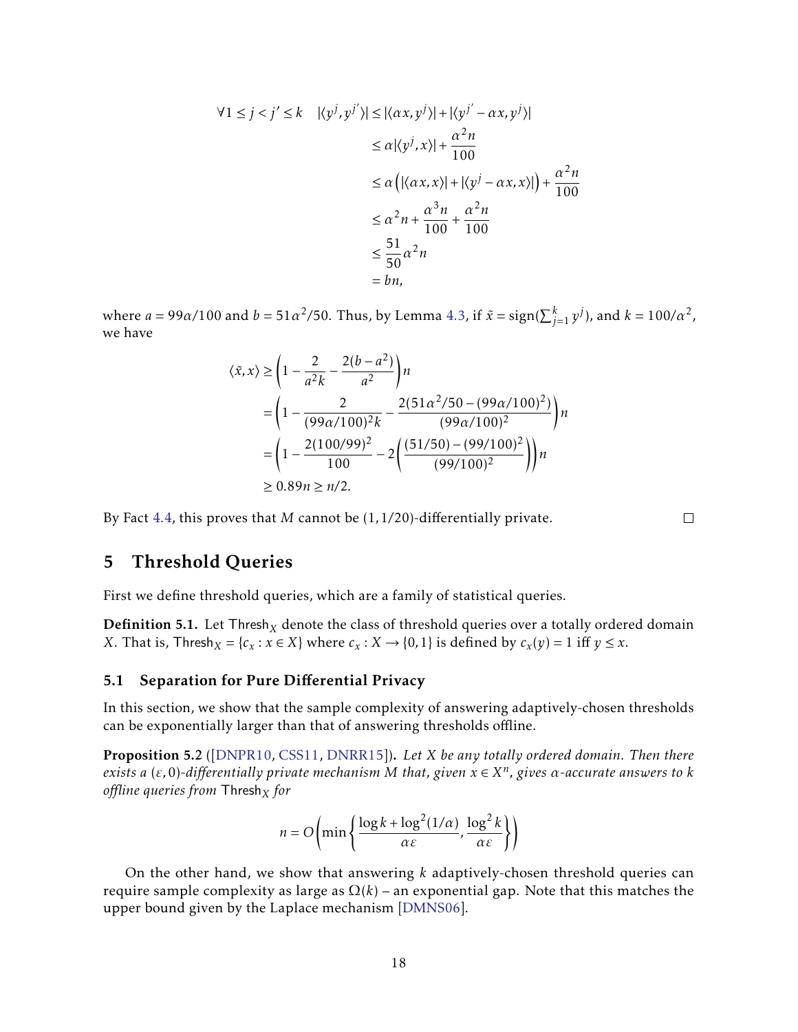$$
\begin{aligned}
\forall 1 \le j < j' \le k \quad |\langle y^j, y^{j'} \rangle| &\le |\langle \alpha x, y^j \rangle| + |\langle y^{j'} - \alpha x, y^j \rangle| \\
&\le \alpha |\langle y^j, x \rangle| + \frac{\alpha^2 n}{100} \\
&\le \alpha \left( |\langle \alpha x, x \rangle| + |\langle y^j - \alpha x, x \rangle| \right) + \frac{\alpha^2 n}{100} \\
&\le \alpha^2 n + \frac{\alpha^3 n}{100} + \frac{\alpha^2 n}{100} \\
&\le \frac{51}{50} \alpha^2 n \\
&= bn,
\end{aligned}
$$

where $a = 99\alpha/100$ and $b = 51\alpha^2/50$. Thus, by Lemma 4.3, if $\tilde{x} = \operatorname{sign}(\sum_{j=1}^{k} y^j)$, and $k = 100/\alpha^2$, we have

$$
\begin{aligned}
\langle \tilde{x}, x \rangle &\ge \left( 1 - \frac{2}{a^2 k} - \frac{2(b - a^2)}{a^2} \right) n \\
&= \left( 1 - \frac{2}{(99\alpha/100)^2 k} - \frac{2(51\alpha^2/50 - (99\alpha/100)^2)}{(99\alpha/100)^2} \right) n \\
&= \left( 1 - \frac{2(100/99)^2}{100} - 2\left( \frac{(51/50) - (99/100)^2}{(99/100)^2} \right) \right) n \\
&\ge 0.89n \ge n/2.
\end{aligned}
$$

By Fact 4.4, this proves that $M$ cannot be $(1, 1/20)$-differentially private. □

# 5 Threshold Queries

First we define threshold queries, which are a family of statistical queries.

**Definition 5.1.** Let $\mathsf{Thresh}_X$ denote the class of threshold queries over a totally ordered domain $X$. That is, $\mathsf{Thresh}_X = \{c_x : x \in X\}$ where $c_x : X \to \{0, 1\}$ is defined by $c_x(y) = 1$ iff $y \le x$.

## 5.1 Separation for Pure Differential Privacy

In this section, we show that the sample complexity of answering adaptively-chosen thresholds can be exponentially larger than that of answering thresholds offline.

**Proposition 5.2** ([DNPR10, CSS11, DNRR15]). *Let $X$ be any totally ordered domain. Then there exists a $(\varepsilon, 0)$-differentially private mechanism $M$ that, given $x \in X^n$, gives $\alpha$-accurate answers to $k$ offline queries from $\mathsf{Thresh}_X$ for*

$$
n = O\left( \min\left\{ \frac{\log k + \log^2(1/\alpha)}{\alpha\varepsilon}, \frac{\log^2 k}{\alpha\varepsilon} \right\} \right)
$$

On the other hand, we show that answering $k$ adaptively-chosen threshold queries can require sample complexity as large as $\Omega(k)$ – an exponential gap. Note that this matches the upper bound given by the Laplace mechanism [DMNS06].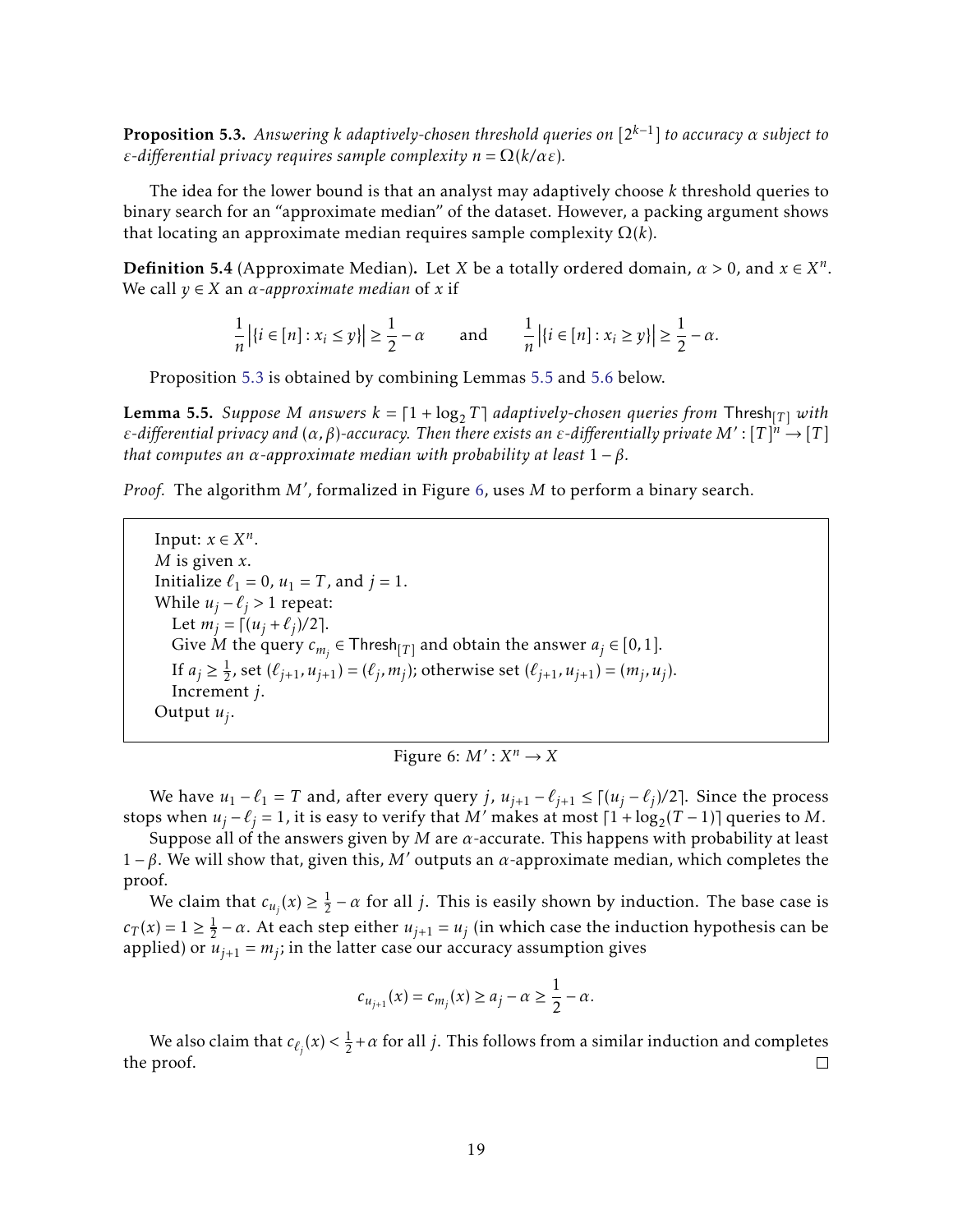**Proposition 5.3.** *Answering $k$ adaptively-chosen threshold queries on $[2^{k-1}]$ to accuracy $\alpha$ subject to $\varepsilon$-differential privacy requires sample complexity $n = \Omega(k/\alpha\varepsilon)$.*

The idea for the lower bound is that an analyst may adaptively choose $k$ threshold queries to binary search for an "approximate median" of the dataset. However, a packing argument shows that locating an approximate median requires sample complexity $\Omega(k)$.

**Definition 5.4** (Approximate Median)**.** Let $X$ be a totally ordered domain, $\alpha > 0$, and $x \in X^n$. We call $y \in X$ an *$\alpha$-approximate median* of $x$ if

$$\frac{1}{n}\left|\{i \in [n] : x_i \leq y\}\right| \geq \frac{1}{2} - \alpha \qquad \text{and} \qquad \frac{1}{n}\left|\{i \in [n] : x_i \geq y\}\right| \geq \frac{1}{2} - \alpha.$$

Proposition 5.3 is obtained by combining Lemmas 5.5 and 5.6 below.

**Lemma 5.5.** *Suppose $M$ answers $k = \lceil 1 + \log_2 T \rceil$ adaptively-chosen queries from $\mathsf{Thresh}_{[T]}$ with $\varepsilon$-differential privacy and $(\alpha, \beta)$-accuracy. Then there exists an $\varepsilon$-differentially private $M' : [T]^n \to [T]$ that computes an $\alpha$-approximate median with probability at least $1 - \beta$.*

*Proof.* The algorithm $M'$, formalized in Figure 6, uses $M$ to perform a binary search.

> Input: $x \in X^n$.
> $M$ is given $x$.
> Initialize $\ell_1 = 0$, $u_1 = T$, and $j = 1$.
> While $u_j - \ell_j > 1$ repeat:
>   Let $m_j = \lceil (u_j + \ell_j)/2 \rceil$.
>   Give $M$ the query $c_{m_j} \in \mathsf{Thresh}_{[T]}$ and obtain the answer $a_j \in [0, 1]$.
>   If $a_j \geq \frac{1}{2}$, set $(\ell_{j+1}, u_{j+1}) = (\ell_j, m_j)$; otherwise set $(\ell_{j+1}, u_{j+1}) = (m_j, u_j)$.
>   Increment $j$.
> Output $u_j$.

Figure 6: $M' : X^n \to X$

We have $u_1 - \ell_1 = T$ and, after every query $j$, $u_{j+1} - \ell_{j+1} \leq \lceil (u_j - \ell_j)/2 \rceil$. Since the process stops when $u_j - \ell_j = 1$, it is easy to verify that $M'$ makes at most $\lceil 1 + \log_2(T-1) \rceil$ queries to $M$.

Suppose all of the answers given by $M$ are $\alpha$-accurate. This happens with probability at least $1 - \beta$. We will show that, given this, $M'$ outputs an $\alpha$-approximate median, which completes the proof.

We claim that $c_{u_j}(x) \geq \frac{1}{2} - \alpha$ for all $j$. This is easily shown by induction. The base case is $c_T(x) = 1 \geq \frac{1}{2} - \alpha$. At each step either $u_{j+1} = u_j$ (in which case the induction hypothesis can be applied) or $u_{j+1} = m_j$; in the latter case our accuracy assumption gives

$$c_{u_{j+1}}(x) = c_{m_j}(x) \geq a_j - \alpha \geq \frac{1}{2} - \alpha.$$

We also claim that $c_{\ell_j}(x) < \frac{1}{2} + \alpha$ for all $j$. This follows from a similar induction and completes the proof. ☐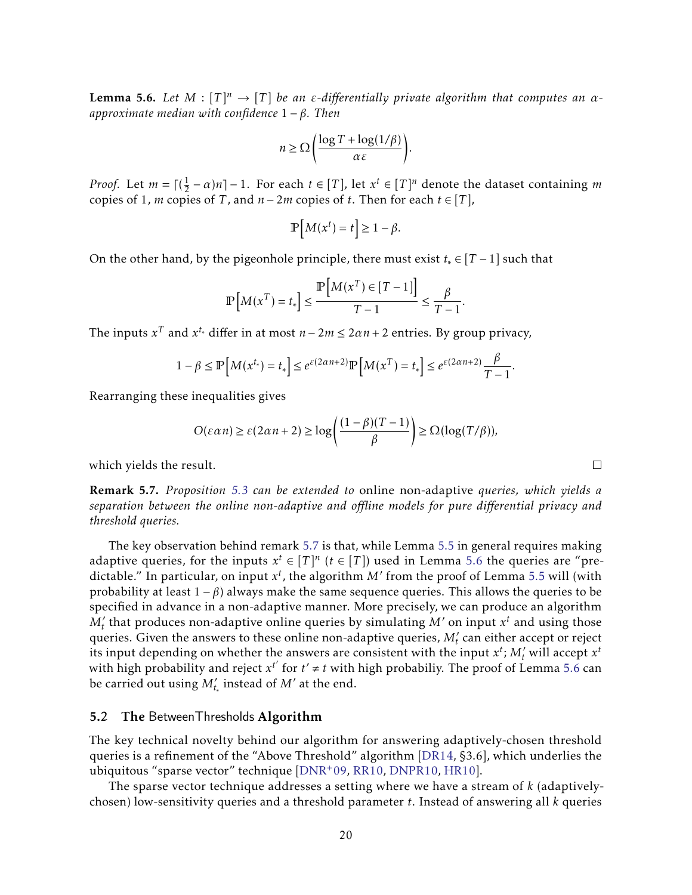**Lemma 5.6.** *Let $M : [T]^n \to [T]$ be an $\varepsilon$-differentially private algorithm that computes an $\alpha$-approximate median with confidence $1-\beta$. Then*

$$n \geq \Omega\left(\frac{\log T + \log(1/\beta)}{\alpha \varepsilon}\right).$$

*Proof.* Let $m = \lceil (\frac{1}{2} - \alpha)n \rceil - 1$. For each $t \in [T]$, let $x^t \in [T]^n$ denote the dataset containing $m$ copies of 1, $m$ copies of $T$, and $n - 2m$ copies of $t$. Then for each $t \in [T]$,

$$\mathbb{P}\left[M(x^t) = t\right] \geq 1 - \beta.$$

On the other hand, by the pigeonhole principle, there must exist $t_* \in [T-1]$ such that

$$\mathbb{P}\left[M(x^T) = t_*\right] \leq \frac{\mathbb{P}\left[M(x^T) \in [T-1]\right]}{T-1} \leq \frac{\beta}{T-1}.$$

The inputs $x^T$ and $x^{t_*}$ differ in at most $n - 2m \leq 2\alpha n + 2$ entries. By group privacy,

$$1 - \beta \leq \mathbb{P}\left[M(x^{t_*}) = t_*\right] \leq e^{\varepsilon(2\alpha n + 2)} \mathbb{P}\left[M(x^T) = t_*\right] \leq e^{\varepsilon(2\alpha n+2)} \frac{\beta}{T-1}.$$

Rearranging these inequalities gives

$$O(\varepsilon \alpha n) \geq \varepsilon(2\alpha n + 2) \geq \log\left(\frac{(1-\beta)(T-1)}{\beta}\right) \geq \Omega(\log(T/\beta)),$$

which yields the result. □

**Remark 5.7.** *Proposition 5.3 can be extended to* online non-adaptive *queries, which yields a separation between the online non-adaptive and offline models for pure differential privacy and threshold queries.*

The key observation behind remark 5.7 is that, while Lemma 5.5 in general requires making adaptive queries, for the inputs $x^t \in [T]^n$ ($t \in [T]$) used in Lemma 5.6 the queries are "predictable." In particular, on input $x^t$, the algorithm $M'$ from the proof of Lemma 5.5 will (with probability at least $1-\beta$) always make the same sequence queries. This allows the queries to be specified in advance in a non-adaptive manner. More precisely, we can produce an algorithm $M'_t$ that produces non-adaptive online queries by simulating $M'$ on input $x^t$ and using those queries. Given the answers to these online non-adaptive queries, $M'_t$ can either accept or reject its input depending on whether the answers are consistent with the input $x^t$; $M'_t$ will accept $x^t$ with high probability and reject $x^{t'}$ for $t' \neq t$ with high probabiliy. The proof of Lemma 5.6 can be carried out using $M'_{t_*}$ instead of $M'$ at the end.

## 5.2 The BetweenThresholds Algorithm

The key technical novelty behind our algorithm for answering adaptively-chosen threshold queries is a refinement of the "Above Threshold" algorithm [DR14, §3.6], which underlies the ubiquitous "sparse vector" technique [DNR+09, RR10, DNPR10, HR10].

The sparse vector technique addresses a setting where we have a stream of $k$ (adaptively-chosen) low-sensitivity queries and a threshold parameter $t$. Instead of answering all $k$ queries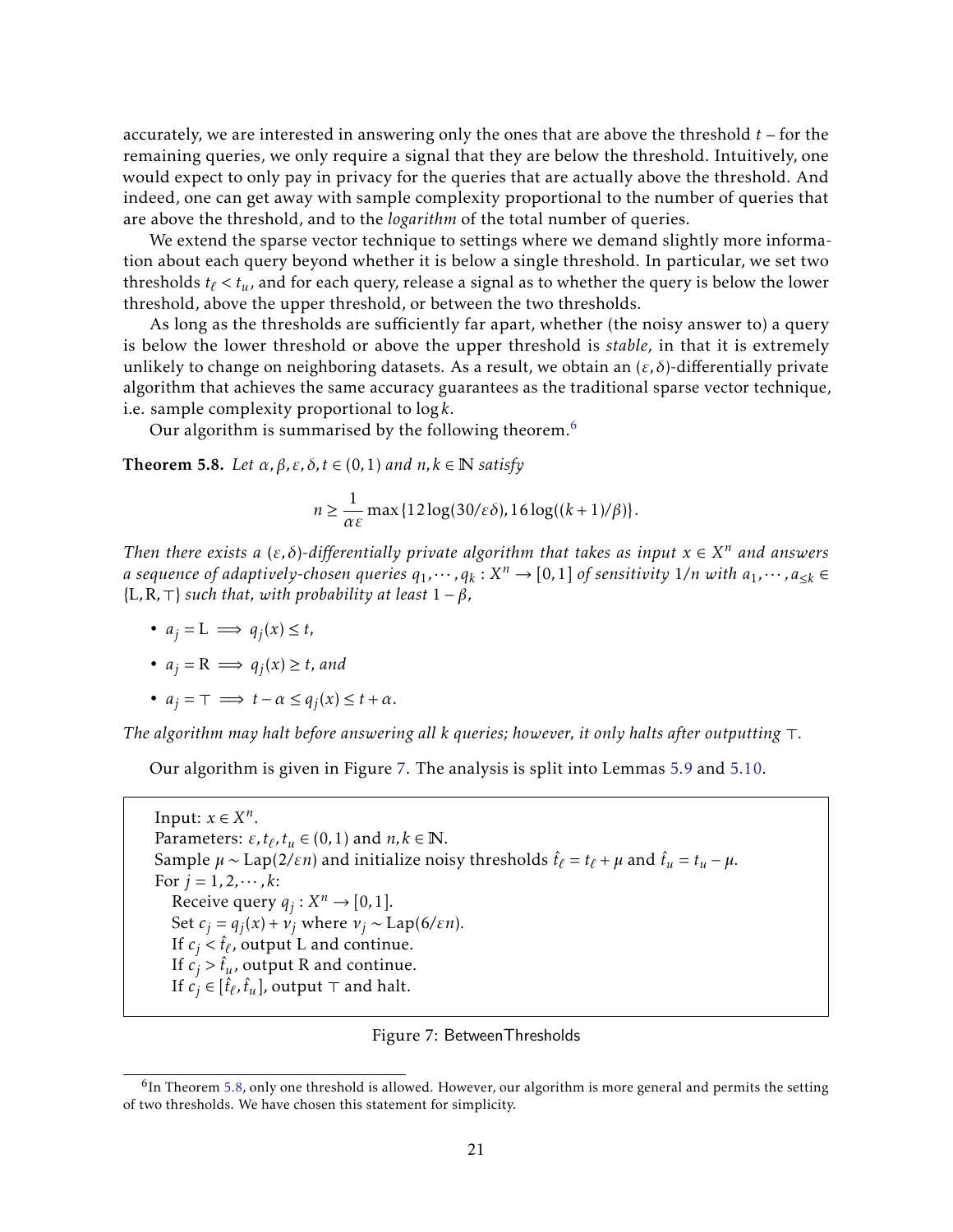accurately, we are interested in answering only the ones that are above the threshold $t$ – for the remaining queries, we only require a signal that they are below the threshold. Intuitively, one would expect to only pay in privacy for the queries that are actually above the threshold. And indeed, one can get away with sample complexity proportional to the number of queries that are above the threshold, and to the *logarithm* of the total number of queries.

We extend the sparse vector technique to settings where we demand slightly more information about each query beyond whether it is below a single threshold. In particular, we set two thresholds $t_\ell < t_u$, and for each query, release a signal as to whether the query is below the lower threshold, above the upper threshold, or between the two thresholds.

As long as the thresholds are sufficiently far apart, whether (the noisy answer to) a query is below the lower threshold or above the upper threshold is *stable*, in that it is extremely unlikely to change on neighboring datasets. As a result, we obtain an $(\varepsilon, \delta)$-differentially private algorithm that achieves the same accuracy guarantees as the traditional sparse vector technique, i.e. sample complexity proportional to $\log k$.

Our algorithm is summarised by the following theorem.[6]

**Theorem 5.8.** *Let $\alpha, \beta, \varepsilon, \delta, t \in (0,1)$ and $n, k \in \mathbb{N}$ satisfy*

$$n \geq \frac{1}{\alpha\varepsilon} \max\{12\log(30/\varepsilon\delta), 16\log((k+1)/\beta)\}.$$

*Then there exists a $(\varepsilon, \delta)$-differentially private algorithm that takes as input $x \in X^n$ and answers a sequence of adaptively-chosen queries $q_1, \cdots, q_k : X^n \to [0,1]$ of sensitivity $1/n$ with $a_1, \cdots, a_{\leq k} \in \{\mathrm{L}, \mathrm{R}, \top\}$ such that, with probability at least $1-\beta$,*

- $a_j = \mathrm{L} \implies q_j(x) \leq t$,
- $a_j = \mathrm{R} \implies q_j(x) \geq t$, *and*
- $a_j = \top \implies t - \alpha \leq q_j(x) \leq t + \alpha$.

*The algorithm may halt before answering all $k$ queries; however, it only halts after outputting $\top$.*

Our algorithm is given in Figure 7. The analysis is split into Lemmas 5.9 and 5.10.

```
Input: x ∈ X^n.
Parameters: ε, t_ℓ, t_u ∈ (0,1) and n, k ∈ ℕ.
Sample μ ~ Lap(2/εn) and initialize noisy thresholds t̂_ℓ = t_ℓ + μ and t̂_u = t_u − μ.
For j = 1, 2, ···, k:
    Receive query q_j : X^n → [0,1].
    Set c_j = q_j(x) + ν_j where ν_j ~ Lap(6/εn).
    If c_j < t̂_ℓ, output L and continue.
    If c_j > t̂_u, output R and continue.
    If c_j ∈ [t̂_ℓ, t̂_u], output ⊤ and halt.
```

Figure 7: BetweenThresholds

[6] In Theorem 5.8, only one threshold is allowed. However, our algorithm is more general and permits the setting of two thresholds. We have chosen this statement for simplicity.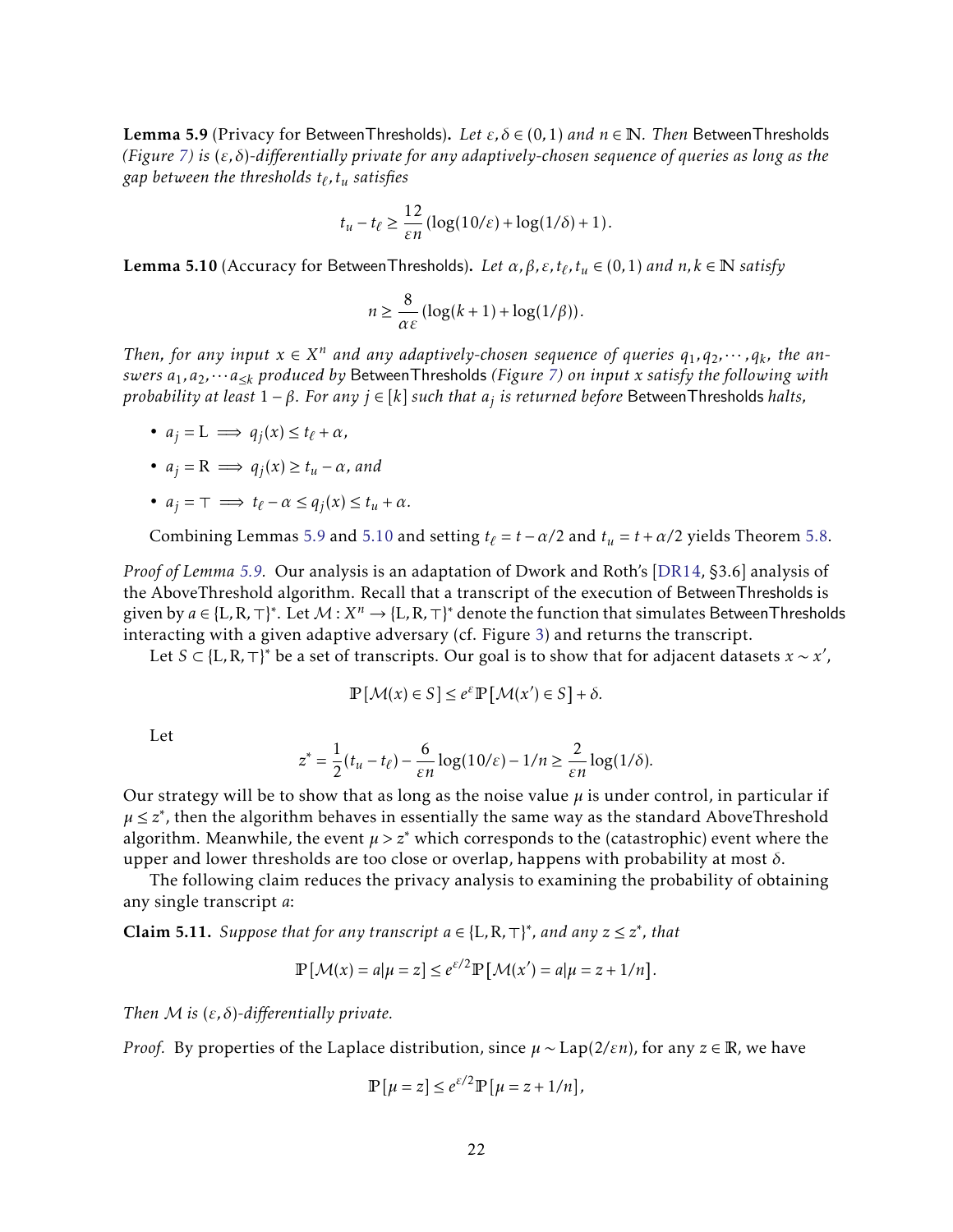**Lemma 5.9** (Privacy for BetweenThresholds)**.** *Let $\varepsilon, \delta \in (0,1)$ and $n \in \mathbb{N}$. Then* BetweenThresholds *(Figure 7) is $(\varepsilon,\delta)$-differentially private for any adaptively-chosen sequence of queries as long as the gap between the thresholds $t_\ell, t_u$ satisfies*

$$t_u - t_\ell \geq \frac{12}{\varepsilon n}\left(\log(10/\varepsilon) + \log(1/\delta) + 1\right).$$

**Lemma 5.10** (Accuracy for BetweenThresholds)**.** *Let $\alpha, \beta, \varepsilon, t_\ell, t_u \in (0,1)$ and $n, k \in \mathbb{N}$ satisfy*

$$n \geq \frac{8}{\alpha\varepsilon}\left(\log(k+1) + \log(1/\beta)\right).$$

*Then, for any input $x \in X^n$ and any adaptively-chosen sequence of queries $q_1, q_2, \cdots, q_k$, the answers $a_1, a_2, \cdots a_{\leq k}$ produced by* BetweenThresholds *(Figure 7) on input $x$ satisfy the following with probability at least $1-\beta$. For any $j \in [k]$ such that $a_j$ is returned before* BetweenThresholds *halts,*

- $a_j = \mathrm{L} \implies q_j(x) \leq t_\ell + \alpha$,
- $a_j = \mathrm{R} \implies q_j(x) \geq t_u - \alpha$, *and*
- $a_j = \top \implies t_\ell - \alpha \leq q_j(x) \leq t_u + \alpha$.

Combining Lemmas 5.9 and 5.10 and setting $t_\ell = t - \alpha/2$ and $t_u = t + \alpha/2$ yields Theorem 5.8.

*Proof of Lemma 5.9.* Our analysis is an adaptation of Dwork and Roth's [DR14, §3.6] analysis of the AboveThreshold algorithm. Recall that a transcript of the execution of BetweenThresholds is given by $a \in \{\mathrm{L}, \mathrm{R}, \top\}^*$. Let $\mathcal{M} : X^n \to \{\mathrm{L}, \mathrm{R}, \top\}^*$ denote the function that simulates BetweenThresholds interacting with a given adaptive adversary (cf. Figure 3) and returns the transcript.

Let $S \subset \{\mathrm{L}, \mathrm{R}, \top\}^*$ be a set of transcripts. Our goal is to show that for adjacent datasets $x \sim x'$,

$$\mathbb{P}[\mathcal{M}(x) \in S] \leq e^{\varepsilon}\mathbb{P}[\mathcal{M}(x') \in S] + \delta.$$

Let

$$z^* = \frac{1}{2}(t_u - t_\ell) - \frac{6}{\varepsilon n}\log(10/\varepsilon) - 1/n \geq \frac{2}{\varepsilon n}\log(1/\delta).$$

Our strategy will be to show that as long as the noise value $\mu$ is under control, in particular if $\mu \leq z^*$, then the algorithm behaves in essentially the same way as the standard AboveThreshold algorithm. Meanwhile, the event $\mu > z^*$ which corresponds to the (catastrophic) event where the upper and lower thresholds are too close or overlap, happens with probability at most $\delta$.

The following claim reduces the privacy analysis to examining the probability of obtaining any single transcript $a$:

**Claim 5.11.** *Suppose that for any transcript $a \in \{\mathrm{L}, \mathrm{R}, \top\}^*$, and any $z \leq z^*$, that*

$$\mathbb{P}[\mathcal{M}(x) = a | \mu = z] \leq e^{\varepsilon/2}\mathbb{P}[\mathcal{M}(x') = a | \mu = z + 1/n].$$

*Then $\mathcal{M}$ is $(\varepsilon, \delta)$-differentially private.*

*Proof.* By properties of the Laplace distribution, since $\mu \sim \mathrm{Lap}(2/\varepsilon n)$, for any $z \in \mathbb{R}$, we have

$$\mathbb{P}[\mu = z] \leq e^{\varepsilon/2}\mathbb{P}[\mu = z + 1/n],$$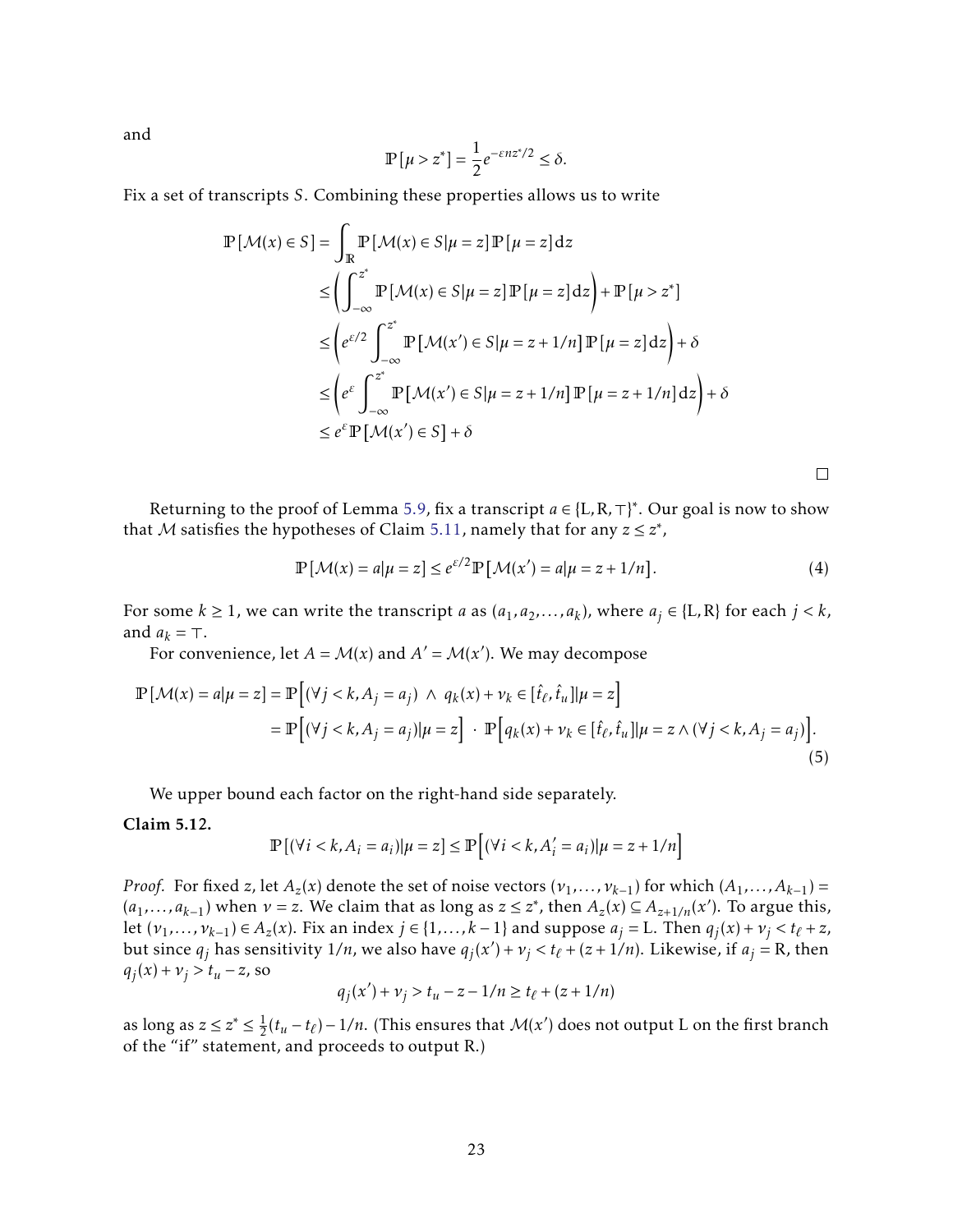and

$$\mathbb{P}[\mu > z^*] = \frac{1}{2}e^{-\varepsilon n z^*/2} \leq \delta.$$

Fix a set of transcripts $S$. Combining these properties allows us to write

$$\begin{aligned}
\mathbb{P}[\mathcal{M}(x) \in S] &= \int_{\mathbb{R}} \mathbb{P}[\mathcal{M}(x) \in S | \mu = z] \mathbb{P}[\mu = z] \mathrm{d}z \\
&\leq \left( \int_{-\infty}^{z^*} \mathbb{P}[\mathcal{M}(x) \in S | \mu = z] \mathbb{P}[\mu = z] \mathrm{d}z \right) + \mathbb{P}[\mu > z^*] \\
&\leq \left( e^{\varepsilon/2} \int_{-\infty}^{z^*} \mathbb{P}[\mathcal{M}(x') \in S | \mu = z + 1/n] \mathbb{P}[\mu = z] \mathrm{d}z \right) + \delta \\
&\leq \left( e^{\varepsilon} \int_{-\infty}^{z^*} \mathbb{P}[\mathcal{M}(x') \in S | \mu = z + 1/n] \mathbb{P}[\mu = z + 1/n] \mathrm{d}z \right) + \delta \\
&\leq e^{\varepsilon} \mathbb{P}[\mathcal{M}(x') \in S] + \delta
\end{aligned}$$

□

Returning to the proof of Lemma 5.9, fix a transcript $a \in \{\mathrm{L}, \mathrm{R}, \top\}^*$. Our goal is now to show that $\mathcal{M}$ satisfies the hypotheses of Claim 5.11, namely that for any $z \leq z^*$,

$$\mathbb{P}[\mathcal{M}(x) = a | \mu = z] \leq e^{\varepsilon/2} \mathbb{P}[\mathcal{M}(x') = a | \mu = z + 1/n]. \tag{4}$$

For some $k \geq 1$, we can write the transcript $a$ as $(a_1, a_2, \ldots, a_k)$, where $a_j \in \{\mathrm{L}, \mathrm{R}\}$ for each $j < k$, and $a_k = \top$.

For convenience, let $A = \mathcal{M}(x)$ and $A' = \mathcal{M}(x')$. We may decompose

$$\begin{aligned}
\mathbb{P}[\mathcal{M}(x) = a | \mu = z] &= \mathbb{P}\Big[(\forall j < k, A_j = a_j) \ \wedge \ q_k(x) + \nu_k \in [\hat{t}_\ell, \hat{t}_u] | \mu = z\Big] \\
&= \mathbb{P}\Big[(\forall j < k, A_j = a_j) | \mu = z\Big] \ \cdot \ \mathbb{P}\Big[q_k(x) + \nu_k \in [\hat{t}_\ell, \hat{t}_u] | \mu = z \wedge (\forall j < k, A_j = a_j)\Big].
\end{aligned} \tag{5}$$

We upper bound each factor on the right-hand side separately.

**Claim 5.12.**

$$\mathbb{P}[(\forall i < k, A_i = a_i) | \mu = z] \leq \mathbb{P}\Big[(\forall i < k, A'_i = a_i) | \mu = z + 1/n\Big]$$

*Proof.* For fixed $z$, let $A_z(x)$ denote the set of noise vectors $(\nu_1, \ldots, \nu_{k-1})$ for which $(A_1, \ldots, A_{k-1}) = (a_1, \ldots, a_{k-1})$ when $\nu = z$. We claim that as long as $z \leq z^*$, then $A_z(x) \subseteq A_{z+1/n}(x')$. To argue this, let $(\nu_1, \ldots, \nu_{k-1}) \in A_z(x)$. Fix an index $j \in \{1, \ldots, k-1\}$ and suppose $a_j = \mathrm{L}$. Then $q_j(x) + \nu_j < t_\ell + z$, but since $q_j$ has sensitivity $1/n$, we also have $q_j(x') + \nu_j < t_\ell + (z + 1/n)$. Likewise, if $a_j = \mathrm{R}$, then $q_j(x) + \nu_j > t_u - z$, so

$$q_j(x') + \nu_j > t_u - z - 1/n \geq t_\ell + (z + 1/n)$$

as long as $z \leq z^* \leq \frac{1}{2}(t_u - t_\ell) - 1/n$. (This ensures that $\mathcal{M}(x')$ does not output L on the first branch of the "if" statement, and proceeds to output R.)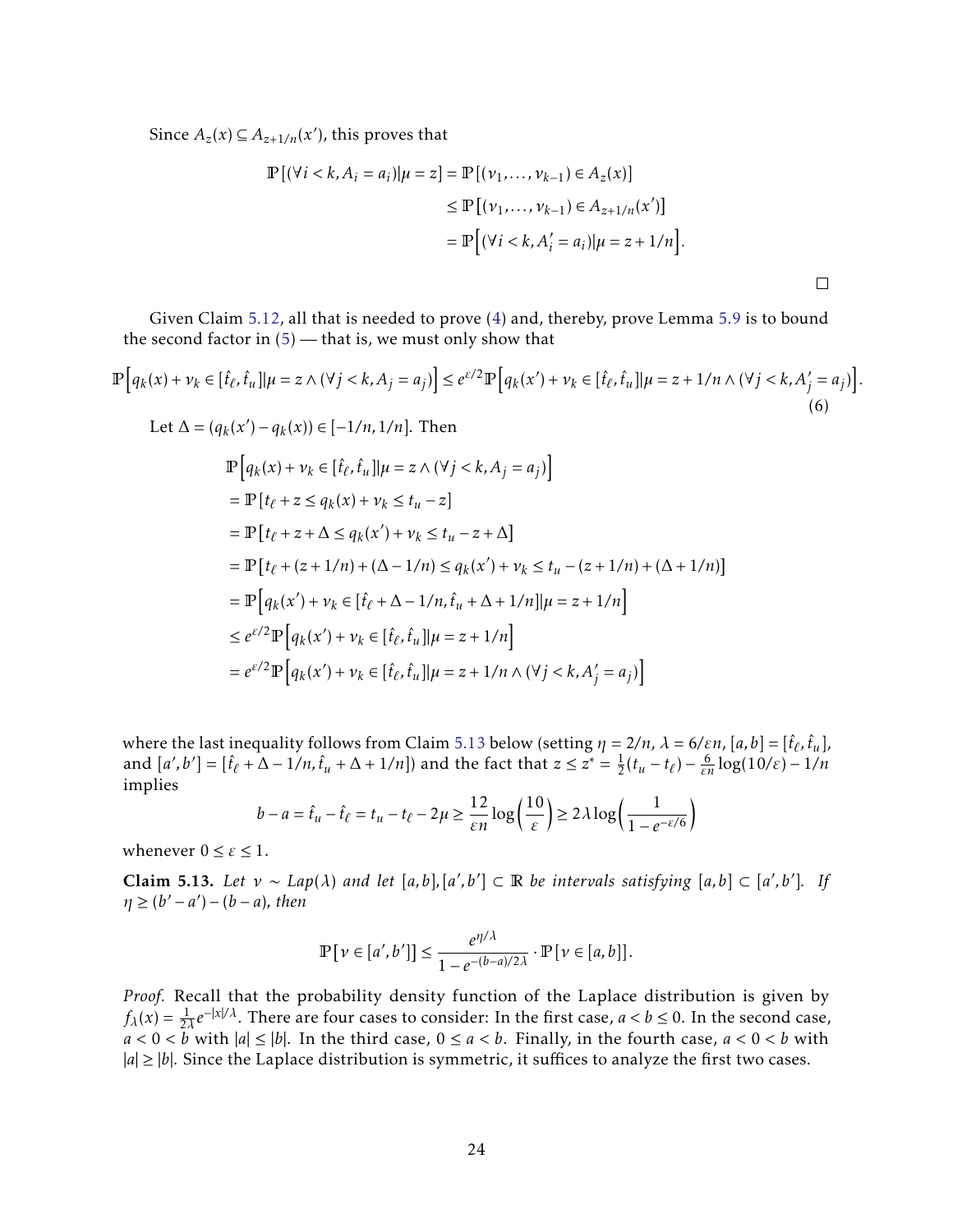Since $A_z(x) \subseteq A_{z+1/n}(x')$, this proves that

$$
\begin{aligned}
\mathbb{P}[(\forall i < k, A_i = a_i) | \mu = z] &= \mathbb{P}[(\nu_1, \ldots, \nu_{k-1}) \in A_z(x)] \\
&\leq \mathbb{P}[(\nu_1, \ldots, \nu_{k-1}) \in A_{z+1/n}(x')] \\
&= \mathbb{P}\Big[(\forall i < k, A'_i = a_i) | \mu = z + 1/n\Big].
\end{aligned}
$$

□

Given Claim 5.12, all that is needed to prove (4) and, thereby, prove Lemma 5.9 is to bound the second factor in (5) — that is, we must only show that

$$
\mathbb{P}\Big[q_k(x) + \nu_k \in [\hat{t}_\ell, \hat{t}_u] | \mu = z \wedge (\forall j < k, A_j = a_j)\Big] \leq e^{\varepsilon/2} \mathbb{P}\Big[q_k(x') + \nu_k \in [\hat{t}_\ell, \hat{t}_u] | \mu = z + 1/n \wedge (\forall j < k, A'_j = a_j)\Big]. \tag{6}
$$

Let $\Delta = (q_k(x') - q_k(x)) \in [-1/n, 1/n]$. Then

$$
\begin{aligned}
&\mathbb{P}\Big[q_k(x) + \nu_k \in [\hat{t}_\ell, \hat{t}_u] | \mu = z \wedge (\forall j < k, A_j = a_j)\Big] \\
&= \mathbb{P}[t_\ell + z \leq q_k(x) + \nu_k \leq t_u - z] \\
&= \mathbb{P}[t_\ell + z + \Delta \leq q_k(x') + \nu_k \leq t_u - z + \Delta] \\
&= \mathbb{P}[t_\ell + (z + 1/n) + (\Delta - 1/n) \leq q_k(x') + \nu_k \leq t_u - (z + 1/n) + (\Delta + 1/n)] \\
&= \mathbb{P}\Big[q_k(x') + \nu_k \in [\hat{t}_\ell + \Delta - 1/n, \hat{t}_u + \Delta + 1/n] | \mu = z + 1/n\Big] \\
&\leq e^{\varepsilon/2} \mathbb{P}\Big[q_k(x') + \nu_k \in [\hat{t}_\ell, \hat{t}_u] | \mu = z + 1/n\Big] \\
&= e^{\varepsilon/2} \mathbb{P}\Big[q_k(x') + \nu_k \in [\hat{t}_\ell, \hat{t}_u] | \mu = z + 1/n \wedge (\forall j < k, A'_j = a_j)\Big]
\end{aligned}
$$

where the last inequality follows from Claim 5.13 below (setting $\eta = 2/n$, $\lambda = 6/\varepsilon n$, $[a, b] = [\hat{t}_\ell, \hat{t}_u]$, and $[a', b'] = [\hat{t}_\ell + \Delta - 1/n, \hat{t}_u + \Delta + 1/n]$) and the fact that $z \leq z^* = \frac{1}{2}(t_u - t_\ell) - \frac{6}{\varepsilon n}\log(10/\varepsilon) - 1/n$ implies

$$
b - a = \hat{t}_u - \hat{t}_\ell = t_u - t_\ell - 2\mu \geq \frac{12}{\varepsilon n}\log\left(\frac{10}{\varepsilon}\right) \geq 2\lambda \log\left(\frac{1}{1 - e^{-\varepsilon/6}}\right)
$$

whenever $0 \leq \varepsilon \leq 1$.

**Claim 5.13.** *Let $\nu \sim Lap(\lambda)$ and let $[a, b], [a', b'] \subset \mathbb{R}$ be intervals satisfying $[a, b] \subset [a', b']$. If $\eta \geq (b' - a') - (b - a)$, then*

$$
\mathbb{P}[\nu \in [a', b']] \leq \frac{e^{\eta/\lambda}}{1 - e^{-(b-a)/2\lambda}} \cdot \mathbb{P}[\nu \in [a, b]].
$$

*Proof.* Recall that the probability density function of the Laplace distribution is given by $f_\lambda(x) = \frac{1}{2\lambda}e^{-|x|/\lambda}$. There are four cases to consider: In the first case, $a < b \leq 0$. In the second case, $a < 0 < b$ with $|a| \leq |b|$. In the third case, $0 \leq a < b$. Finally, in the fourth case, $a < 0 < b$ with $|a| \geq |b|$. Since the Laplace distribution is symmetric, it suffices to analyze the first two cases.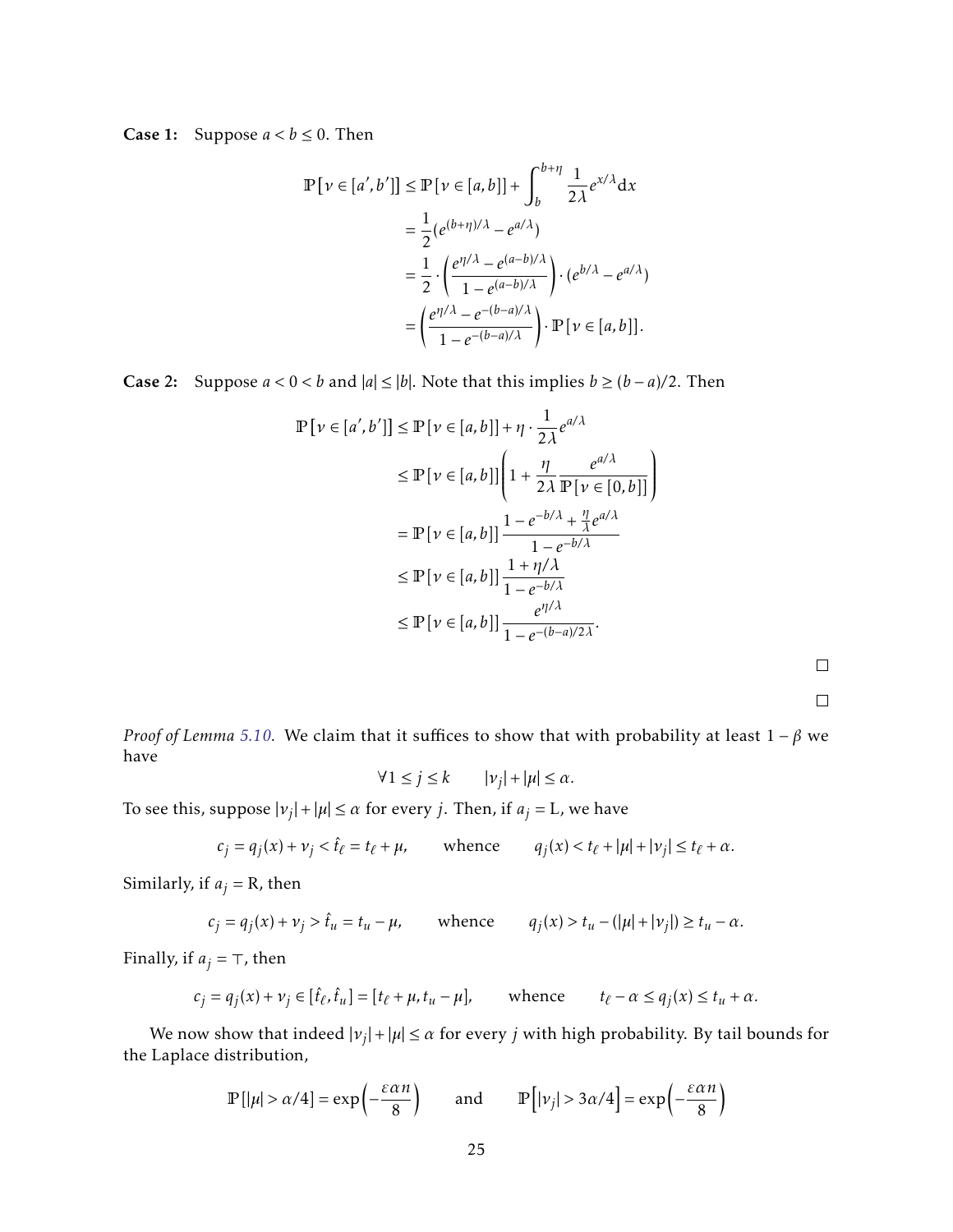**Case 1:** Suppose $a < b \le 0$. Then

$$
\begin{aligned}
\mathbb{P}[\nu \in [a', b']] &\le \mathbb{P}[\nu \in [a, b]] + \int_b^{b+\eta} \frac{1}{2\lambda} e^{x/\lambda} \mathrm{d}x \\
&= \frac{1}{2}(e^{(b+\eta)/\lambda} - e^{a/\lambda}) \\
&= \frac{1}{2} \cdot \left( \frac{e^{\eta/\lambda} - e^{(a-b)/\lambda}}{1 - e^{(a-b)/\lambda}} \right) \cdot (e^{b/\lambda} - e^{a/\lambda}) \\
&= \left( \frac{e^{\eta/\lambda} - e^{-(b-a)/\lambda}}{1 - e^{-(b-a)/\lambda}} \right) \cdot \mathbb{P}[\nu \in [a, b]].
\end{aligned}
$$

**Case 2:** Suppose $a < 0 < b$ and $|a| \le |b|$. Note that this implies $b \ge (b-a)/2$. Then

$$
\begin{aligned}
\mathbb{P}[\nu \in [a', b']] &\le \mathbb{P}[\nu \in [a, b]] + \eta \cdot \frac{1}{2\lambda} e^{a/\lambda} \\
&\le \mathbb{P}[\nu \in [a, b]] \left( 1 + \frac{\eta}{2\lambda} \frac{e^{a/\lambda}}{\mathbb{P}[\nu \in [0, b]]} \right) \\
&= \mathbb{P}[\nu \in [a, b]] \frac{1 - e^{-b/\lambda} + \frac{\eta}{\lambda} e^{a/\lambda}}{1 - e^{-b/\lambda}} \\
&\le \mathbb{P}[\nu \in [a, b]] \frac{1 + \eta/\lambda}{1 - e^{-b/\lambda}} \\
&\le \mathbb{P}[\nu \in [a, b]] \frac{e^{\eta/\lambda}}{1 - e^{-(b-a)/2\lambda}}.
\end{aligned}
$$

□

□

*Proof of Lemma 5.10.* We claim that it suffices to show that with probability at least $1 - \beta$ we have

$$\forall 1 \le j \le k \qquad |\nu_j| + |\mu| \le \alpha.$$

To see this, suppose $|\nu_j| + |\mu| \le \alpha$ for every $j$. Then, if $a_j = \mathrm{L}$, we have

$$c_j = q_j(x) + \nu_j < \hat{t}_\ell = t_\ell + \mu, \qquad \text{whence} \qquad q_j(x) < t_\ell + |\mu| + |\nu_j| \le t_\ell + \alpha.$$

Similarly, if $a_j = \mathrm{R}$, then

$$c_j = q_j(x) + \nu_j > \hat{t}_u = t_u - \mu, \qquad \text{whence} \qquad q_j(x) > t_u - (|\mu| + |\nu_j|) \ge t_u - \alpha.$$

Finally, if $a_j = \top$, then

$$c_j = q_j(x) + \nu_j \in [\hat{t}_\ell, \hat{t}_u] = [t_\ell + \mu, t_u - \mu], \qquad \text{whence} \qquad t_\ell - \alpha \le q_j(x) \le t_u + \alpha.$$

We now show that indeed $|\nu_j| + |\mu| \le \alpha$ for every $j$ with high probability. By tail bounds for the Laplace distribution,

$$\mathbb{P}[|\mu| > \alpha/4] = \exp\left(-\frac{\varepsilon \alpha n}{8}\right) \qquad \text{and} \qquad \mathbb{P}\left[|\nu_j| > 3\alpha/4\right] = \exp\left(-\frac{\varepsilon \alpha n}{8}\right)$$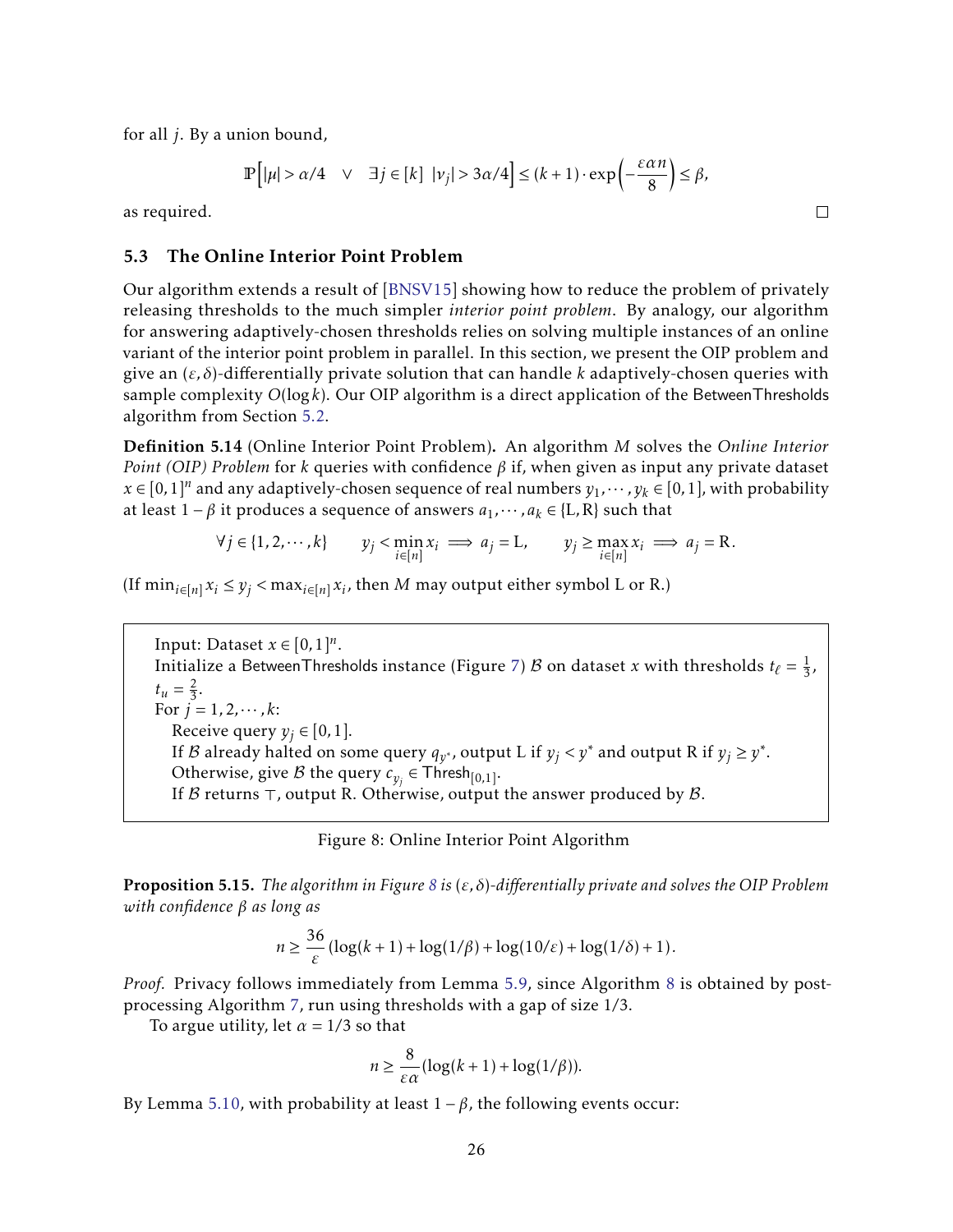for all $j$. By a union bound,

$$\mathbb{P}\Big[|\mu| > \alpha/4 \quad \vee \quad \exists j \in [k] \;\; |\nu_j| > 3\alpha/4\Big] \leq (k+1) \cdot \exp\Big(-\frac{\varepsilon \alpha n}{8}\Big) \leq \beta,$$

as required. $\square$

### 5.3 The Online Interior Point Problem

Our algorithm extends a result of [BNSV15] showing how to reduce the problem of privately releasing thresholds to the much simpler *interior point problem*. By analogy, our algorithm for answering adaptively-chosen thresholds relies on solving multiple instances of an online variant of the interior point problem in parallel. In this section, we present the OIP problem and give an $(\varepsilon, \delta)$-differentially private solution that can handle $k$ adaptively-chosen queries with sample complexity $O(\log k)$. Our OIP algorithm is a direct application of the BetweenThresholds algorithm from Section 5.2.

**Definition 5.14** (Online Interior Point Problem)**.** An algorithm $M$ solves the *Online Interior Point (OIP) Problem* for $k$ queries with confidence $\beta$ if, when given as input any private dataset $x \in [0,1]^n$ and any adaptively-chosen sequence of real numbers $y_1, \cdots, y_k \in [0,1]$, with probability at least $1-\beta$ it produces a sequence of answers $a_1, \cdots, a_k \in \{\mathrm{L}, \mathrm{R}\}$ such that

$$\forall j \in \{1, 2, \cdots, k\} \qquad y_j < \min_{i \in [n]} x_i \implies a_j = \mathrm{L}, \qquad y_j \geq \max_{i \in [n]} x_i \implies a_j = \mathrm{R}.$$

(If $\min_{i\in[n]} x_i \leq y_j < \max_{i \in [n]} x_i$, then $M$ may output either symbol L or R.)

> Input: Dataset $x \in [0,1]^n$.
> Initialize a BetweenThresholds instance (Figure 7) $\mathcal{B}$ on dataset $x$ with thresholds $t_\ell = \frac{1}{3}$, $t_u = \frac{2}{3}$.
> For $j = 1, 2, \cdots, k$:
>   Receive query $y_j \in [0,1]$.
>   If $\mathcal{B}$ already halted on some query $q_{y^*}$, output L if $y_j < y^*$ and output R if $y_j \geq y^*$.
>   Otherwise, give $\mathcal{B}$ the query $c_{y_j} \in \mathsf{Thresh}_{[0,1]}$.
>   If $\mathcal{B}$ returns $\top$, output R. Otherwise, output the answer produced by $\mathcal{B}$.

Figure 8: Online Interior Point Algorithm

**Proposition 5.15.** *The algorithm in Figure 8 is $(\varepsilon, \delta)$-differentially private and solves the OIP Problem with confidence $\beta$ as long as*

$$n \geq \frac{36}{\varepsilon}\left(\log(k+1) + \log(1/\beta) + \log(10/\varepsilon) + \log(1/\delta) + 1\right).$$

*Proof.* Privacy follows immediately from Lemma 5.9, since Algorithm 8 is obtained by post-processing Algorithm 7, run using thresholds with a gap of size 1/3.

To argue utility, let $\alpha = 1/3$ so that

$$n \geq \frac{8}{\varepsilon\alpha}(\log(k+1) + \log(1/\beta)).$$

By Lemma 5.10, with probability at least $1-\beta$, the following events occur: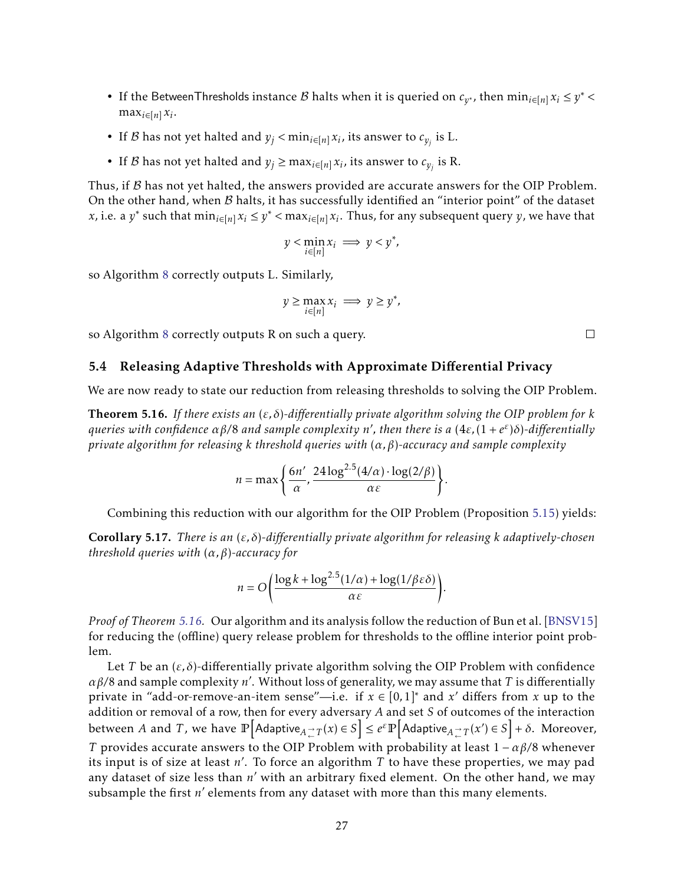- If the BetweenThresholds instance $\mathcal{B}$ halts when it is queried on $c_{y^*}$, then $\min_{i\in[n]} x_i \le y^* < \max_{i\in[n]} x_i$.
- If $\mathcal{B}$ has not yet halted and $y_j < \min_{i\in[n]} x_i$, its answer to $c_{y_j}$ is L.
- If $\mathcal{B}$ has not yet halted and $y_j \ge \max_{i\in[n]} x_i$, its answer to $c_{y_j}$ is R.

Thus, if $\mathcal{B}$ has not yet halted, the answers provided are accurate answers for the OIP Problem. On the other hand, when $\mathcal{B}$ halts, it has successfully identified an "interior point" of the dataset $x$, i.e. a $y^*$ such that $\min_{i\in[n]} x_i \le y^* < \max_{i\in[n]} x_i$. Thus, for any subsequent query $y$, we have that

$$y < \min_{i\in[n]} x_i \implies y < y^*,$$

so Algorithm 8 correctly outputs L. Similarly,

$$y \ge \max_{i\in[n]} x_i \implies y \ge y^*,$$

so Algorithm 8 correctly outputs R on such a query. □

### 5.4 Releasing Adaptive Thresholds with Approximate Differential Privacy

We are now ready to state our reduction from releasing thresholds to solving the OIP Problem.

**Theorem 5.16.** *If there exists an $(\varepsilon, \delta)$-differentially private algorithm solving the OIP problem for $k$ queries with confidence $\alpha\beta/8$ and sample complexity $n'$, then there is a $(4\varepsilon, (1+e^\varepsilon)\delta)$-differentially private algorithm for releasing $k$ threshold queries with $(\alpha, \beta)$-accuracy and sample complexity*

$$n = \max\left\{\frac{6n'}{\alpha}, \frac{24\log^{2.5}(4/\alpha)\cdot\log(2/\beta)}{\alpha\varepsilon}\right\}.$$

Combining this reduction with our algorithm for the OIP Problem (Proposition 5.15) yields:

**Corollary 5.17.** *There is an $(\varepsilon, \delta)$-differentially private algorithm for releasing $k$ adaptively-chosen threshold queries with $(\alpha, \beta)$-accuracy for*

$$n = O\left(\frac{\log k + \log^{2.5}(1/\alpha) + \log(1/\beta\varepsilon\delta)}{\alpha\varepsilon}\right).$$

*Proof of Theorem 5.16.* Our algorithm and its analysis follow the reduction of Bun et al. [BNSV15] for reducing the (offline) query release problem for thresholds to the offline interior point problem.

Let $T$ be an $(\varepsilon, \delta)$-differentially private algorithm solving the OIP Problem with confidence $\alpha\beta/8$ and sample complexity $n'$. Without loss of generality, we may assume that $T$ is differentially private in "add-or-remove-an-item sense"—i.e. if $x \in [0,1]^*$ and $x'$ differs from $x$ up to the addition or removal of a row, then for every adversary $A$ and set $S$ of outcomes of the interaction between $A$ and $T$, we have $\mathbb{P}\left[\mathsf{Adaptive}_{A\rightleftarrows T}(x) \in S\right] \le e^\varepsilon \mathbb{P}\left[\mathsf{Adaptive}_{A\rightleftarrows T}(x') \in S\right] + \delta$. Moreover, $T$ provides accurate answers to the OIP Problem with probability at least $1 - \alpha\beta/8$ whenever its input is of size at least $n'$. To force an algorithm $T$ to have these properties, we may pad any dataset of size less than $n'$ with an arbitrary fixed element. On the other hand, we may subsample the first $n'$ elements from any dataset with more than this many elements.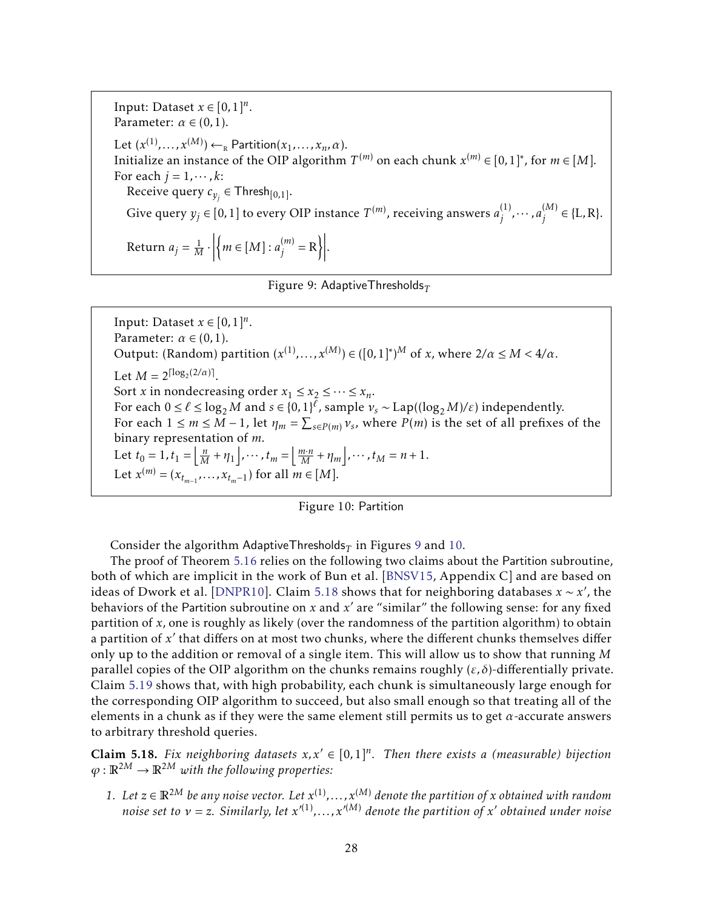> Input: Dataset $x \in [0,1]^n$.
> Parameter: $\alpha \in (0,1)$.
>
> Let $(x^{(1)}, \ldots, x^{(M)}) \leftarrow_{\mathrm{R}} \mathsf{Partition}(x_1, \ldots, x_n, \alpha)$.
> Initialize an instance of the OIP algorithm $T^{(m)}$ on each chunk $x^{(m)} \in [0,1]^*$, for $m \in [M]$.
> For each $j = 1, \cdots, k$:
>   Receive query $c_{y_j} \in \mathsf{Thresh}_{[0,1]}$.
>   Give query $y_j \in [0,1]$ to every OIP instance $T^{(m)}$, receiving answers $a_j^{(1)}, \cdots, a_j^{(M)} \in \{\mathrm{L}, \mathrm{R}\}$.
>   Return $a_j = \frac{1}{M} \cdot \left| \left\{ m \in [M] : a_j^{(m)} = \mathrm{R} \right\} \right|$.

Figure 9: $\mathsf{AdaptiveThresholds}_T$

> Input: Dataset $x \in [0,1]^n$.
> Parameter: $\alpha \in (0,1)$.
> Output: (Random) partition $(x^{(1)}, \ldots, x^{(M)}) \in ([0,1]^*)^M$ of $x$, where $2/\alpha \le M < 4/\alpha$.
>
> Let $M = 2^{\lceil \log_2(2/\alpha) \rceil}$.
> Sort $x$ in nondecreasing order $x_1 \le x_2 \le \cdots \le x_n$.
> For each $0 \le \ell \le \log_2 M$ and $s \in \{0,1\}^\ell$, sample $\nu_s \sim \mathrm{Lap}((\log_2 M)/\varepsilon)$ independently.
> For each $1 \le m \le M-1$, let $\eta_m = \sum_{s \in P(m)} \nu_s$, where $P(m)$ is the set of all prefixes of the binary representation of $m$.
> Let $t_0 = 1, t_1 = \left\lfloor \frac{n}{M} + \eta_1 \right\rfloor, \cdots, t_m = \left\lfloor \frac{m \cdot n}{M} + \eta_m \right\rfloor, \cdots, t_M = n+1$.
> Let $x^{(m)} = (x_{t_{m-1}}, \ldots, x_{t_m - 1})$ for all $m \in [M]$.

Figure 10: Partition

Consider the algorithm $\mathsf{AdaptiveThresholds}_T$ in Figures 9 and 10.

The proof of Theorem 5.16 relies on the following two claims about the Partition subroutine, both of which are implicit in the work of Bun et al. [BNSV15, Appendix C] and are based on ideas of Dwork et al. [DNPR10]. Claim 5.18 shows that for neighboring databases $x \sim x'$, the behaviors of the Partition subroutine on $x$ and $x'$ are "similar" the following sense: for any fixed partition of $x$, one is roughly as likely (over the randomness of the partition algorithm) to obtain a partition of $x'$ that differs on at most two chunks, where the different chunks themselves differ only up to the addition or removal of a single item. This will allow us to show that running $M$ parallel copies of the OIP algorithm on the chunks remains roughly $(\varepsilon, \delta)$-differentially private. Claim 5.19 shows that, with high probability, each chunk is simultaneously large enough for the corresponding OIP algorithm to succeed, but also small enough so that treating all of the elements in a chunk as if they were the same element still permits us to get $\alpha$-accurate answers to arbitrary threshold queries.

**Claim 5.18.** *Fix neighboring datasets $x, x' \in [0,1]^n$. Then there exists a (measurable) bijection $\varphi : \mathbb{R}^{2M} \to \mathbb{R}^{2M}$ with the following properties:*

1. *Let $z \in \mathbb{R}^{2M}$ be any noise vector. Let $x^{(1)}, \ldots, x^{(M)}$ denote the partition of $x$ obtained with random noise set to $\nu = z$. Similarly, let $x'^{(1)}, \ldots, x'^{(M)}$ denote the partition of $x'$ obtained under noise*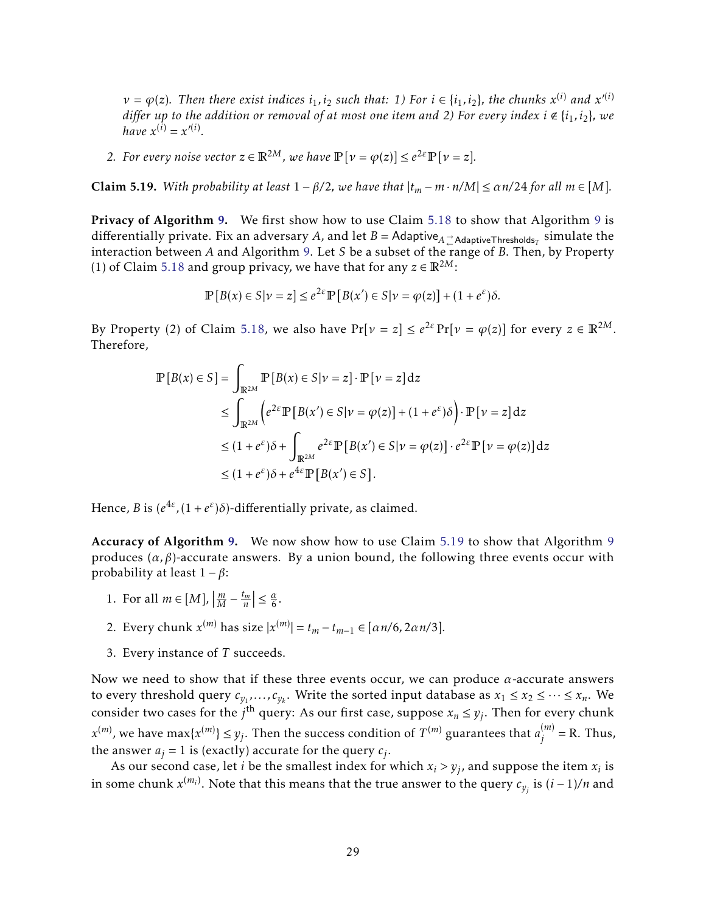*$\nu = \varphi(z)$. Then there exist indices $i_1, i_2$ such that: 1) For $i \in \{i_1, i_2\}$, the chunks $x^{(i)}$ and $x'^{(i)}$ differ up to the addition or removal of at most one item and 2) For every index $i \notin \{i_1, i_2\}$, we have $x^{(i)} = x'^{(i)}$.*

2. *For every noise vector $z \in \mathbb{R}^{2M}$, we have $\mathbb{P}[\nu = \varphi(z)] \leq e^{2\varepsilon}\mathbb{P}[\nu = z]$.*

**Claim 5.19.** *With probability at least $1 - \beta/2$, we have that $|t_m - m \cdot n/M| \leq \alpha n/24$ for all $m \in [M]$.*

**Privacy of Algorithm 9.** We first show how to use Claim 5.18 to show that Algorithm 9 is differentially private. Fix an adversary $A$, and let $B = \mathsf{Adaptive}_{A \rightleftarrows \mathsf{AdaptiveThresholds}_T}$ simulate the interaction between $A$ and Algorithm 9. Let $S$ be a subset of the range of $B$. Then, by Property (1) of Claim 5.18 and group privacy, we have that for any $z \in \mathbb{R}^{2M}$:

$$\mathbb{P}[B(x) \in S | \nu = z] \leq e^{2\varepsilon}\mathbb{P}[B(x') \in S | \nu = \varphi(z)] + (1 + e^{\varepsilon})\delta.$$

By Property (2) of Claim 5.18, we also have $\Pr[\nu = z] \leq e^{2\varepsilon}\Pr[\nu = \varphi(z)]$ for every $z \in \mathbb{R}^{2M}$. Therefore,

$$\begin{aligned}
\mathbb{P}[B(x) \in S] &= \int_{\mathbb{R}^{2M}} \mathbb{P}[B(x) \in S | \nu = z] \cdot \mathbb{P}[\nu = z]\,\mathrm{d}z \\
&\leq \int_{\mathbb{R}^{2M}} \left(e^{2\varepsilon}\mathbb{P}[B(x') \in S | \nu = \varphi(z)] + (1 + e^{\varepsilon})\delta\right) \cdot \mathbb{P}[\nu = z]\,\mathrm{d}z \\
&\leq (1 + e^{\varepsilon})\delta + \int_{\mathbb{R}^{2M}} e^{2\varepsilon}\mathbb{P}[B(x') \in S | \nu = \varphi(z)] \cdot e^{2\varepsilon}\mathbb{P}[\nu = \varphi(z)]\,\mathrm{d}z \\
&\leq (1 + e^{\varepsilon})\delta + e^{4\varepsilon}\mathbb{P}[B(x') \in S].
\end{aligned}$$

Hence, $B$ is $(e^{4\varepsilon}, (1 + e^{\varepsilon})\delta)$-differentially private, as claimed.

**Accuracy of Algorithm 9.** We now show how to use Claim 5.19 to show that Algorithm 9 produces $(\alpha, \beta)$-accurate answers. By a union bound, the following three events occur with probability at least $1 - \beta$:

1. For all $m \in [M]$, $\left|\frac{m}{M} - \frac{t_m}{n}\right| \leq \frac{\alpha}{6}$.
2. Every chunk $x^{(m)}$ has size $|x^{(m)}| = t_m - t_{m-1} \in [\alpha n/6, 2\alpha n/3]$.
3. Every instance of $T$ succeeds.

Now we need to show that if these three events occur, we can produce $\alpha$-accurate answers to every threshold query $c_{y_1}, \ldots, c_{y_k}$. Write the sorted input database as $x_1 \leq x_2 \leq \cdots \leq x_n$. We consider two cases for the $j^{\text{th}}$ query: As our first case, suppose $x_n \leq y_j$. Then for every chunk $x^{(m)}$, we have $\max\{x^{(m)}\} \leq y_j$. Then the success condition of $T^{(m)}$ guarantees that $a_j^{(m)} = \mathrm{R}$. Thus, the answer $a_j = 1$ is (exactly) accurate for the query $c_j$.

As our second case, let $i$ be the smallest index for which $x_i > y_j$, and suppose the item $x_i$ is in some chunk $x^{(m_i)}$. Note that this means that the true answer to the query $c_{y_j}$ is $(i-1)/n$ and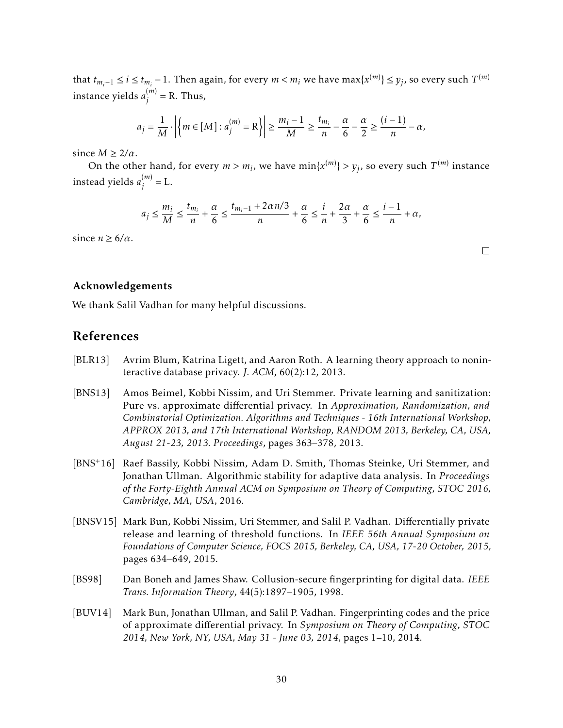that $t_{m_i-1} \le i \le t_{m_i} - 1$. Then again, for every $m < m_i$ we have $\max\{x^{(m)}\} \le y_j$, so every such $T^{(m)}$ instance yields $a_j^{(m)} = \mathrm{R}$. Thus,

$$a_j = \frac{1}{M} \cdot \left| \left\{ m \in [M] : a_j^{(m)} = \mathrm{R} \right\} \right| \ge \frac{m_i - 1}{M} \ge \frac{t_{m_i}}{n} - \frac{\alpha}{6} - \frac{\alpha}{2} \ge \frac{(i-1)}{n} - \alpha,$$

since $M \ge 2/\alpha$.

On the other hand, for every $m > m_i$, we have $\min\{x^{(m)}\} > y_j$, so every such $T^{(m)}$ instance instead yields $a_j^{(m)} = \mathrm{L}$.

$$a_j \le \frac{m_i}{M} \le \frac{t_{m_i}}{n} + \frac{\alpha}{6} \le \frac{t_{m_i-1} + 2\alpha n/3}{n} + \frac{\alpha}{6} \le \frac{i}{n} + \frac{2\alpha}{3} + \frac{\alpha}{6} \le \frac{i-1}{n} + \alpha,$$

since $n \ge 6/\alpha$.

□

### Acknowledgements

We thank Salil Vadhan for many helpful discussions.

## References

[BLR13] Avrim Blum, Katrina Ligett, and Aaron Roth. A learning theory approach to noninteractive database privacy. *J. ACM*, 60(2):12, 2013.

[BNS13] Amos Beimel, Kobbi Nissim, and Uri Stemmer. Private learning and sanitization: Pure vs. approximate differential privacy. In *Approximation, Randomization, and Combinatorial Optimization. Algorithms and Techniques - 16th International Workshop, APPROX 2013, and 17th International Workshop, RANDOM 2013, Berkeley, CA, USA, August 21-23, 2013. Proceedings*, pages 363–378, 2013.

[BNS+16] Raef Bassily, Kobbi Nissim, Adam D. Smith, Thomas Steinke, Uri Stemmer, and Jonathan Ullman. Algorithmic stability for adaptive data analysis. In *Proceedings of the Forty-Eighth Annual ACM on Symposium on Theory of Computing, STOC 2016, Cambridge, MA, USA*, 2016.

[BNSV15] Mark Bun, Kobbi Nissim, Uri Stemmer, and Salil P. Vadhan. Differentially private release and learning of threshold functions. In *IEEE 56th Annual Symposium on Foundations of Computer Science, FOCS 2015, Berkeley, CA, USA, 17-20 October, 2015*, pages 634–649, 2015.

[BS98] Dan Boneh and James Shaw. Collusion-secure fingerprinting for digital data. *IEEE Trans. Information Theory*, 44(5):1897–1905, 1998.

[BUV14] Mark Bun, Jonathan Ullman, and Salil P. Vadhan. Fingerprinting codes and the price of approximate differential privacy. In *Symposium on Theory of Computing, STOC 2014, New York, NY, USA, May 31 - June 03, 2014*, pages 1–10, 2014.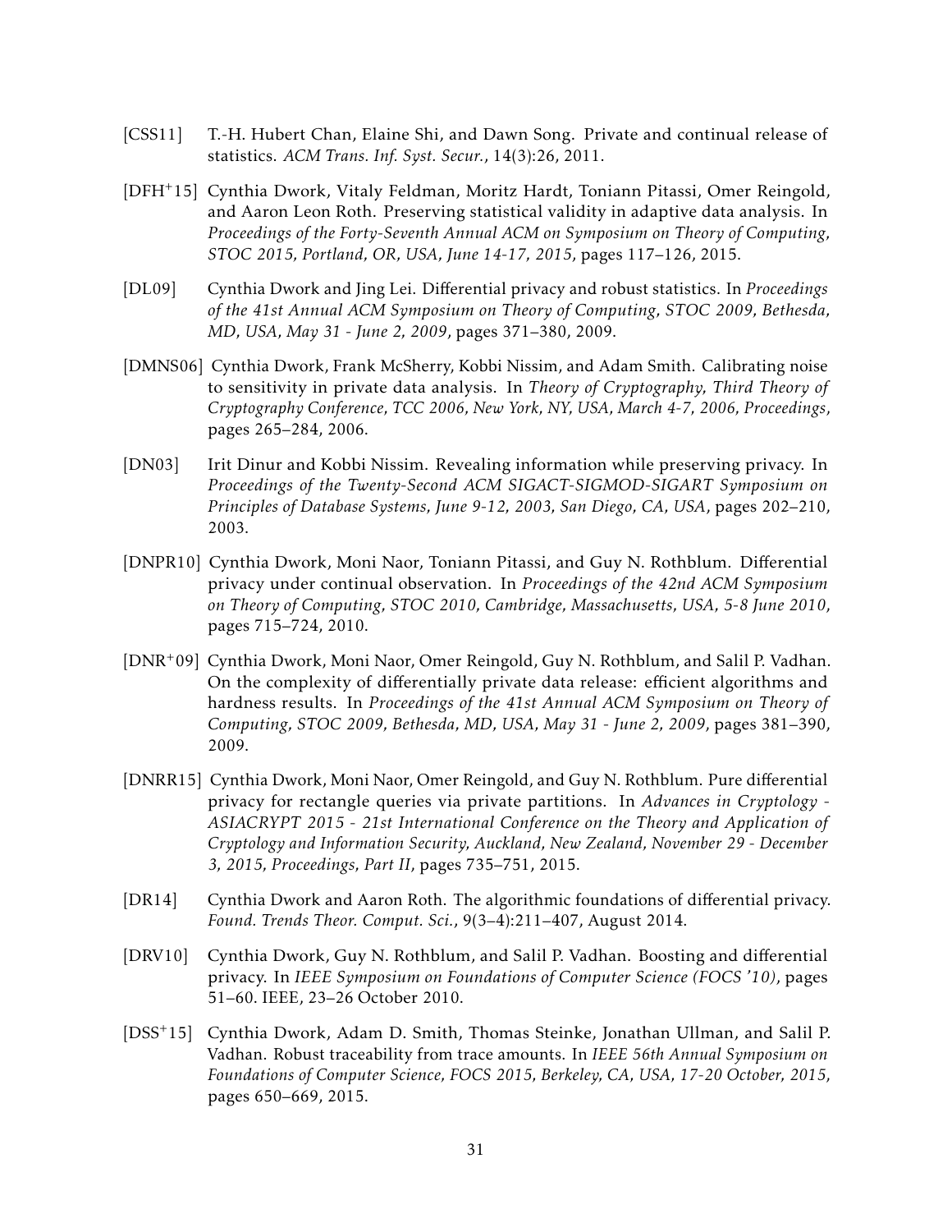[CSS11] T.-H. Hubert Chan, Elaine Shi, and Dawn Song. Private and continual release of statistics. *ACM Trans. Inf. Syst. Secur.*, 14(3):26, 2011.

[DFH+15] Cynthia Dwork, Vitaly Feldman, Moritz Hardt, Toniann Pitassi, Omer Reingold, and Aaron Leon Roth. Preserving statistical validity in adaptive data analysis. In *Proceedings of the Forty-Seventh Annual ACM on Symposium on Theory of Computing, STOC 2015, Portland, OR, USA, June 14-17, 2015*, pages 117–126, 2015.

[DL09] Cynthia Dwork and Jing Lei. Differential privacy and robust statistics. In *Proceedings of the 41st Annual ACM Symposium on Theory of Computing, STOC 2009, Bethesda, MD, USA, May 31 - June 2, 2009*, pages 371–380, 2009.

[DMNS06] Cynthia Dwork, Frank McSherry, Kobbi Nissim, and Adam Smith. Calibrating noise to sensitivity in private data analysis. In *Theory of Cryptography, Third Theory of Cryptography Conference, TCC 2006, New York, NY, USA, March 4-7, 2006, Proceedings*, pages 265–284, 2006.

[DN03] Irit Dinur and Kobbi Nissim. Revealing information while preserving privacy. In *Proceedings of the Twenty-Second ACM SIGACT-SIGMOD-SIGART Symposium on Principles of Database Systems, June 9-12, 2003, San Diego, CA, USA*, pages 202–210, 2003.

[DNPR10] Cynthia Dwork, Moni Naor, Toniann Pitassi, and Guy N. Rothblum. Differential privacy under continual observation. In *Proceedings of the 42nd ACM Symposium on Theory of Computing, STOC 2010, Cambridge, Massachusetts, USA, 5-8 June 2010*, pages 715–724, 2010.

[DNR+09] Cynthia Dwork, Moni Naor, Omer Reingold, Guy N. Rothblum, and Salil P. Vadhan. On the complexity of differentially private data release: efficient algorithms and hardness results. In *Proceedings of the 41st Annual ACM Symposium on Theory of Computing, STOC 2009, Bethesda, MD, USA, May 31 - June 2, 2009*, pages 381–390, 2009.

[DNRR15] Cynthia Dwork, Moni Naor, Omer Reingold, and Guy N. Rothblum. Pure differential privacy for rectangle queries via private partitions. In *Advances in Cryptology - ASIACRYPT 2015 - 21st International Conference on the Theory and Application of Cryptology and Information Security, Auckland, New Zealand, November 29 - December 3, 2015, Proceedings, Part II*, pages 735–751, 2015.

[DR14] Cynthia Dwork and Aaron Roth. The algorithmic foundations of differential privacy. *Found. Trends Theor. Comput. Sci.*, 9(3–4):211–407, August 2014.

[DRV10] Cynthia Dwork, Guy N. Rothblum, and Salil P. Vadhan. Boosting and differential privacy. In *IEEE Symposium on Foundations of Computer Science (FOCS '10)*, pages 51–60. IEEE, 23–26 October 2010.

[DSS+15] Cynthia Dwork, Adam D. Smith, Thomas Steinke, Jonathan Ullman, and Salil P. Vadhan. Robust traceability from trace amounts. In *IEEE 56th Annual Symposium on Foundations of Computer Science, FOCS 2015, Berkeley, CA, USA, 17-20 October, 2015*, pages 650–669, 2015.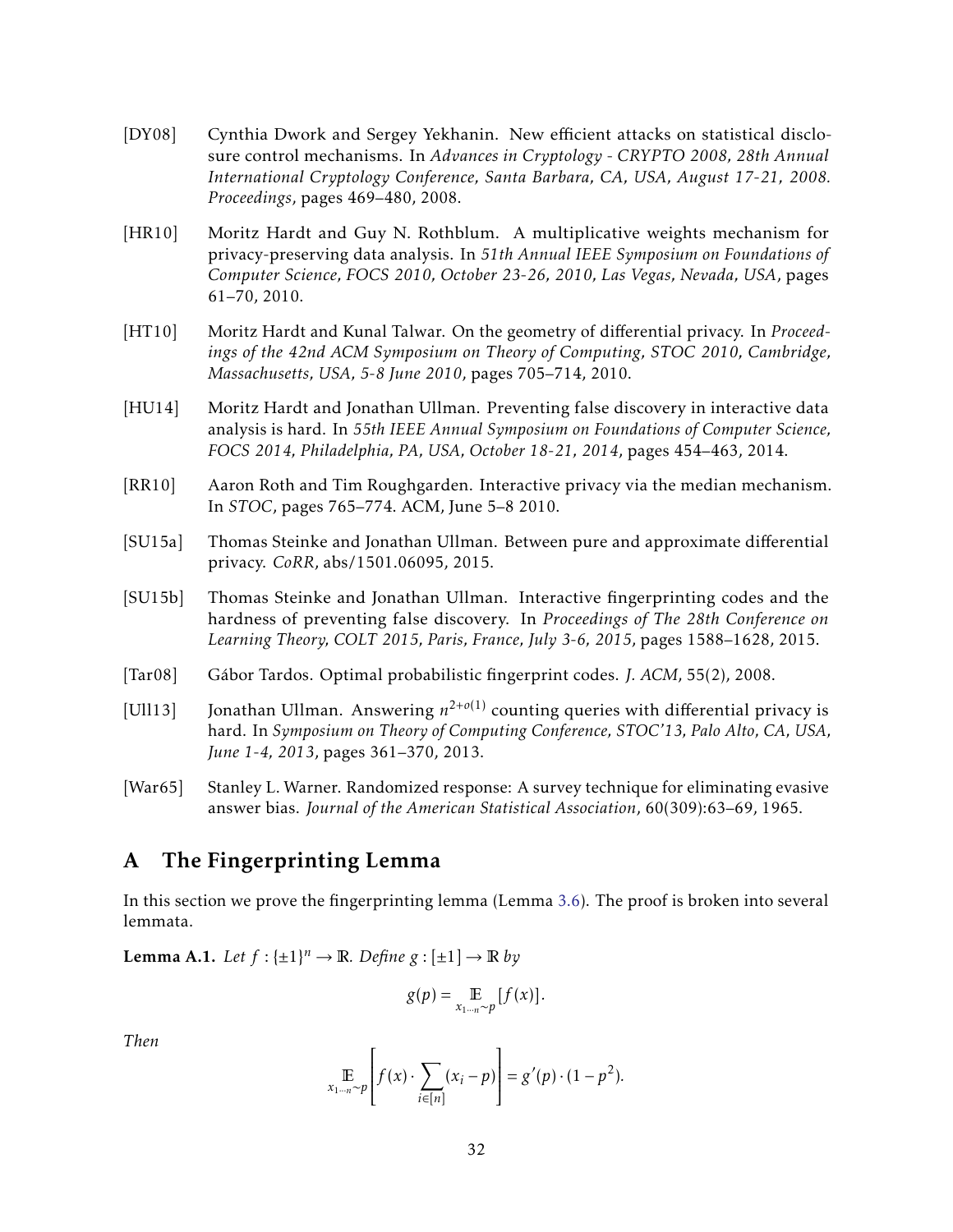[DY08] Cynthia Dwork and Sergey Yekhanin. New efficient attacks on statistical disclosure control mechanisms. In *Advances in Cryptology - CRYPTO 2008, 28th Annual International Cryptology Conference, Santa Barbara, CA, USA, August 17-21, 2008. Proceedings*, pages 469–480, 2008.

[HR10] Moritz Hardt and Guy N. Rothblum. A multiplicative weights mechanism for privacy-preserving data analysis. In *51th Annual IEEE Symposium on Foundations of Computer Science, FOCS 2010, October 23-26, 2010, Las Vegas, Nevada, USA*, pages 61–70, 2010.

[HT10] Moritz Hardt and Kunal Talwar. On the geometry of differential privacy. In *Proceedings of the 42nd ACM Symposium on Theory of Computing, STOC 2010, Cambridge, Massachusetts, USA, 5-8 June 2010*, pages 705–714, 2010.

[HU14] Moritz Hardt and Jonathan Ullman. Preventing false discovery in interactive data analysis is hard. In *55th IEEE Annual Symposium on Foundations of Computer Science, FOCS 2014, Philadelphia, PA, USA, October 18-21, 2014*, pages 454–463, 2014.

[RR10] Aaron Roth and Tim Roughgarden. Interactive privacy via the median mechanism. In *STOC*, pages 765–774. ACM, June 5–8 2010.

[SU15a] Thomas Steinke and Jonathan Ullman. Between pure and approximate differential privacy. *CoRR*, abs/1501.06095, 2015.

[SU15b] Thomas Steinke and Jonathan Ullman. Interactive fingerprinting codes and the hardness of preventing false discovery. In *Proceedings of The 28th Conference on Learning Theory, COLT 2015, Paris, France, July 3-6, 2015*, pages 1588–1628, 2015.

[Tar08] Gábor Tardos. Optimal probabilistic fingerprint codes. *J. ACM*, 55(2), 2008.

[Ull13] Jonathan Ullman. Answering $n^{2+o(1)}$ counting queries with differential privacy is hard. In *Symposium on Theory of Computing Conference, STOC'13, Palo Alto, CA, USA, June 1-4, 2013*, pages 361–370, 2013.

[War65] Stanley L. Warner. Randomized response: A survey technique for eliminating evasive answer bias. *Journal of the American Statistical Association*, 60(309):63–69, 1965.

## A The Fingerprinting Lemma

In this section we prove the fingerprinting lemma (Lemma 3.6). The proof is broken into several lemmata.

**Lemma A.1.** *Let $f : \{\pm 1\}^n \to \mathbb{R}$. Define $g : [\pm 1] \to \mathbb{R}$ by*

$$g(p) = \mathop{\mathbb{E}}_{x_{1 \cdots n} \sim p}[f(x)].$$

*Then*

$$\mathop{\mathbb{E}}_{x_{1 \cdots n} \sim p}\left[f(x) \cdot \sum_{i \in [n]} (x_i - p)\right] = g'(p) \cdot (1 - p^2).$$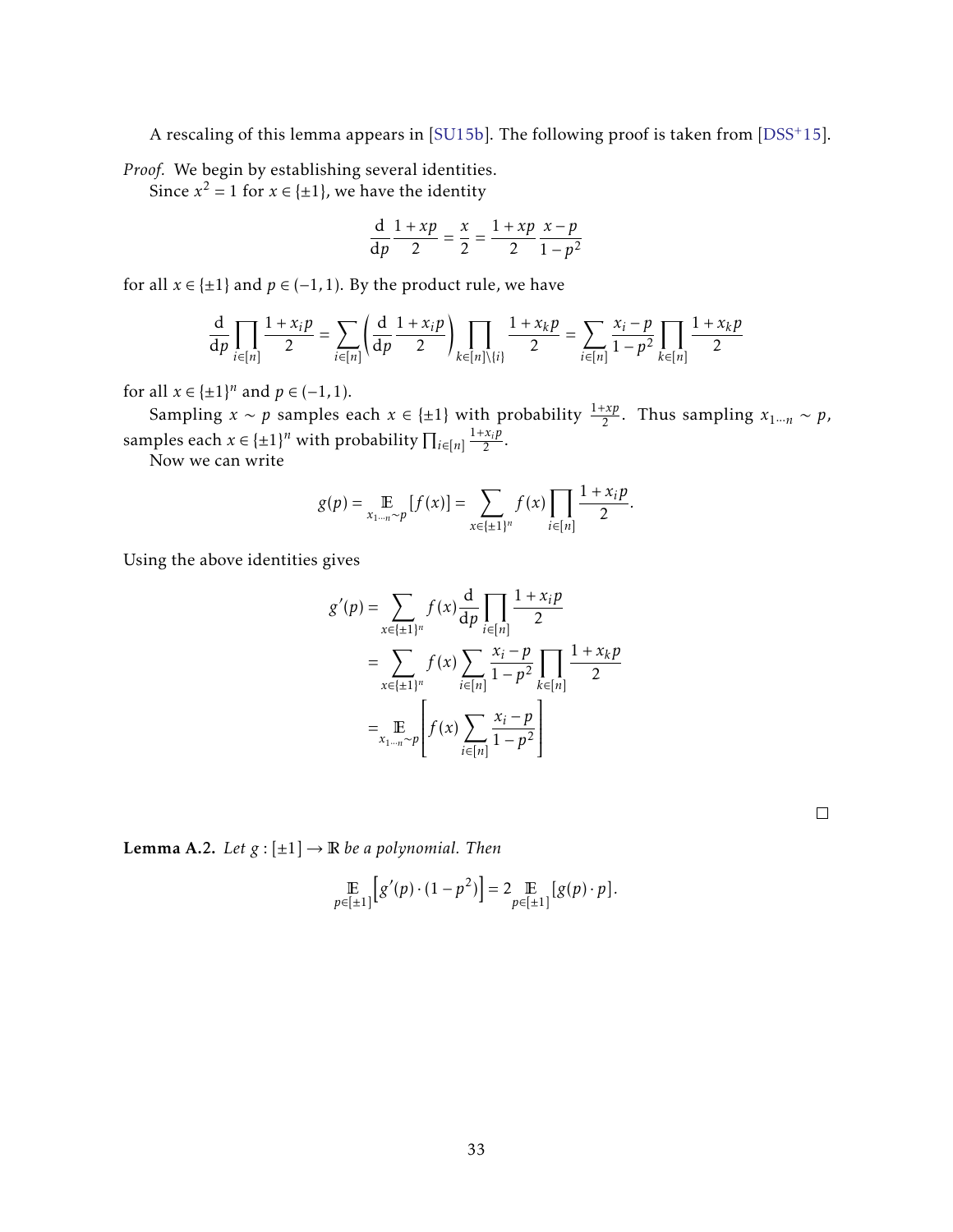A rescaling of this lemma appears in [SU15b]. The following proof is taken from [DSS+15].

*Proof.* We begin by establishing several identities.

Since $x^2 = 1$ for $x \in \{\pm 1\}$, we have the identity

$$\frac{\mathrm{d}}{\mathrm{d}p}\frac{1+xp}{2} = \frac{x}{2} = \frac{1+xp}{2}\frac{x-p}{1-p^2}$$

for all $x \in \{\pm 1\}$ and $p \in (-1,1)$. By the product rule, we have

$$\frac{\mathrm{d}}{\mathrm{d}p}\prod_{i\in[n]}\frac{1+x_ip}{2} = \sum_{i\in[n]}\left(\frac{\mathrm{d}}{\mathrm{d}p}\frac{1+x_ip}{2}\right)\prod_{k\in[n]\setminus\{i\}}\frac{1+x_kp}{2} = \sum_{i\in[n]}\frac{x_i-p}{1-p^2}\prod_{k\in[n]}\frac{1+x_kp}{2}$$

for all $x \in \{\pm 1\}^n$ and $p \in (-1,1)$.

Sampling $x \sim p$ samples each $x \in \{\pm 1\}$ with probability $\frac{1+xp}{2}$. Thus sampling $x_{1\cdots n} \sim p$, samples each $x \in \{\pm 1\}^n$ with probability $\prod_{i\in[n]}\frac{1+x_ip}{2}$.

Now we can write

$$g(p) = \mathop{\mathbb{E}}_{x_{1\cdots n}\sim p}[f(x)] = \sum_{x\in\{\pm 1\}^n} f(x)\prod_{i\in[n]}\frac{1+x_ip}{2}.$$

Using the above identities gives

$$\begin{aligned}
g'(p) &= \sum_{x\in\{\pm 1\}^n} f(x)\frac{\mathrm{d}}{\mathrm{d}p}\prod_{i\in[n]}\frac{1+x_ip}{2} \\
&= \sum_{x\in\{\pm 1\}^n} f(x)\sum_{i\in[n]}\frac{x_i-p}{1-p^2}\prod_{k\in[n]}\frac{1+x_kp}{2} \\
&= \mathop{\mathbb{E}}_{x_{1\cdots n}\sim p}\left[f(x)\sum_{i\in[n]}\frac{x_i-p}{1-p^2}\right]
\end{aligned}$$

□

**Lemma A.2.** *Let $g : [\pm 1] \to \mathbb{R}$ be a polynomial. Then*

$$\mathop{\mathbb{E}}_{p\in[\pm 1]}\left[g'(p)\cdot(1-p^2)\right] = 2\mathop{\mathbb{E}}_{p\in[\pm 1]}[g(p)\cdot p].$$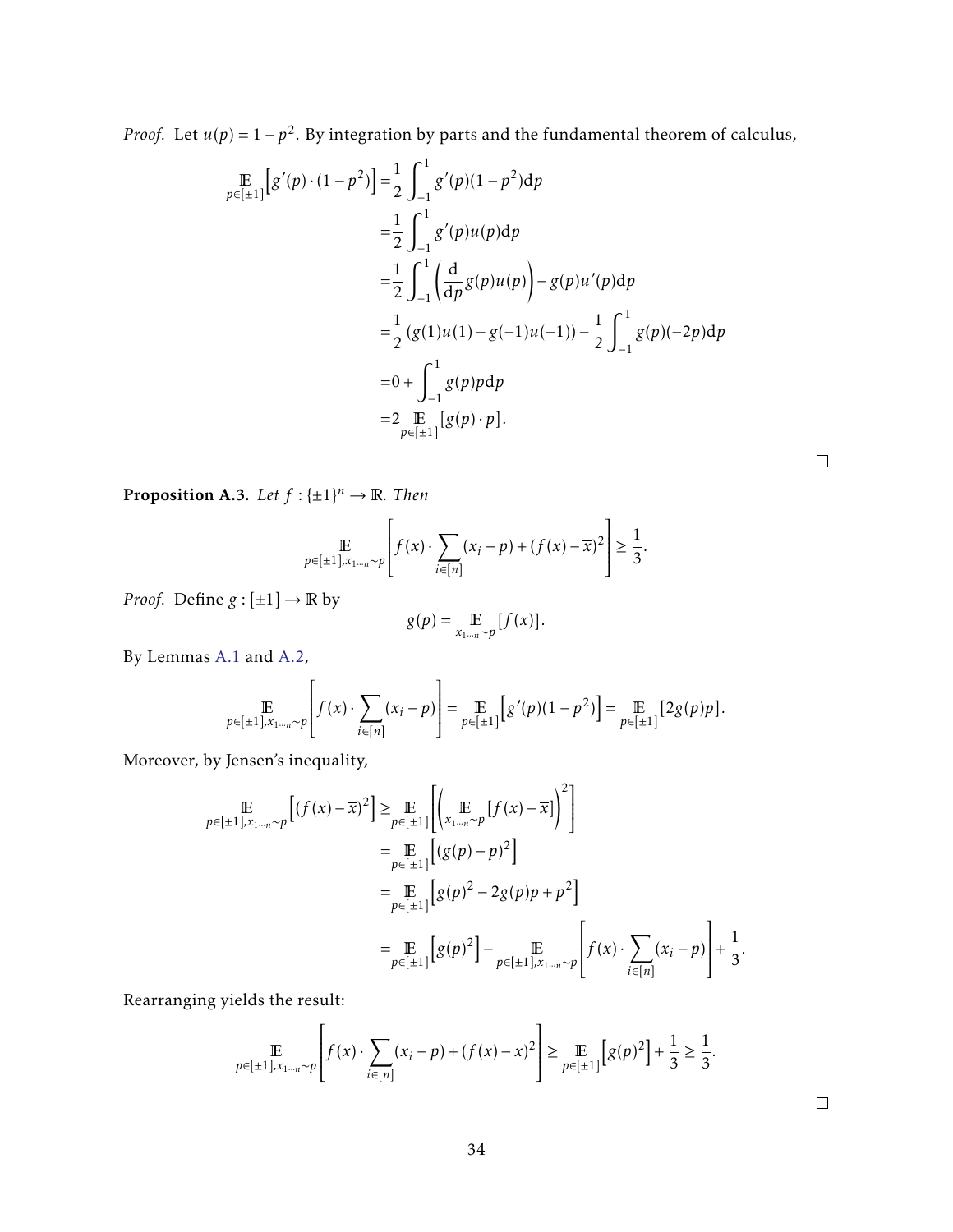*Proof.* Let $u(p) = 1 - p^2$. By integration by parts and the fundamental theorem of calculus,

$$
\begin{aligned}
\mathop{\mathbb{E}}_{p \in [\pm 1]}\left[g'(p) \cdot (1 - p^2)\right] =& \frac{1}{2} \int_{-1}^{1} g'(p)(1 - p^2) \mathrm{d}p \\
=& \frac{1}{2} \int_{-1}^{1} g'(p) u(p) \mathrm{d}p \\
=& \frac{1}{2} \int_{-1}^{1} \left( \frac{\mathrm{d}}{\mathrm{d}p} g(p) u(p) \right) - g(p) u'(p) \mathrm{d}p \\
=& \frac{1}{2} \left( g(1)u(1) - g(-1)u(-1) \right) - \frac{1}{2} \int_{-1}^{1} g(p)(-2p) \mathrm{d}p \\
=& 0 + \int_{-1}^{1} g(p) p \mathrm{d}p \\
=& 2 \mathop{\mathbb{E}}_{p \in [\pm 1]}[g(p) \cdot p].
\end{aligned}
$$

□

**Proposition A.3.** *Let $f : \{\pm 1\}^n \to \mathbb{R}$. Then*

$$
\mathop{\mathbb{E}}_{p \in [\pm 1], x_{1\cdots n} \sim p}\left[ f(x) \cdot \sum_{i \in [n]} (x_i - p) + (f(x) - \overline{x})^2 \right] \geq \frac{1}{3}.
$$

*Proof.* Define $g : [\pm 1] \to \mathbb{R}$ by

$$
g(p) = \mathop{\mathbb{E}}_{x_{1\cdots n} \sim p}[f(x)].
$$

By Lemmas A.1 and A.2,

$$
\mathop{\mathbb{E}}_{p \in [\pm 1], x_{1\cdots n} \sim p}\left[ f(x) \cdot \sum_{i \in [n]} (x_i - p) \right] = \mathop{\mathbb{E}}_{p \in [\pm 1]}\left[ g'(p)(1 - p^2) \right] = \mathop{\mathbb{E}}_{p \in [\pm 1]}[2g(p)p].
$$

Moreover, by Jensen's inequality,

$$
\begin{aligned}
\mathop{\mathbb{E}}_{p \in [\pm 1], x_{1\cdots n} \sim p}\left[ (f(x) - \overline{x})^2 \right] &\geq \mathop{\mathbb{E}}_{p \in [\pm 1]}\left[ \left( \mathop{\mathbb{E}}_{x_{1\cdots n} \sim p}[f(x) - \overline{x}] \right)^2 \right] \\
&= \mathop{\mathbb{E}}_{p \in [\pm 1]}\left[ (g(p) - p)^2 \right] \\
&= \mathop{\mathbb{E}}_{p \in [\pm 1]}\left[ g(p)^2 - 2g(p)p + p^2 \right] \\
&= \mathop{\mathbb{E}}_{p \in [\pm 1]}\left[ g(p)^2 \right] - \mathop{\mathbb{E}}_{p \in [\pm 1], x_{1\cdots n} \sim p}\left[ f(x) \cdot \sum_{i \in [n]} (x_i - p) \right] + \frac{1}{3}.
\end{aligned}
$$

Rearranging yields the result:

$$
\mathop{\mathbb{E}}_{p \in [\pm 1], x_{1\cdots n} \sim p}\left[ f(x) \cdot \sum_{i \in [n]} (x_i - p) + (f(x) - \overline{x})^2 \right] \geq \mathop{\mathbb{E}}_{p \in [\pm 1]}\left[ g(p)^2 \right] + \frac{1}{3} \geq \frac{1}{3}.
$$

□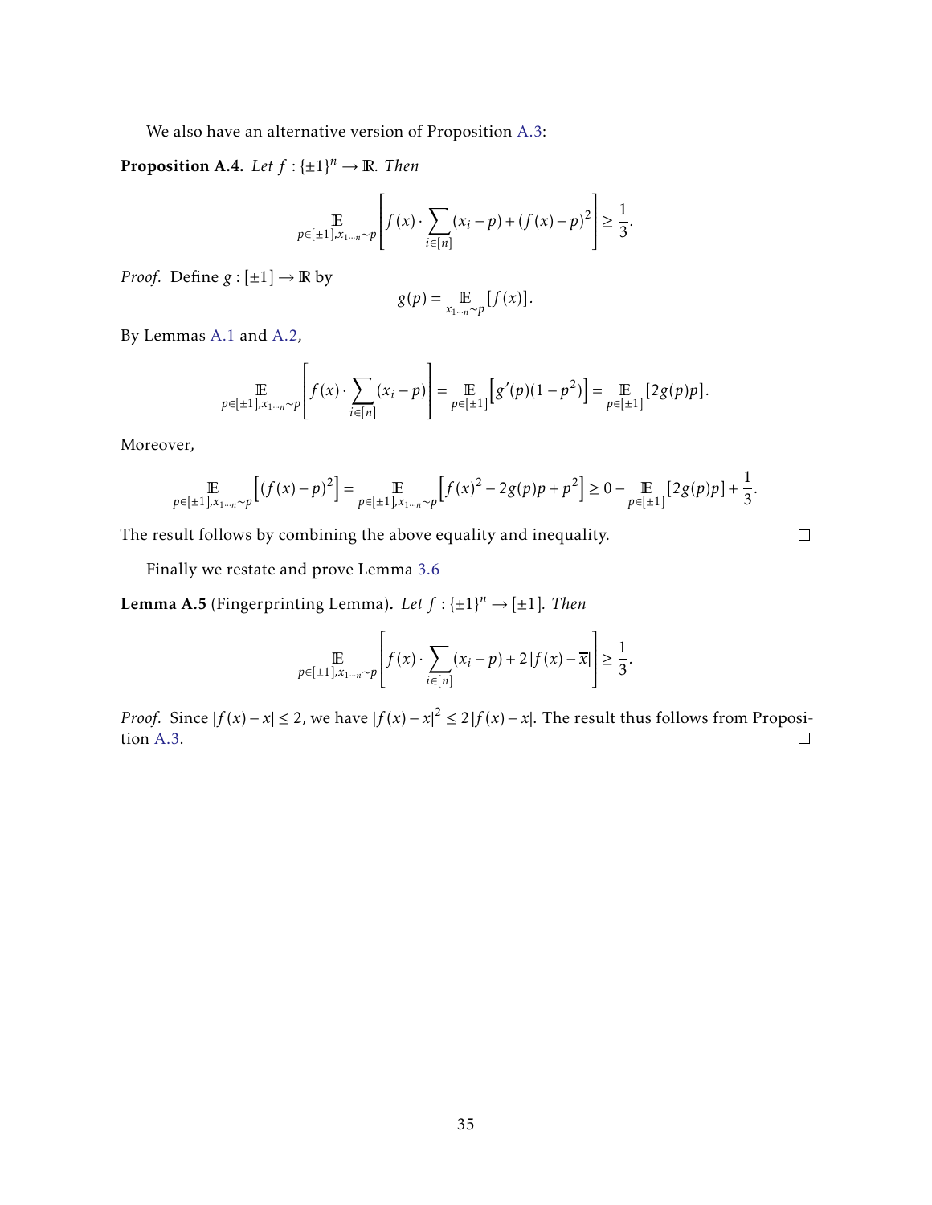We also have an alternative version of Proposition A.3:

**Proposition A.4.** *Let $f : \{\pm 1\}^n \to \mathbb{R}$. Then*

$$\mathop{\mathbb{E}}_{p \in [\pm 1], x_{1\cdots n} \sim p}\left[ f(x) \cdot \sum_{i \in [n]} (x_i - p) + (f(x) - p)^2 \right] \geq \frac{1}{3}.$$

*Proof.* Define $g : [\pm 1] \to \mathbb{R}$ by

$$g(p) = \mathop{\mathbb{E}}_{x_{1\cdots n} \sim p}[f(x)].$$

By Lemmas A.1 and A.2,

$$\mathop{\mathbb{E}}_{p \in [\pm 1], x_{1\cdots n} \sim p}\left[ f(x) \cdot \sum_{i \in [n]} (x_i - p) \right] = \mathop{\mathbb{E}}_{p \in [\pm 1]}\left[ g'(p)(1 - p^2) \right] = \mathop{\mathbb{E}}_{p \in [\pm 1]}[2g(p)p].$$

Moreover,

$$\mathop{\mathbb{E}}_{p \in [\pm 1], x_{1\cdots n} \sim p}\left[ (f(x) - p)^2 \right] = \mathop{\mathbb{E}}_{p \in [\pm 1], x_{1\cdots n} \sim p}\left[ f(x)^2 - 2g(p)p + p^2 \right] \geq 0 - \mathop{\mathbb{E}}_{p \in [\pm 1]}[2g(p)p] + \frac{1}{3}.$$

The result follows by combining the above equality and inequality. □

Finally we restate and prove Lemma 3.6

**Lemma A.5** (Fingerprinting Lemma)**.** *Let $f : \{\pm 1\}^n \to [\pm 1]$. Then*

$$\mathop{\mathbb{E}}_{p \in [\pm 1], x_{1\cdots n} \sim p}\left[ f(x) \cdot \sum_{i \in [n]} (x_i - p) + 2|f(x) - \overline{x}| \right] \geq \frac{1}{3}.$$

*Proof.* Since $|f(x) - \overline{x}| \leq 2$, we have $|f(x) - \overline{x}|^2 \leq 2|f(x) - \overline{x}|$. The result thus follows from Proposition A.3. □